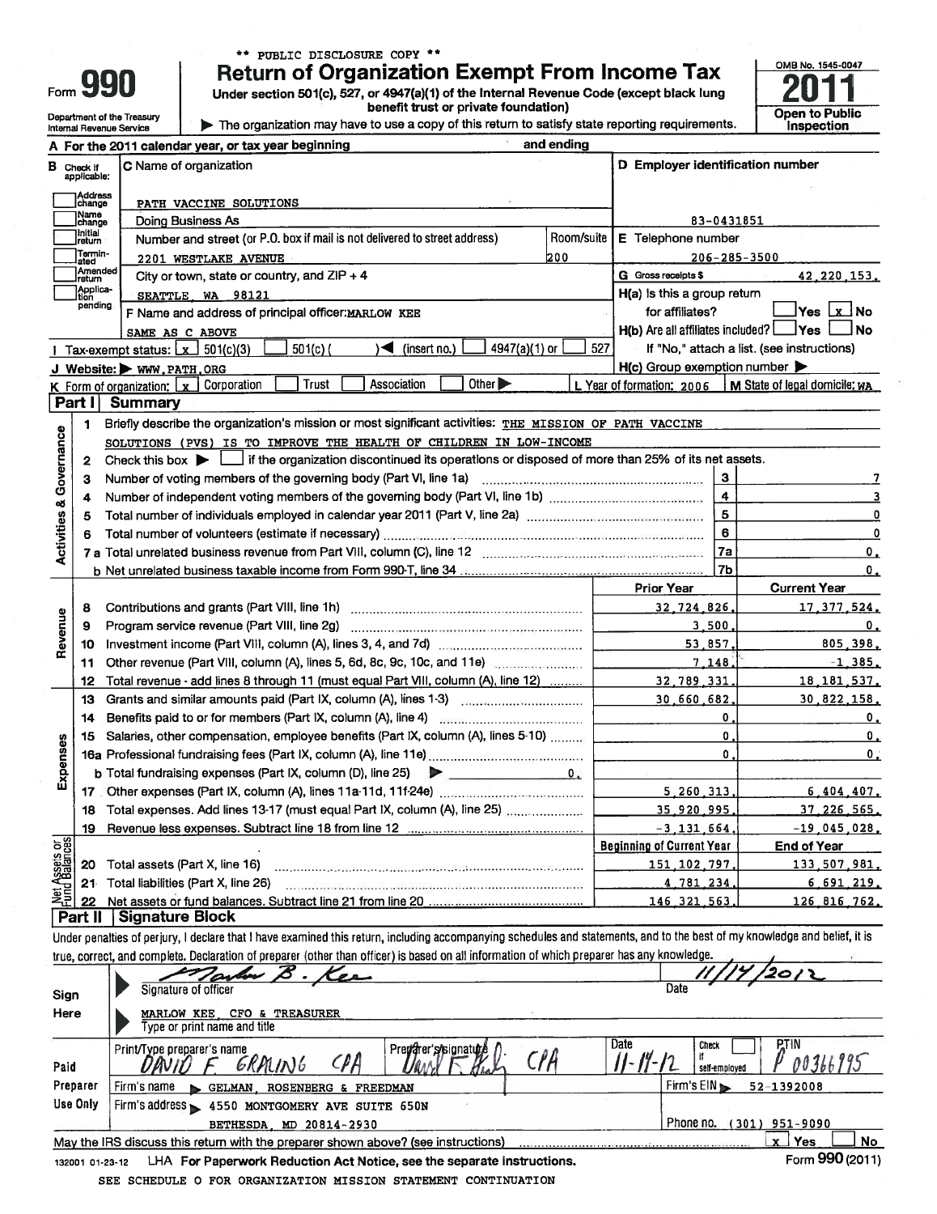\*\* PUBLIC DISCLOSURE COPY \*\*

# Form 990 — Return of Organization Exempt From Income Tax

Under section 501(c), 527, or 4947(a)(1) of the Internal Revenue Code (except black lung benefit trust or private foundation)

▶ The organization may have to use a copy of this return to satisfy state reporting requirements.

Department of the Treasury
Internal Revenue Service

OMB No. 1545-0047

**2011**

Open to Public Inspection

**A** For the 2011 calendar year, or tax year beginning and ending

**B** Check if applicable: Address change / Name change / Initial return / Terminated / Amended return / Application pending

**C** Name of organization: PATH VACCINE SOLUTIONS

Doing Business As

Number and street (or P.O. box if mail is not delivered to street address): 2201 WESTLAKE AVENUE — Room/suite: 200

City or town, state or country, and ZIP + 4: SEATTLE, WA 98121

**D** Employer identification number: 83-0431851

**E** Telephone number: 206-285-3500

**G** Gross receipts $ 42,220,153.

**F** Name and address of principal officer: MARLOW KEE
SAME AS C ABOVE

**H(a)** Is this a group return for affiliates? ☐ Yes ☒ No

**H(b)** Are all affiliates included? ☐ Yes ☐ No
If "No," attach a list. (see instructions)

**H(c)** Group exemption number ▶

**I** Tax-exempt status: ☒ 501(c)(3) ☐ 501(c) ( ) ◀ (insert no.) ☐ 4947(a)(1) or ☐ 527

**J** Website: ▶ WWW.PATH.ORG

**K** Form of organization: ☒ Corporation ☐ Trust ☐ Association ☐ Other ▶

**L** Year of formation: 2006

**M** State of legal domicile: WA

## Part I Summary

**Activities & Governance**

1. Briefly describe the organization's mission or most significant activities: THE MISSION OF PATH VACCINE SOLUTIONS (PVS) IS TO IMPROVE THE HEALTH OF CHILDREN IN LOW-INCOME
2. Check this box ▶ ☐ if the organization discontinued its operations or disposed of more than 25% of its net assets.

| Line | Description | | Value |
|---|---|---|---|
| 3 | Number of voting members of the governing body (Part VI, line 1a) | 3 | 7 |
| 4 | Number of independent voting members of the governing body (Part VI, line 1b) | 4 | 3 |
| 5 | Total number of individuals employed in calendar year 2011 (Part V, line 2a) | 5 | 0 |
| 6 | Total number of volunteers (estimate if necessary) | 6 | 0 |
| 7a | Total unrelated business revenue from Part VIII, column (C), line 12 | 7a | 0. |
| 7b | Net unrelated business taxable income from Form 990-T, line 34 | 7b | 0. |

| Line | Description | Prior Year | Current Year |
|---|---|---|---|
| **Revenue** | | | |
| 8 | Contributions and grants (Part VIII, line 1h) | 32,724,826. | 17,377,524. |
| 9 | Program service revenue (Part VIII, line 2g) | 3,500. | 0. |
| 10 | Investment income (Part VIII, column (A), lines 3, 4, and 7d) | 53,857. | 805,398. |
| 11 | Other revenue (Part VIII, column (A), lines 5, 6d, 8c, 9c, 10c, and 11e) | 7,148. | -1,385. |
| 12 | Total revenue - add lines 8 through 11 (must equal Part VIII, column (A), line 12) | 32,789,331. | 18,181,537. |
| **Expenses** | | | |
| 13 | Grants and similar amounts paid (Part IX, column (A), lines 1-3) | 30,660,682. | 30,822,158. |
| 14 | Benefits paid to or for members (Part IX, column (A), line 4) | 0. | 0. |
| 15 | Salaries, other compensation, employee benefits (Part IX, column (A), lines 5-10) | 0. | 0. |
| 16a | Professional fundraising fees (Part IX, column (A), line 11e) | 0. | 0. |
| b | Total fundraising expenses (Part IX, column (D), line 25) ▶ 0. | | |
| 17 | Other expenses (Part IX, column (A), lines 11a-11d, 11f-24e) | 5,260,313. | 6,404,407. |
| 18 | Total expenses. Add lines 13-17 (must equal Part IX, column (A), line 25) | 35,920,995. | 37,226,565. |
| 19 | Revenue less expenses. Subtract line 18 from line 12 | -3,131,664. | -19,045,028. |

| Line | Net Assets or Fund Balances | Beginning of Current Year | End of Year |
|---|---|---|---|
| 20 | Total assets (Part X, line 16) | 151,102,797. | 133,507,981. |
| 21 | Total liabilities (Part X, line 26) | 4,781,234. | 6,691,219. |
| 22 | Net assets or fund balances. Subtract line 21 from line 20 | 146,321,563. | 126,816,762. |

## Part II Signature Block

Under penalties of perjury, I declare that I have examined this return, including accompanying schedules and statements, and to the best of my knowledge and belief, it is true, correct, and complete. Declaration of preparer (other than officer) is based on all information of which preparer has any knowledge.

**Sign Here**

Signature of officer: Marlow B. Kee — Date: 11/14/2012

Type or print name and title: MARLOW KEE, CFO & TREASURER

**Paid Preparer Use Only**

| Print/Type preparer's name | Preparer's signature | Date | Check if self-employed | PTIN |
|---|---|---|---|---|
| DAVID F. GRALING CPA | David F. Graling CPA | 11-14-12 | ☐ | P00366995 |

Firm's name ▶ GELMAN, ROSENBERG & FREEDMAN — Firm's EIN ▶ 52-1392008

Firm's address ▶ 4550 MONTGOMERY AVE SUITE 650N, BETHESDA, MD 20814-2930 — Phone no. (301) 951-9090

May the IRS discuss this return with the preparer shown above? (see instructions) ☒ Yes ☐ No

132001 01-23-12 LHA For Paperwork Reduction Act Notice, see the separate instructions. Form **990** (2011)

SEE SCHEDULE O FOR ORGANIZATION MISSION STATEMENT CONTINUATION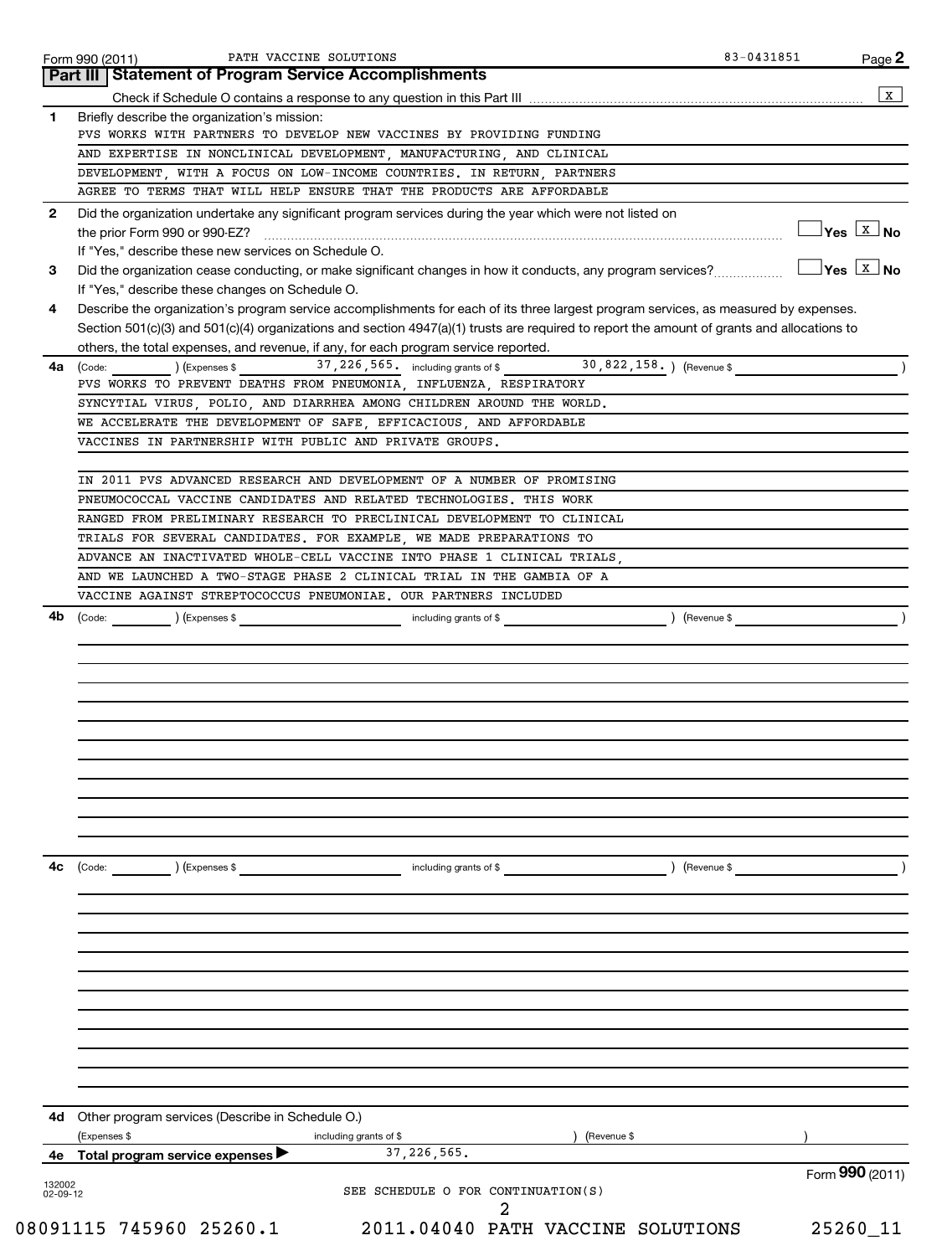Form 990 (2011) PATH VACCINE SOLUTIONS 83-0431851 Page **2**

## Part III | Statement of Program Service Accomplishments

Check if Schedule O contains a response to any question in this Part III .......... [X]

**1** Briefly describe the organization's mission:

PVS WORKS WITH PARTNERS TO DEVELOP NEW VACCINES BY PROVIDING FUNDING AND EXPERTISE IN NONCLINICAL DEVELOPMENT, MANUFACTURING, AND CLINICAL DEVELOPMENT, WITH A FOCUS ON LOW-INCOME COUNTRIES. IN RETURN, PARTNERS AGREE TO TERMS THAT WILL HELP ENSURE THAT THE PRODUCTS ARE AFFORDABLE

**2** Did the organization undertake any significant program services during the year which were not listed on the prior Form 990 or 990-EZ? .......... [ ] Yes [X] No

If "Yes," describe these new services on Schedule O.

**3** Did the organization cease conducting, or make significant changes in how it conducts, any program services? .......... [ ] Yes [X] No

If "Yes," describe these changes on Schedule O.

**4** Describe the organization's program service accomplishments for each of its three largest program services, as measured by expenses. Section 501(c)(3) and 501(c)(4) organizations and section 4947(a)(1) trusts are required to report the amount of grants and allocations to others, the total expenses, and revenue, if any, for each program service reported.

**4a** (Code: ________ ) (Expenses $ 37,226,565. including grants of $ 30,822,158. ) (Revenue $ ________ )

PVS WORKS TO PREVENT DEATHS FROM PNEUMONIA, INFLUENZA, RESPIRATORY SYNCYTIAL VIRUS, POLIO, AND DIARRHEA AMONG CHILDREN AROUND THE WORLD. WE ACCELERATE THE DEVELOPMENT OF SAFE, EFFICACIOUS, AND AFFORDABLE VACCINES IN PARTNERSHIP WITH PUBLIC AND PRIVATE GROUPS.

IN 2011 PVS ADVANCED RESEARCH AND DEVELOPMENT OF A NUMBER OF PROMISING PNEUMOCOCCAL VACCINE CANDIDATES AND RELATED TECHNOLOGIES. THIS WORK RANGED FROM PRELIMINARY RESEARCH TO PRECLINICAL DEVELOPMENT TO CLINICAL TRIALS FOR SEVERAL CANDIDATES. FOR EXAMPLE, WE MADE PREPARATIONS TO ADVANCE AN INACTIVATED WHOLE-CELL VACCINE INTO PHASE 1 CLINICAL TRIALS, AND WE LAUNCHED A TWO-STAGE PHASE 2 CLINICAL TRIAL IN THE GAMBIA OF A VACCINE AGAINST STREPTOCOCCUS PNEUMONIAE. OUR PARTNERS INCLUDED

**4b** (Code: ________ ) (Expenses $ ________ including grants of $ ________ ) (Revenue $ ________ )

**4c** (Code: ________ ) (Expenses $ ________ including grants of $ ________ ) (Revenue $ ________ )

**4d** Other program services (Describe in Schedule O.)

(Expenses $ ________ including grants of $ ________ ) (Revenue $ ________ )

**4e** **Total program service expenses** ▶ 37,226,565.

SEE SCHEDULE O FOR CONTINUATION(S)

Form **990** (2011)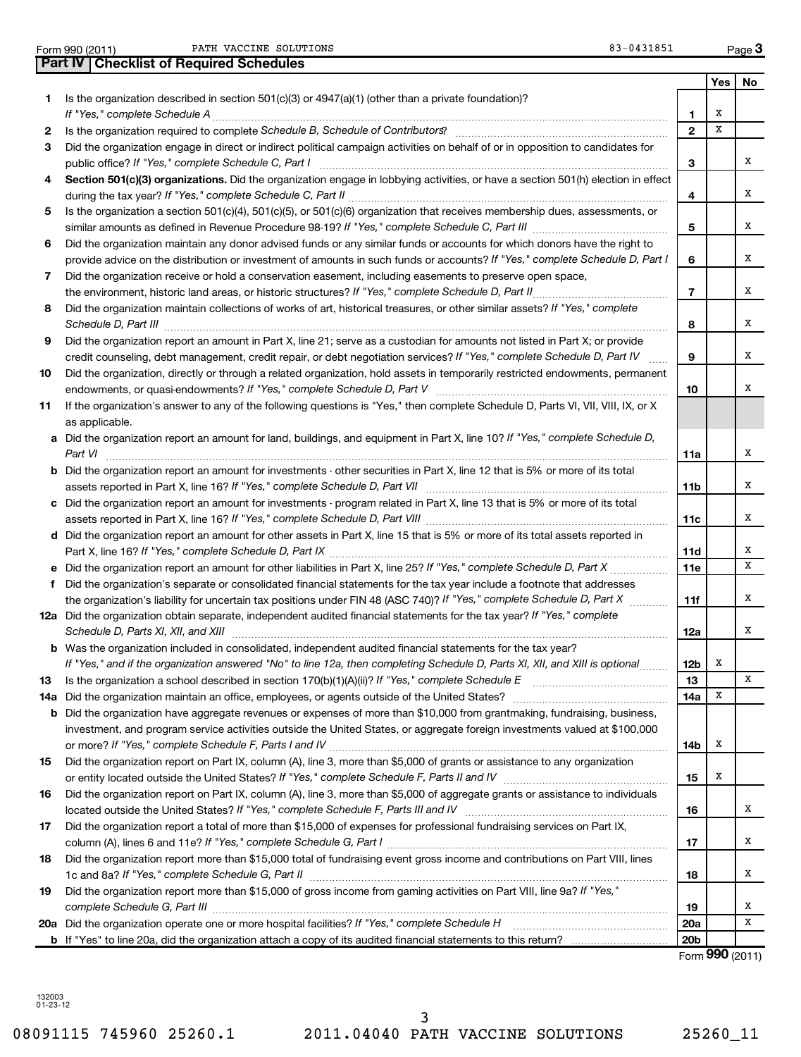Form 990 (2011) PATH VACCINE SOLUTIONS 83-0431851

## Part IV Checklist of Required Schedules

| | | | Yes | No |
|---|---|---|---|---|
| 1 | Is the organization described in section 501(c)(3) or 4947(a)(1) (other than a private foundation)? *If "Yes," complete Schedule A* | 1 | X | |
| 2 | Is the organization required to complete *Schedule B, Schedule of Contributors*? | 2 | X | |
| 3 | Did the organization engage in direct or indirect political campaign activities on behalf of or in opposition to candidates for public office? *If "Yes," complete Schedule C, Part I* | 3 | | X |
| 4 | **Section 501(c)(3) organizations.** Did the organization engage in lobbying activities, or have a section 501(h) election in effect during the tax year? *If "Yes," complete Schedule C, Part II* | 4 | | X |
| 5 | Is the organization a section 501(c)(4), 501(c)(5), or 501(c)(6) organization that receives membership dues, assessments, or similar amounts as defined in Revenue Procedure 98-19? *If "Yes," complete Schedule C, Part III* | 5 | | X |
| 6 | Did the organization maintain any donor advised funds or any similar funds or accounts for which donors have the right to provide advice on the distribution or investment of amounts in such funds or accounts? *If "Yes," complete Schedule D, Part I* | 6 | | X |
| 7 | Did the organization receive or hold a conservation easement, including easements to preserve open space, the environment, historic land areas, or historic structures? *If "Yes," complete Schedule D, Part II* | 7 | | X |
| 8 | Did the organization maintain collections of works of art, historical treasures, or other similar assets? *If "Yes," complete Schedule D, Part III* | 8 | | X |
| 9 | Did the organization report an amount in Part X, line 21; serve as a custodian for amounts not listed in Part X; or provide credit counseling, debt management, credit repair, or debt negotiation services? *If "Yes," complete Schedule D, Part IV* | 9 | | X |
| 10 | Did the organization, directly or through a related organization, hold assets in temporarily restricted endowments, permanent endowments, or quasi-endowments? *If "Yes," complete Schedule D, Part V* | 10 | | X |
| 11 | If the organization's answer to any of the following questions is "Yes," then complete Schedule D, Parts VI, VII, VIII, IX, or X as applicable. | | | |
| a | Did the organization report an amount for land, buildings, and equipment in Part X, line 10? *If "Yes," complete Schedule D, Part VI* | 11a | | X |
| b | Did the organization report an amount for investments - other securities in Part X, line 12 that is 5% or more of its total assets reported in Part X, line 16? *If "Yes," complete Schedule D, Part VII* | 11b | | X |
| c | Did the organization report an amount for investments - program related in Part X, line 13 that is 5% or more of its total assets reported in Part X, line 16? *If "Yes," complete Schedule D, Part VIII* | 11c | | X |
| d | Did the organization report an amount for other assets in Part X, line 15 that is 5% or more of its total assets reported in Part X, line 16? *If "Yes," complete Schedule D, Part IX* | 11d | | X |
| e | Did the organization report an amount for other liabilities in Part X, line 25? *If "Yes," complete Schedule D, Part X* | 11e | | X |
| f | Did the organization's separate or consolidated financial statements for the tax year include a footnote that addresses the organization's liability for uncertain tax positions under FIN 48 (ASC 740)? *If "Yes," complete Schedule D, Part X* | 11f | | X |
| 12a | Did the organization obtain separate, independent audited financial statements for the tax year? *If "Yes," complete Schedule D, Parts XI, XII, and XIII* | 12a | | X |
| b | Was the organization included in consolidated, independent audited financial statements for the tax year? *If "Yes," and if the organization answered "No" to line 12a, then completing Schedule D, Parts XI, XII, and XIII is optional* | 12b | X | |
| 13 | Is the organization a school described in section 170(b)(1)(A)(ii)? *If "Yes," complete Schedule E* | 13 | | X |
| 14a | Did the organization maintain an office, employees, or agents outside of the United States? | 14a | X | |
| b | Did the organization have aggregate revenues or expenses of more than $10,000 from grantmaking, fundraising, business, investment, and program service activities outside the United States, or aggregate foreign investments valued at $100,000 or more? *If "Yes," complete Schedule F, Parts I and IV* | 14b | X | |
| 15 | Did the organization report on Part IX, column (A), line 3, more than $5,000 of grants or assistance to any organization or entity located outside the United States? *If "Yes," complete Schedule F, Parts II and IV* | 15 | X | |
| 16 | Did the organization report on Part IX, column (A), line 3, more than $5,000 of aggregate grants or assistance to individuals located outside the United States? *If "Yes," complete Schedule F, Parts III and IV* | 16 | | X |
| 17 | Did the organization report a total of more than $15,000 of expenses for professional fundraising services on Part IX, column (A), lines 6 and 11e? *If "Yes," complete Schedule G, Part I* | 17 | | X |
| 18 | Did the organization report more than $15,000 total of fundraising event gross income and contributions on Part VIII, lines 1c and 8a? *If "Yes," complete Schedule G, Part II* | 18 | | X |
| 19 | Did the organization report more than $15,000 of gross income from gaming activities on Part VIII, line 9a? *If "Yes," complete Schedule G, Part III* | 19 | | X |
| 20a | Did the organization operate one or more hospital facilities? *If "Yes," complete Schedule H* | 20a | | X |
| b | If "Yes" to line 20a, did the organization attach a copy of its audited financial statements to this return? | 20b | | |

Form **990** (2011)

132003
01-23-12

08091115 745960 25260.1 2011.04040 PATH VACCINE SOLUTIONS 25260_11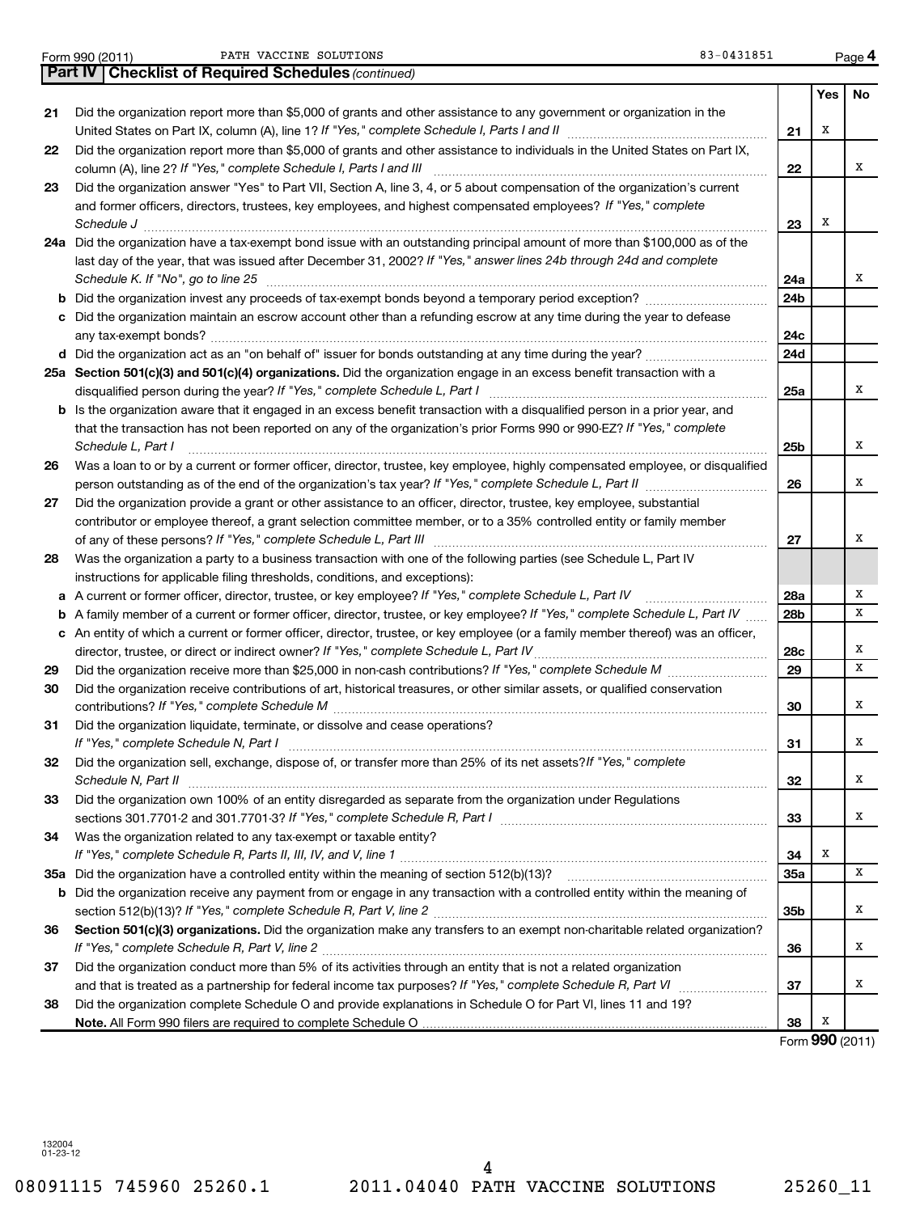Form 990 (2011) PATH VACCINE SOLUTIONS 83-0431851 Page 4

**Part IV Checklist of Required Schedules** *(continued)*

| | | | Yes | No |
|---|---|---|---|---|
| 21 | Did the organization report more than $5,000 of grants and other assistance to any government or organization in the United States on Part IX, column (A), line 1? *If "Yes," complete Schedule I, Parts I and II* | 21 | X | |
| 22 | Did the organization report more than $5,000 of grants and other assistance to individuals in the United States on Part IX, column (A), line 2? *If "Yes," complete Schedule I, Parts I and III* | 22 | | X |
| 23 | Did the organization answer "Yes" to Part VII, Section A, line 3, 4, or 5 about compensation of the organization's current and former officers, directors, trustees, key employees, and highest compensated employees? *If "Yes," complete Schedule J* | 23 | X | |
| 24a | Did the organization have a tax-exempt bond issue with an outstanding principal amount of more than $100,000 as of the last day of the year, that was issued after December 31, 2002? *If "Yes," answer lines 24b through 24d and complete Schedule K. If "No", go to line 25* | 24a | | X |
| b | Did the organization invest any proceeds of tax-exempt bonds beyond a temporary period exception? | 24b | | |
| c | Did the organization maintain an escrow account other than a refunding escrow at any time during the year to defease any tax-exempt bonds? | 24c | | |
| d | Did the organization act as an "on behalf of" issuer for bonds outstanding at any time during the year? | 24d | | |
| 25a | **Section 501(c)(3) and 501(c)(4) organizations.** Did the organization engage in an excess benefit transaction with a disqualified person during the year? *If "Yes," complete Schedule L, Part I* | 25a | | X |
| b | Is the organization aware that it engaged in an excess benefit transaction with a disqualified person in a prior year, and that the transaction has not been reported on any of the organization's prior Forms 990 or 990-EZ? *If "Yes," complete Schedule L, Part I* | 25b | | X |
| 26 | Was a loan to or by a current or former officer, director, trustee, key employee, highly compensated employee, or disqualified person outstanding as of the end of the organization's tax year? *If "Yes," complete Schedule L, Part II* | 26 | | X |
| 27 | Did the organization provide a grant or other assistance to an officer, director, trustee, key employee, substantial contributor or employee thereof, a grant selection committee member, or to a 35% controlled entity or family member of any of these persons? *If "Yes," complete Schedule L, Part III* | 27 | | X |
| 28 | Was the organization a party to a business transaction with one of the following parties (see Schedule L, Part IV instructions for applicable filing thresholds, conditions, and exceptions): | | | |
| a | A current or former officer, director, trustee, or key employee? *If "Yes," complete Schedule L, Part IV* | 28a | | X |
| b | A family member of a current or former officer, director, trustee, or key employee? *If "Yes," complete Schedule L, Part IV* | 28b | | X |
| c | An entity of which a current or former officer, director, trustee, or key employee (or a family member thereof) was an officer, director, trustee, or direct or indirect owner? *If "Yes," complete Schedule L, Part IV* | 28c | | X |
| 29 | Did the organization receive more than $25,000 in non-cash contributions? *If "Yes," complete Schedule M* | 29 | | X |
| 30 | Did the organization receive contributions of art, historical treasures, or other similar assets, or qualified conservation contributions? *If "Yes," complete Schedule M* | 30 | | X |
| 31 | Did the organization liquidate, terminate, or dissolve and cease operations? *If "Yes," complete Schedule N, Part I* | 31 | | X |
| 32 | Did the organization sell, exchange, dispose of, or transfer more than 25% of its net assets? *If "Yes," complete Schedule N, Part II* | 32 | | X |
| 33 | Did the organization own 100% of an entity disregarded as separate from the organization under Regulations sections 301.7701-2 and 301.7701-3? *If "Yes," complete Schedule R, Part I* | 33 | | X |
| 34 | Was the organization related to any tax-exempt or taxable entity? *If "Yes," complete Schedule R, Parts II, III, IV, and V, line 1* | 34 | X | |
| 35a | Did the organization have a controlled entity within the meaning of section 512(b)(13)? | 35a | | X |
| b | Did the organization receive any payment from or engage in any transaction with a controlled entity within the meaning of section 512(b)(13)? *If "Yes," complete Schedule R, Part V, line 2* | 35b | | X |
| 36 | **Section 501(c)(3) organizations.** Did the organization make any transfers to an exempt non-charitable related organization? *If "Yes," complete Schedule R, Part V, line 2* | 36 | | X |
| 37 | Did the organization conduct more than 5% of its activities through an entity that is not a related organization and that is treated as a partnership for federal income tax purposes? *If "Yes," complete Schedule R, Part VI* | 37 | | X |
| 38 | Did the organization complete Schedule O and provide explanations in Schedule O for Part VI, lines 11 and 19? **Note.** All Form 990 filers are required to complete Schedule O | 38 | X | |

Form **990** (2011)

132004 01-23-12

08091115 745960 25260.1 2011.04040 PATH VACCINE SOLUTIONS 25260_11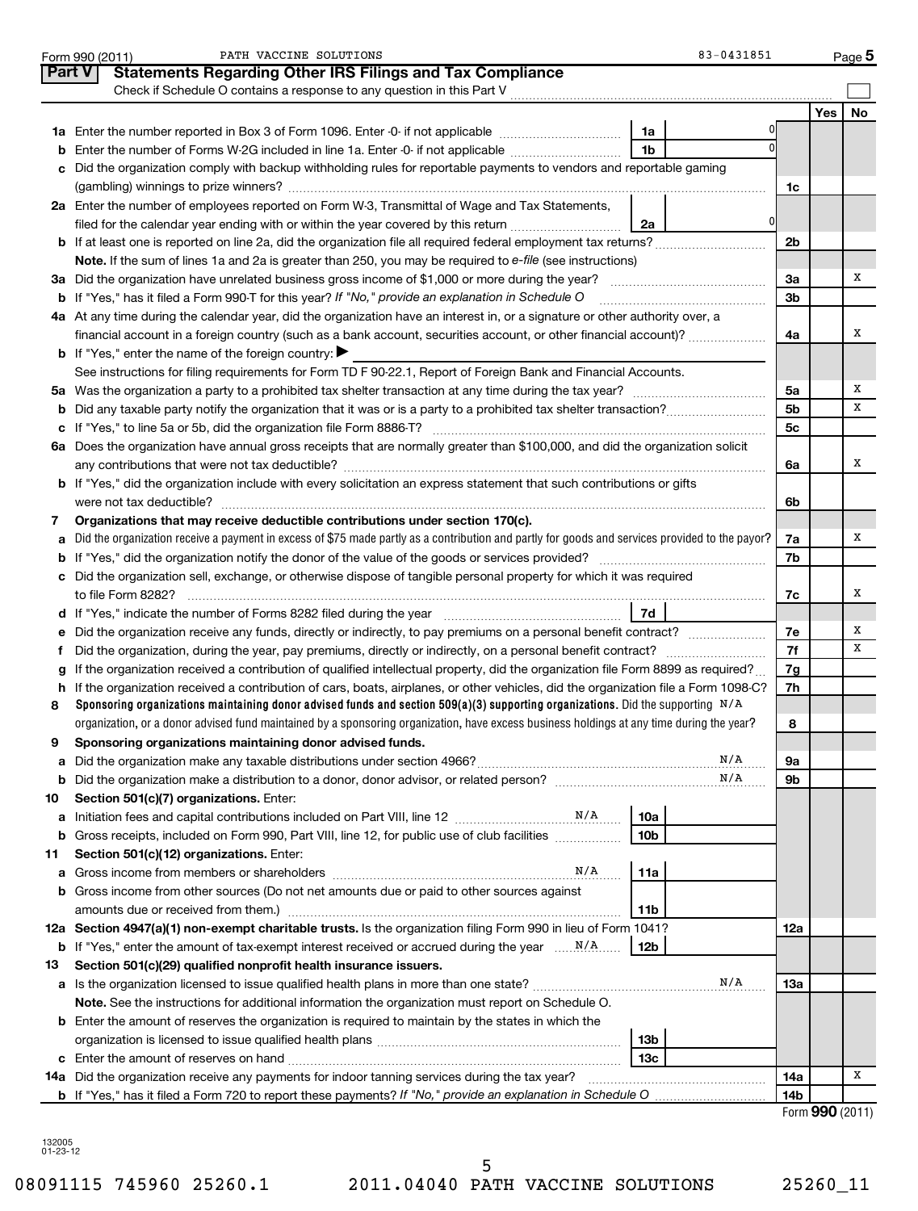Form 990 (2011) PATH VACCINE SOLUTIONS 83-0431851 Page 5

## Part V Statements Regarding Other IRS Filings and Tax Compliance

Check if Schedule O contains a response to any question in this Part V

| | | | | | Yes | No |
|---|---|---|---|---|---|---|
| **1a** | Enter the number reported in Box 3 of Form 1096. Enter -0- if not applicable | 1a | 0 | | | |
| **b** | Enter the number of Forms W-2G included in line 1a. Enter -0- if not applicable | 1b | 0 | | | |
| **c** | Did the organization comply with backup withholding rules for reportable payments to vendors and reportable gaming (gambling) winnings to prize winners? | | | 1c | | |
| **2a** | Enter the number of employees reported on Form W-3, Transmittal of Wage and Tax Statements, filed for the calendar year ending with or within the year covered by this return | 2a | 0 | | | |
| **b** | If at least one is reported on line 2a, did the organization file all required federal employment tax returns? | | | 2b | | |
| | **Note.** If the sum of lines 1a and 2a is greater than 250, you may be required to *e-file* (see instructions) | | | | | |
| **3a** | Did the organization have unrelated business gross income of $1,000 or more during the year? | | | 3a | | X |
| **b** | If "Yes," has it filed a Form 990-T for this year? *If "No," provide an explanation in Schedule O* | | | 3b | | |
| **4a** | At any time during the calendar year, did the organization have an interest in, or a signature or other authority over, a financial account in a foreign country (such as a bank account, securities account, or other financial account)? | | | 4a | | X |
| **b** | If "Yes," enter the name of the foreign country: ▶ | | | | | |
| | See instructions for filing requirements for Form TD F 90-22.1, Report of Foreign Bank and Financial Accounts. | | | | | |
| **5a** | Was the organization a party to a prohibited tax shelter transaction at any time during the tax year? | | | 5a | | X |
| **b** | Did any taxable party notify the organization that it was or is a party to a prohibited tax shelter transaction? | | | 5b | | X |
| **c** | If "Yes," to line 5a or 5b, did the organization file Form 8886-T? | | | 5c | | |
| **6a** | Does the organization have annual gross receipts that are normally greater than $100,000, and did the organization solicit any contributions that were not tax deductible? | | | 6a | | X |
| **b** | If "Yes," did the organization include with every solicitation an express statement that such contributions or gifts were not tax deductible? | | | 6b | | |
| **7** | **Organizations that may receive deductible contributions under section 170(c).** | | | | | |
| **a** | Did the organization receive a payment in excess of $75 made partly as a contribution and partly for goods and services provided to the payor? | | | 7a | | X |
| **b** | If "Yes," did the organization notify the donor of the value of the goods or services provided? | | | 7b | | |
| **c** | Did the organization sell, exchange, or otherwise dispose of tangible personal property for which it was required to file Form 8282? | | | 7c | | X |
| **d** | If "Yes," indicate the number of Forms 8282 filed during the year | 7d | | | | |
| **e** | Did the organization receive any funds, directly or indirectly, to pay premiums on a personal benefit contract? | | | 7e | | X |
| **f** | Did the organization, during the year, pay premiums, directly or indirectly, on a personal benefit contract? | | | 7f | | X |
| **g** | If the organization received a contribution of qualified intellectual property, did the organization file Form 8899 as required? | | | 7g | | |
| **h** | If the organization received a contribution of cars, boats, airplanes, or other vehicles, did the organization file a Form 1098-C? | | | 7h | | |
| **8** | **Sponsoring organizations maintaining donor advised funds and section 509(a)(3) supporting organizations.** Did the supporting organization, or a donor advised fund maintained by a sponsoring organization, have excess business holdings at any time during the year? N/A | | | 8 | | |
| **9** | **Sponsoring organizations maintaining donor advised funds.** | | | | | |
| **a** | Did the organization make any taxable distributions under section 4966? N/A | | | 9a | | |
| **b** | Did the organization make a distribution to a donor, donor advisor, or related person? N/A | | | 9b | | |
| **10** | **Section 501(c)(7) organizations.** Enter: | | | | | |
| **a** | Initiation fees and capital contributions included on Part VIII, line 12 N/A | 10a | | | | |
| **b** | Gross receipts, included on Form 990, Part VIII, line 12, for public use of club facilities | 10b | | | | |
| **11** | **Section 501(c)(12) organizations.** Enter: | | | | | |
| **a** | Gross income from members or shareholders N/A | 11a | | | | |
| **b** | Gross income from other sources (Do not net amounts due or paid to other sources against amounts due or received from them.) | 11b | | | | |
| **12a** | **Section 4947(a)(1) non-exempt charitable trusts.** Is the organization filing Form 990 in lieu of Form 1041? | | | 12a | | |
| **b** | If "Yes," enter the amount of tax-exempt interest received or accrued during the year N/A | 12b | | | | |
| **13** | **Section 501(c)(29) qualified nonprofit health insurance issuers.** | | | | | |
| **a** | Is the organization licensed to issue qualified health plans in more than one state? N/A | | | 13a | | |
| | **Note.** See the instructions for additional information the organization must report on Schedule O. | | | | | |
| **b** | Enter the amount of reserves the organization is required to maintain by the states in which the organization is licensed to issue qualified health plans | 13b | | | | |
| **c** | Enter the amount of reserves on hand | 13c | | | | |
| **14a** | Did the organization receive any payments for indoor tanning services during the tax year? | | | 14a | | X |
| **b** | If "Yes," has it filed a Form 720 to report these payments? *If "No," provide an explanation in Schedule O* | | | 14b | | |

Form **990** (2011)

132005 01-23-12

08091115 745960 25260.1 2011.04040 PATH VACCINE SOLUTIONS 25260_11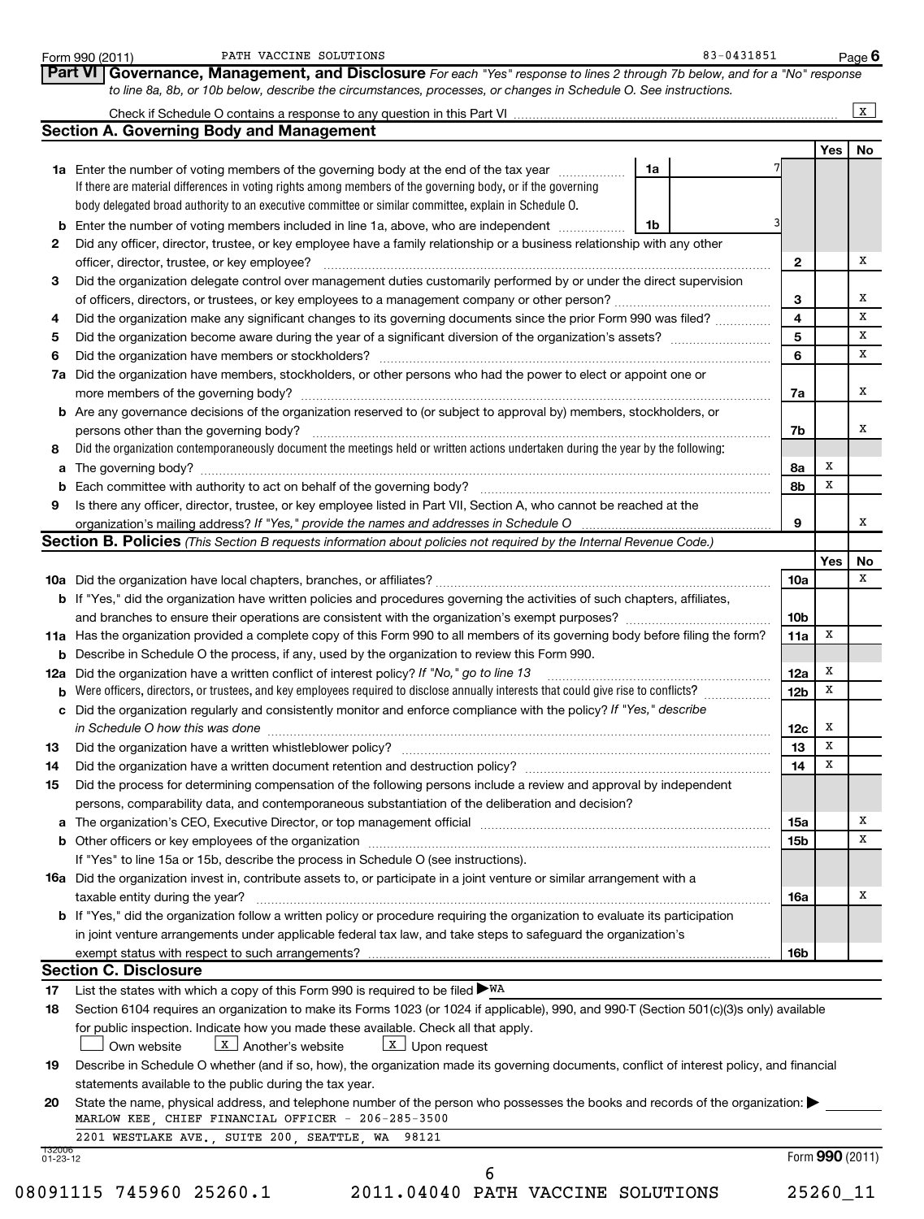Form 990 (2011) PATH VACCINE SOLUTIONS 83-0431851 Page 6

## Part VI Governance, Management, and Disclosure

*For each "Yes" response to lines 2 through 7b below, and for a "No" response to line 8a, 8b, or 10b below, describe the circumstances, processes, or changes in Schedule O. See instructions.*

Check if Schedule O contains a response to any question in this Part VI .......... [X]

### Section A. Governing Body and Management

| | | | | Yes | No |
|---|---|---|---|---|---|
| **1a** | Enter the number of voting members of the governing body at the end of the tax year .......... If there are material differences in voting rights among members of the governing body, or if the governing body delegated broad authority to an executive committee or similar committee, explain in Schedule O. | 1a | 7 | | |
| **b** | Enter the number of voting members included in line 1a, above, who are independent .......... | 1b | 3 | | |
| **2** | Did any officer, director, trustee, or key employee have a family relationship or a business relationship with any other officer, director, trustee, or key employee? | 2 | | | X |
| **3** | Did the organization delegate control over management duties customarily performed by or under the direct supervision of officers, directors, or trustees, or key employees to a management company or other person? | 3 | | | X |
| **4** | Did the organization make any significant changes to its governing documents since the prior Form 990 was filed? | 4 | | | X |
| **5** | Did the organization become aware during the year of a significant diversion of the organization's assets? | 5 | | | X |
| **6** | Did the organization have members or stockholders? | 6 | | | X |
| **7a** | Did the organization have members, stockholders, or other persons who had the power to elect or appoint one or more members of the governing body? | 7a | | | X |
| **b** | Are any governance decisions of the organization reserved to (or subject to approval by) members, stockholders, or persons other than the governing body? | 7b | | | X |
| **8** | Did the organization contemporaneously document the meetings held or written actions undertaken during the year by the following: | | | | |
| **a** | The governing body? | 8a | | X | |
| **b** | Each committee with authority to act on behalf of the governing body? | 8b | | X | |
| **9** | Is there any officer, director, trustee, or key employee listed in Part VII, Section A, who cannot be reached at the organization's mailing address? *If "Yes," provide the names and addresses in Schedule O* | 9 | | | X |

### Section B. Policies *(This Section B requests information about policies not required by the Internal Revenue Code.)*

| | | | Yes | No |
|---|---|---|---|---|
| **10a** | Did the organization have local chapters, branches, or affiliates? | 10a | | X |
| **b** | If "Yes," did the organization have written policies and procedures governing the activities of such chapters, affiliates, and branches to ensure their operations are consistent with the organization's exempt purposes? | 10b | | |
| **11a** | Has the organization provided a complete copy of this Form 990 to all members of its governing body before filing the form? | 11a | X | |
| **b** | Describe in Schedule O the process, if any, used by the organization to review this Form 990. | | | |
| **12a** | Did the organization have a written conflict of interest policy? *If "No," go to line 13* | 12a | X | |
| **b** | Were officers, directors, or trustees, and key employees required to disclose annually interests that could give rise to conflicts? | 12b | X | |
| **c** | Did the organization regularly and consistently monitor and enforce compliance with the policy? *If "Yes," describe in Schedule O how this was done* | 12c | X | |
| **13** | Did the organization have a written whistleblower policy? | 13 | X | |
| **14** | Did the organization have a written document retention and destruction policy? | 14 | X | |
| **15** | Did the process for determining compensation of the following persons include a review and approval by independent persons, comparability data, and contemporaneous substantiation of the deliberation and decision? | | | |
| **a** | The organization's CEO, Executive Director, or top management official | 15a | | X |
| **b** | Other officers or key employees of the organization | 15b | | X |
| | If "Yes" to line 15a or 15b, describe the process in Schedule O (see instructions). | | | |
| **16a** | Did the organization invest in, contribute assets to, or participate in a joint venture or similar arrangement with a taxable entity during the year? | 16a | | X |
| **b** | If "Yes," did the organization follow a written policy or procedure requiring the organization to evaluate its participation in joint venture arrangements under applicable federal tax law, and take steps to safeguard the organization's exempt status with respect to such arrangements? | 16b | | |

### Section C. Disclosure

**17** List the states with which a copy of this Form 990 is required to be filed ▶ WA

**18** Section 6104 requires an organization to make its Forms 1023 (or 1024 if applicable), 990, and 990-T (Section 501(c)(3)s only) available for public inspection. Indicate how you made these available. Check all that apply.

[ ] Own website [X] Another's website [X] Upon request

**19** Describe in Schedule O whether (and if so, how), the organization made its governing documents, conflict of interest policy, and financial statements available to the public during the tax year.

**20** State the name, physical address, and telephone number of the person who possesses the books and records of the organization: ▶

MARLOW KEE, CHIEF FINANCIAL OFFICER - 206-285-3500
2201 WESTLAKE AVE., SUITE 200, SEATTLE, WA 98121

132006 01-23-12

Form **990** (2011)

08091115 745960 25260.1 2011.04040 PATH VACCINE SOLUTIONS 25260_11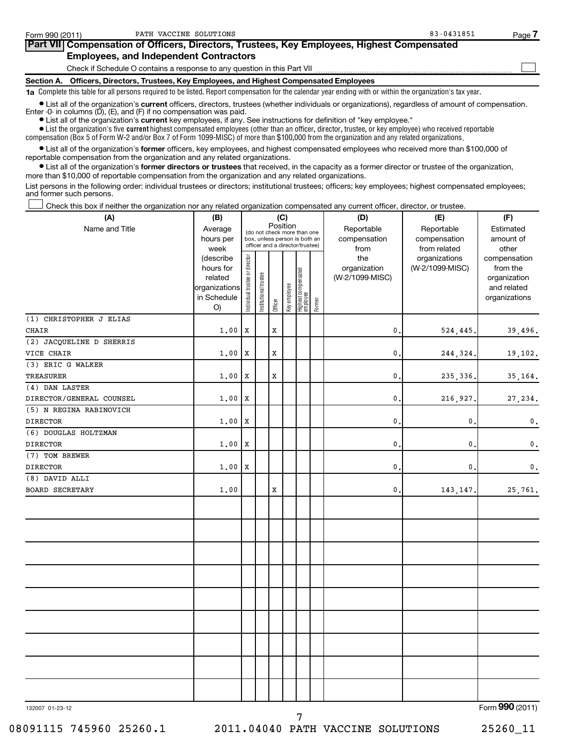Form 990 (2011) PATH VACCINE SOLUTIONS 83-0431851

## Part VII Compensation of Officers, Directors, Trustees, Key Employees, Highest Compensated Employees, and Independent Contractors

Check if Schedule O contains a response to any question in this Part VII ☐

### Section A. Officers, Directors, Trustees, Key Employees, and Highest Compensated Employees

**1a** Complete this table for all persons required to be listed. Report compensation for the calendar year ending with or within the organization's tax year.

- List all of the organization's **current** officers, directors, trustees (whether individuals or organizations), regardless of amount of compensation. Enter -0- in columns (D), (E), and (F) if no compensation was paid.
- List all of the organization's **current** key employees, if any. See instructions for definition of "key employee."
- List the organization's five **current** highest compensated employees (other than an officer, director, trustee, or key employee) who received reportable compensation (Box 5 of Form W-2 and/or Box 7 of Form 1099-MISC) of more than $100,000 from the organization and any related organizations.
- List all of the organization's **former** officers, key employees, and highest compensated employees who received more than $100,000 of reportable compensation from the organization and any related organizations.
- List all of the organization's **former directors or trustees** that received, in the capacity as a former director or trustee of the organization, more than $10,000 of reportable compensation from the organization and any related organizations.

List persons in the following order: individual trustees or directors; institutional trustees; officers; key employees; highest compensated employees; and former such persons.

☐ Check this box if neither the organization nor any related organization compensated any current officer, director, or trustee.

| (A) Name and Title | (B) Average hours per week (describe hours for related organizations in Schedule O) | (C) Position: Individual trustee or director | Institutional trustee | Officer | Key employee | Highest compensated employee | Former | (D) Reportable compensation from the organization (W-2/1099-MISC) | (E) Reportable compensation from related organizations (W-2/1099-MISC) | (F) Estimated amount of other compensation from the organization and related organizations |
|---|---|---|---|---|---|---|---|---|---|---|
| (1) CHRISTOPHER J ELIAS<br>CHAIR | 1.00 | X | | X | | | | 0. | 524,445. | 39,496. |
| (2) JACQUELINE D SHERRIS<br>VICE CHAIR | 1.00 | X | | X | | | | 0. | 244,324. | 19,102. |
| (3) ERIC G WALKER<br>TREASURER | 1.00 | X | | X | | | | 0. | 235,336. | 35,164. |
| (4) DAN LASTER<br>DIRECTOR/GENERAL COUNSEL | 1.00 | X | | | | | | 0. | 216,927. | 27,234. |
| (5) N REGINA RABINOVICH<br>DIRECTOR | 1.00 | X | | | | | | 0. | 0. | 0. |
| (6) DOUGLAS HOLTZMAN<br>DIRECTOR | 1.00 | X | | | | | | 0. | 0. | 0. |
| (7) TOM BREWER<br>DIRECTOR | 1.00 | X | | | | | | 0. | 0. | 0. |
| (8) DAVID ALLI<br>BOARD SECRETARY | 1.00 | | | X | | | | 0. | 143,147. | 25,761. |

132007 01-23-12 Form 990 (2011)

08091115 745960 25260.1 2011.04040 PATH VACCINE SOLUTIONS 25260_11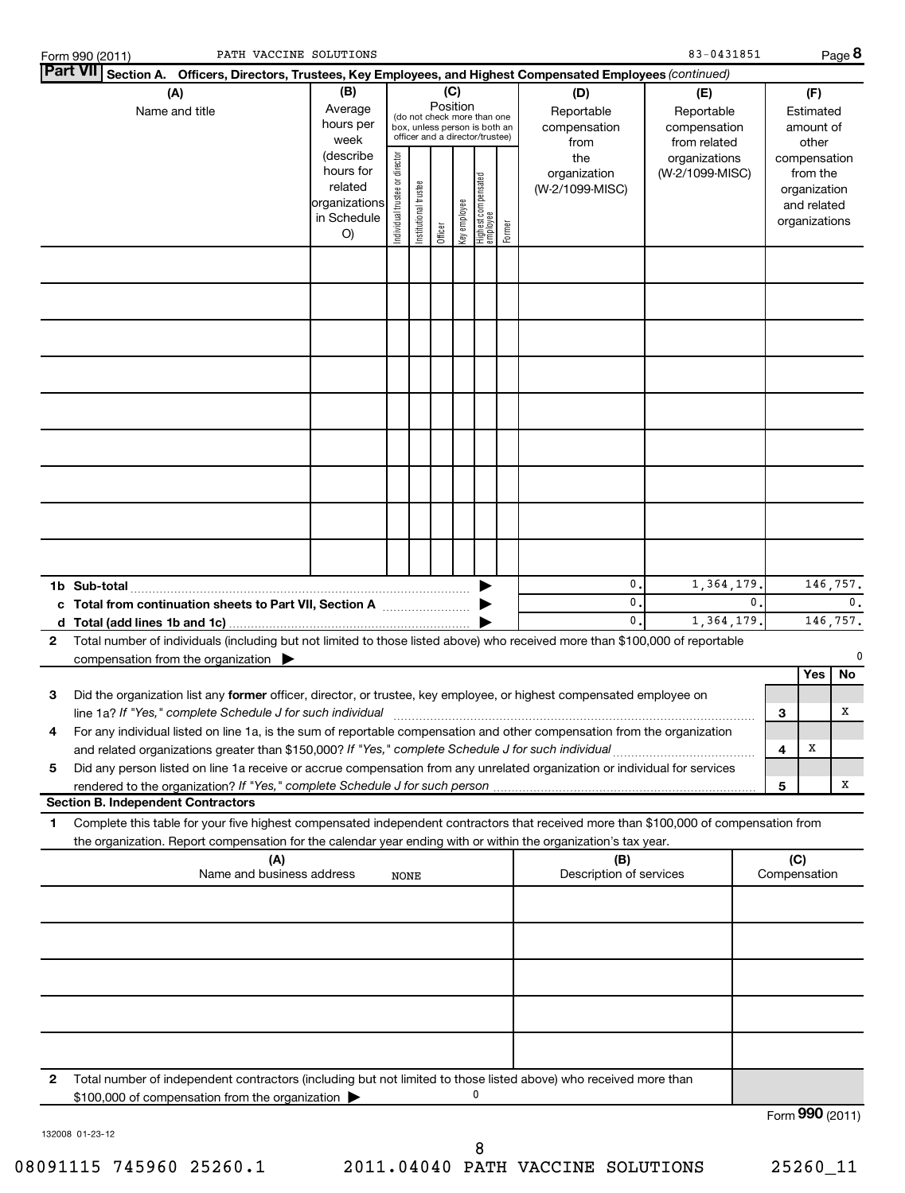Form 990 (2011) PATH VACCINE SOLUTIONS 83-0431851 Page 8

**Part VII Section A. Officers, Directors, Trustees, Key Employees, and Highest Compensated Employees** *(continued)*

| (A) Name and title | (B) Average hours per week (describe hours for related organizations in Schedule O) | (C) Position (do not check more than one box, unless person is both an officer and a director/trustee): Individual trustee or director | Institutional trustee | Officer | Key employee | Highest compensated employee | Former | (D) Reportable compensation from the organization (W-2/1099-MISC) | (E) Reportable compensation from related organizations (W-2/1099-MISC) | (F) Estimated amount of other compensation from the organization and related organizations |
|---|---|---|---|---|---|---|---|---|---|---|
| | | | | | | | | | | |
| | | | | | | | | | | |
| | | | | | | | | | | |
| | | | | | | | | | | |
| | | | | | | | | | | |
| | | | | | | | | | | |
| | | | | | | | | | | |
| | | | | | | | | | | |
| | | | | | | | | | | |
| **1b Sub-total** | | | | | | | | 0. | 1,364,179. | 146,757. |
| **c Total from continuation sheets to Part VII, Section A** | | | | | | | | 0. | 0. | 0. |
| **d Total (add lines 1b and 1c)** | | | | | | | | 0. | 1,364,179. | 146,757. |

**2** Total number of individuals (including but not limited to those listed above) who received more than $100,000 of reportable compensation from the organization ▶ 0

| | | | Yes | No |
|---|---|---|---|---|
| 3 | Did the organization list any **former** officer, director, or trustee, key employee, or highest compensated employee on line 1a? *If "Yes," complete Schedule J for such individual* | 3 | | X |
| 4 | For any individual listed on line 1a, is the sum of reportable compensation and other compensation from the organization and related organizations greater than $150,000? *If "Yes," complete Schedule J for such individual* | 4 | X | |
| 5 | Did any person listed on line 1a receive or accrue compensation from any unrelated organization or individual for services rendered to the organization? *If "Yes," complete Schedule J for such person* | 5 | | X |

**Section B. Independent Contractors**

**1** Complete this table for your five highest compensated independent contractors that received more than $100,000 of compensation from the organization. Report compensation for the calendar year ending with or within the organization's tax year.

| (A) Name and business address | (B) Description of services | (C) Compensation |
|---|---|---|
| NONE | | |
| | | |
| | | |
| | | |
| | | |

**2** Total number of independent contractors (including but not limited to those listed above) who received more than $100,000 of compensation from the organization ▶ 0

Form **990** (2011)

132008 01-23-12

08091115 745960 25260.1 2011.04040 PATH VACCINE SOLUTIONS 25260_11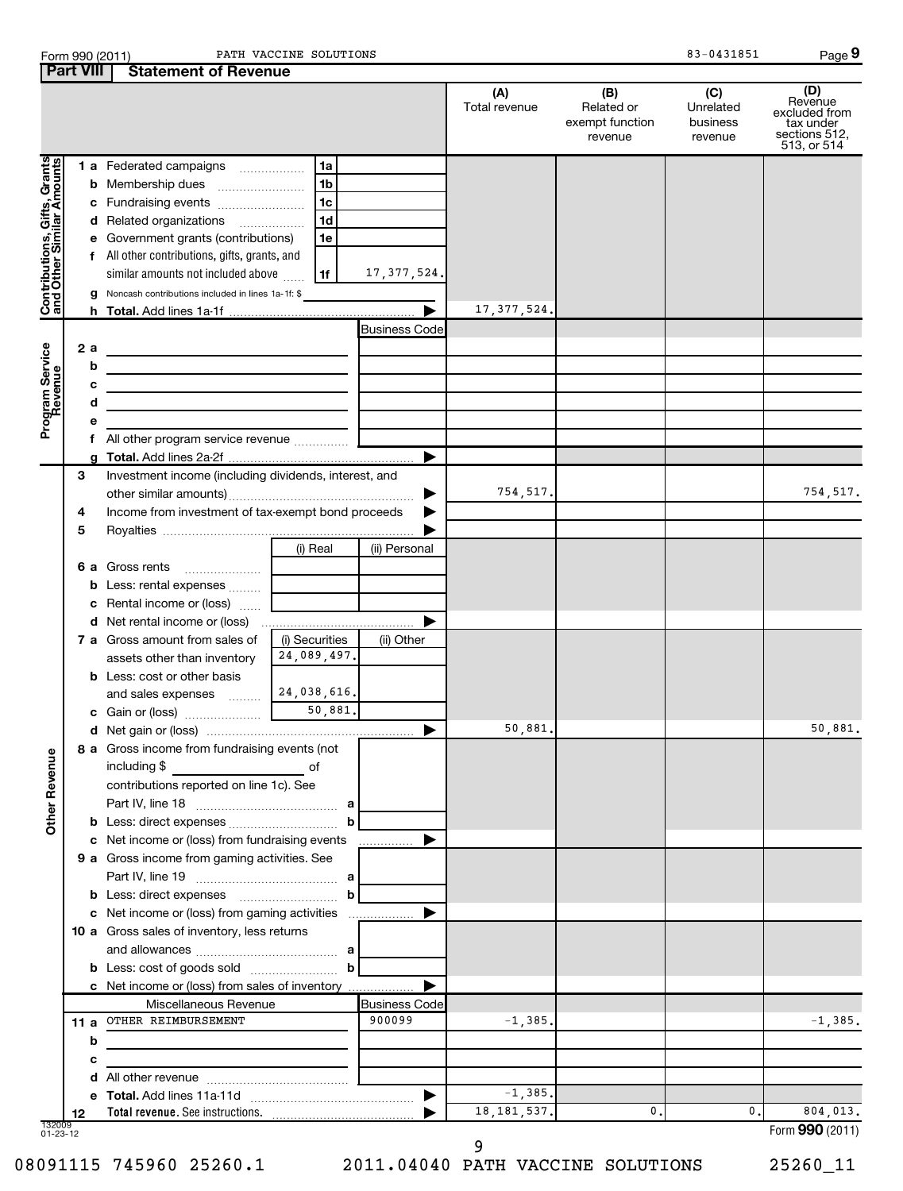Form 990 (2011) PATH VACCINE SOLUTIONS 83-0431851

## Part VIII Statement of Revenue

| | | | (A) Total revenue | (B) Related or exempt function revenue | (C) Unrelated business revenue | (D) Revenue excluded from tax under sections 512, 513, or 514 |
|---|---|---|---|---|---|---|
| **Contributions, Gifts, Grants and Other Similar Amounts** | | | | | | |
| 1 a Federated campaigns | 1a | | | | | |
| b Membership dues | 1b | | | | | |
| c Fundraising events | 1c | | | | | |
| d Related organizations | 1d | | | | | |
| e Government grants (contributions) | 1e | | | | | |
| f All other contributions, gifts, grants, and similar amounts not included above | 1f | 17,377,524. | | | | |
| g Noncash contributions included in lines 1a-1f: $ | | | | | | |
| h **Total.** Add lines 1a-1f | | | 17,377,524. | | | |
| **Program Service Revenue** | | Business Code | | | | |
| 2 a | | | | | | |
| b | | | | | | |
| c | | | | | | |
| d | | | | | | |
| e | | | | | | |
| f All other program service revenue | | | | | | |
| g **Total.** Add lines 2a-2f | | | | | | |
| **Other Revenue** | | | | | | |
| 3 Investment income (including dividends, interest, and other similar amounts) | | | 754,517. | | | 754,517. |
| 4 Income from investment of tax-exempt bond proceeds | | | | | | |
| 5 Royalties | | | | | | |
| | (i) Real | (ii) Personal | | | | |
| 6 a Gross rents | | | | | | |
| b Less: rental expenses | | | | | | |
| c Rental income or (loss) | | | | | | |
| d Net rental income or (loss) | | | | | | |
| | (i) Securities | (ii) Other | | | | |
| 7 a Gross amount from sales of assets other than inventory | 24,089,497. | | | | | |
| b Less: cost or other basis and sales expenses | 24,038,616. | | | | | |
| c Gain or (loss) | 50,881. | | | | | |
| d Net gain or (loss) | | | 50,881. | | | 50,881. |
| 8 a Gross income from fundraising events (not including $ of contributions reported on line 1c). See Part IV, line 18 | a | | | | | |
| b Less: direct expenses | b | | | | | |
| c Net income or (loss) from fundraising events | | | | | | |
| 9 a Gross income from gaming activities. See Part IV, line 19 | a | | | | | |
| b Less: direct expenses | b | | | | | |
| c Net income or (loss) from gaming activities | | | | | | |
| 10 a Gross sales of inventory, less returns and allowances | a | | | | | |
| b Less: cost of goods sold | b | | | | | |
| c Net income or (loss) from sales of inventory | | | | | | |
| Miscellaneous Revenue | | Business Code | | | | |
| 11 a OTHER REIMBURSEMENT | | 900099 | -1,385. | | | -1,385. |
| b | | | | | | |
| c | | | | | | |
| d All other revenue | | | | | | |
| e **Total.** Add lines 11a-11d | | | -1,385. | | | |
| 12 **Total revenue.** See instructions. | | | 18,181,537. | 0. | 0. | 804,013. |

132009 01-23-12

Form **990** (2011)

08091115 745960 25260.1 2011.04040 PATH VACCINE SOLUTIONS 25260_11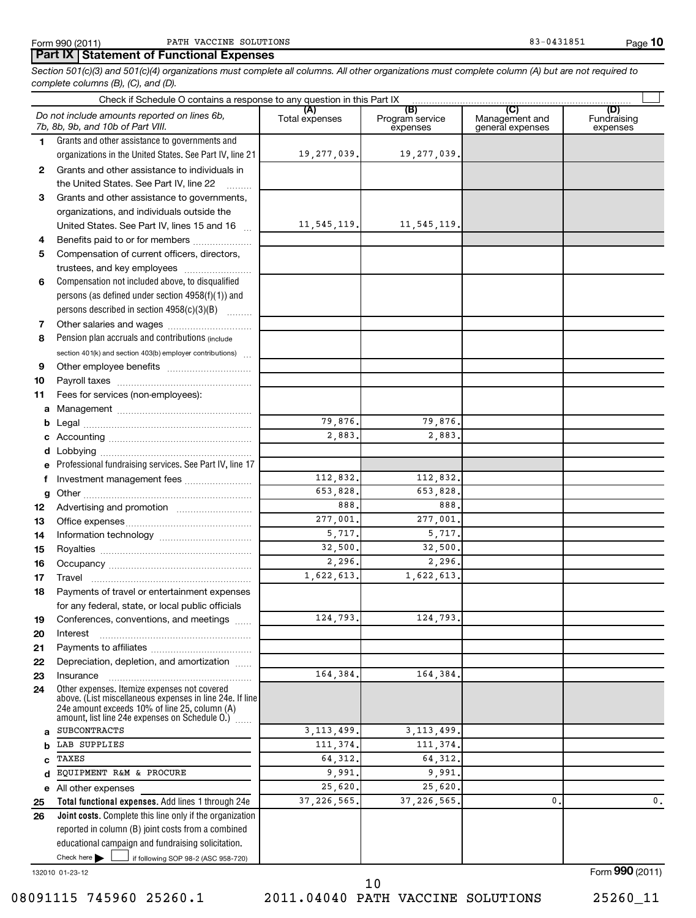Form 990 (2011) PATH VACCINE SOLUTIONS 83-0431851

## Part IX Statement of Functional Expenses

*Section 501(c)(3) and 501(c)(4) organizations must complete all columns. All other organizations must complete column (A) but are not required to complete columns (B), (C), and (D).*

Check if Schedule O contains a response to any question in this Part IX

| | *Do not include amounts reported on lines 6b, 7b, 8b, 9b, and 10b of Part VIII.* | (A) Total expenses | (B) Program service expenses | (C) Management and general expenses | (D) Fundraising expenses |
|---|---|---|---|---|---|
| 1 | Grants and other assistance to governments and organizations in the United States. See Part IV, line 21 | 19,277,039. | 19,277,039. | | |
| 2 | Grants and other assistance to individuals in the United States. See Part IV, line 22 | | | | |
| 3 | Grants and other assistance to governments, organizations, and individuals outside the United States. See Part IV, lines 15 and 16 | 11,545,119. | 11,545,119. | | |
| 4 | Benefits paid to or for members | | | | |
| 5 | Compensation of current officers, directors, trustees, and key employees | | | | |
| 6 | Compensation not included above, to disqualified persons (as defined under section 4958(f)(1)) and persons described in section 4958(c)(3)(B) | | | | |
| 7 | Other salaries and wages | | | | |
| 8 | Pension plan accruals and contributions (include section 401(k) and section 403(b) employer contributions) | | | | |
| 9 | Other employee benefits | | | | |
| 10 | Payroll taxes | | | | |
| 11 | Fees for services (non-employees): | | | | |
| a | Management | | | | |
| b | Legal | 79,876. | 79,876. | | |
| c | Accounting | 2,883. | 2,883. | | |
| d | Lobbying | | | | |
| e | Professional fundraising services. See Part IV, line 17 | | | | |
| f | Investment management fees | 112,832. | 112,832. | | |
| g | Other | 653,828. | 653,828. | | |
| 12 | Advertising and promotion | 888. | 888. | | |
| 13 | Office expenses | 277,001. | 277,001. | | |
| 14 | Information technology | 5,717. | 5,717. | | |
| 15 | Royalties | 32,500. | 32,500. | | |
| 16 | Occupancy | 2,296. | 2,296. | | |
| 17 | Travel | 1,622,613. | 1,622,613. | | |
| 18 | Payments of travel or entertainment expenses for any federal, state, or local public officials | | | | |
| 19 | Conferences, conventions, and meetings | 124,793. | 124,793. | | |
| 20 | Interest | | | | |
| 21 | Payments to affiliates | | | | |
| 22 | Depreciation, depletion, and amortization | | | | |
| 23 | Insurance | 164,384. | 164,384. | | |
| 24 | Other expenses. Itemize expenses not covered above. (List miscellaneous expenses in line 24e. If line 24e amount exceeds 10% of line 25, column (A) amount, list line 24e expenses on Schedule O.) | | | | |
| a | SUBCONTRACTS | 3,113,499. | 3,113,499. | | |
| b | LAB SUPPLIES | 111,374. | 111,374. | | |
| c | TAXES | 64,312. | 64,312. | | |
| d | EQUIPMENT R&M & PROCURE | 9,991. | 9,991. | | |
| e | All other expenses | 25,620. | 25,620. | | |
| 25 | **Total functional expenses.** Add lines 1 through 24e | 37,226,565. | 37,226,565. | 0. | 0. |
| 26 | **Joint costs.** Complete this line only if the organization reported in column (B) joint costs from a combined educational campaign and fundraising solicitation. Check here ▶ ☐ if following SOP 98-2 (ASC 958-720) | | | | |

132010 01-23-12

Form **990** (2011)

08091115 745960 25260.1 2011.04040 PATH VACCINE SOLUTIONS 25260_11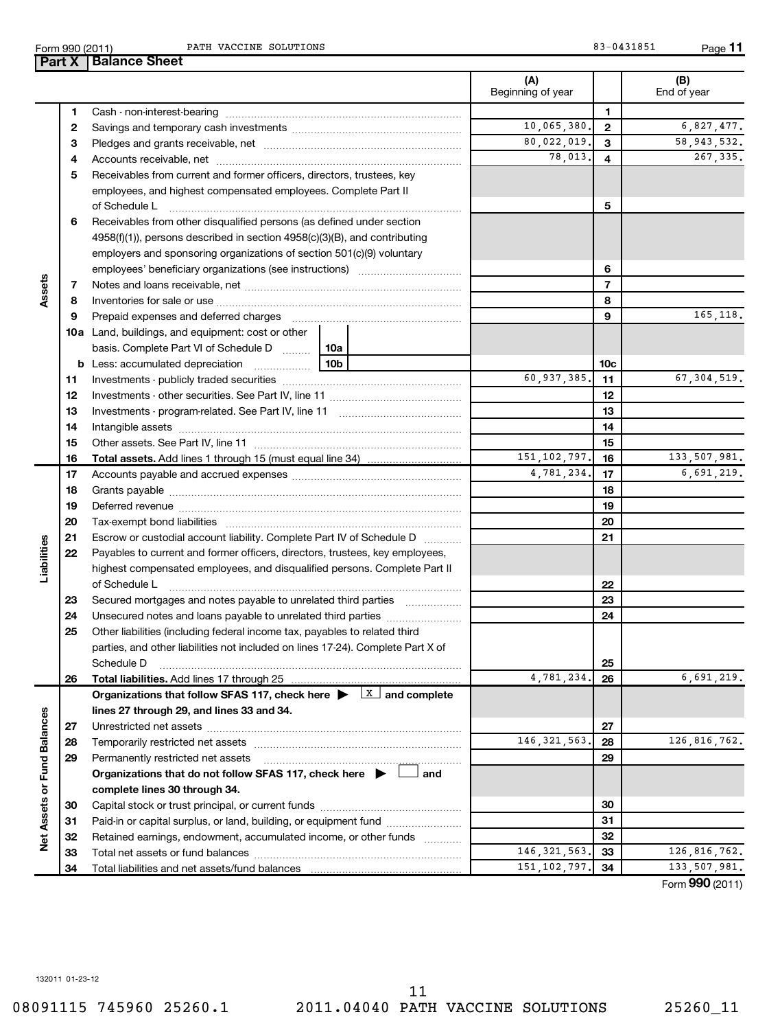Form 990 (2011) PATH VACCINE SOLUTIONS 83-0431851

## Part X Balance Sheet

| | | | (A) Beginning of year | | (B) End of year |
|---|---|---|---|---|---|
| Assets | 1 | Cash - non-interest-bearing | | 1 | |
| | 2 | Savings and temporary cash investments | 10,065,380. | 2 | 6,827,477. |
| | 3 | Pledges and grants receivable, net | 80,022,019. | 3 | 58,943,532. |
| | 4 | Accounts receivable, net | 78,013. | 4 | 267,335. |
| | 5 | Receivables from current and former officers, directors, trustees, key employees, and highest compensated employees. Complete Part II of Schedule L | | 5 | |
| | 6 | Receivables from other disqualified persons (as defined under section 4958(f)(1)), persons described in section 4958(c)(3)(B), and contributing employers and sponsoring organizations of section 501(c)(9) voluntary employees' beneficiary organizations (see instructions) | | 6 | |
| | 7 | Notes and loans receivable, net | | 7 | |
| | 8 | Inventories for sale or use | | 8 | |
| | 9 | Prepaid expenses and deferred charges | | 9 | 165,118. |
| | 10a | Land, buildings, and equipment: cost or other basis. Complete Part VI of Schedule D ... 10a | | | |
| | b | Less: accumulated depreciation ... 10b | | 10c | |
| | 11 | Investments - publicly traded securities | 60,937,385. | 11 | 67,304,519. |
| | 12 | Investments - other securities. See Part IV, line 11 | | 12 | |
| | 13 | Investments - program-related. See Part IV, line 11 | | 13 | |
| | 14 | Intangible assets | | 14 | |
| | 15 | Other assets. See Part IV, line 11 | | 15 | |
| | 16 | **Total assets.** Add lines 1 through 15 (must equal line 34) | 151,102,797. | 16 | 133,507,981. |
| Liabilities | 17 | Accounts payable and accrued expenses | 4,781,234. | 17 | 6,691,219. |
| | 18 | Grants payable | | 18 | |
| | 19 | Deferred revenue | | 19 | |
| | 20 | Tax-exempt bond liabilities | | 20 | |
| | 21 | Escrow or custodial account liability. Complete Part IV of Schedule D | | 21 | |
| | 22 | Payables to current and former officers, directors, trustees, key employees, highest compensated employees, and disqualified persons. Complete Part II of Schedule L | | 22 | |
| | 23 | Secured mortgages and notes payable to unrelated third parties | | 23 | |
| | 24 | Unsecured notes and loans payable to unrelated third parties | | 24 | |
| | 25 | Other liabilities (including federal income tax, payables to related third parties, and other liabilities not included on lines 17-24). Complete Part X of Schedule D | | 25 | |
| | 26 | **Total liabilities.** Add lines 17 through 25 | 4,781,234. | 26 | 6,691,219. |
| Net Assets or Fund Balances | | **Organizations that follow SFAS 117, check here ▶ [X] and complete lines 27 through 29, and lines 33 and 34.** | | | |
| | 27 | Unrestricted net assets | | 27 | |
| | 28 | Temporarily restricted net assets | 146,321,563. | 28 | 126,816,762. |
| | 29 | Permanently restricted net assets | | 29 | |
| | | **Organizations that do not follow SFAS 117, check here ▶ [ ] and complete lines 30 through 34.** | | | |
| | 30 | Capital stock or trust principal, or current funds | | 30 | |
| | 31 | Paid-in or capital surplus, or land, building, or equipment fund | | 31 | |
| | 32 | Retained earnings, endowment, accumulated income, or other funds | | 32 | |
| | 33 | Total net assets or fund balances | 146,321,563. | 33 | 126,816,762. |
| | 34 | Total liabilities and net assets/fund balances | 151,102,797. | 34 | 133,507,981. |

Form **990** (2011)

132011 01-23-12

08091115 745960 25260.1 2011.04040 PATH VACCINE SOLUTIONS 25260_11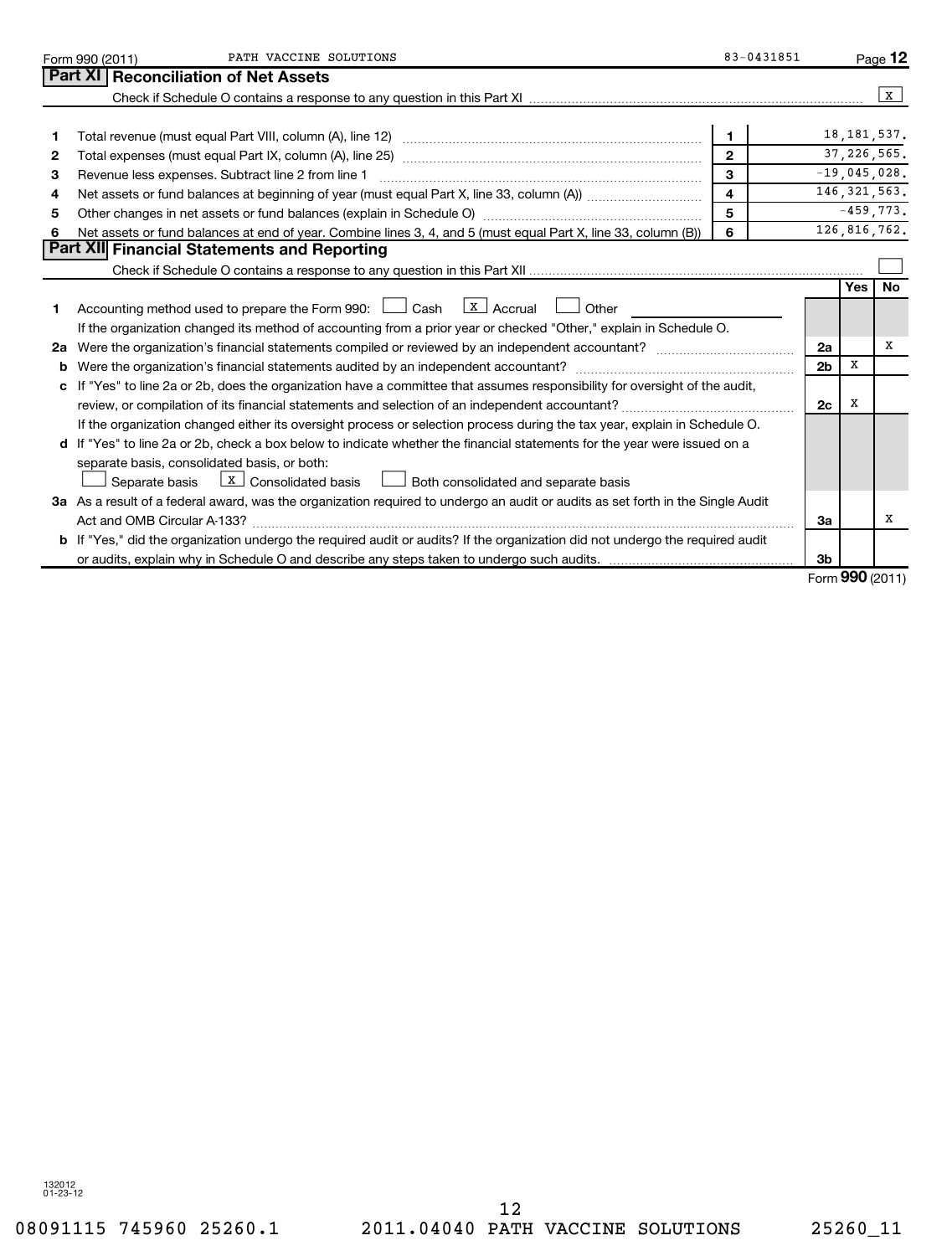Form 990 (2011) PATH VACCINE SOLUTIONS 83-0431851

## Part XI Reconciliation of Net Assets

Check if Schedule O contains a response to any question in this Part XI .......... [X]

| | | | |
|---|---|---|---|
| 1 | Total revenue (must equal Part VIII, column (A), line 12) | 1 | 18,181,537. |
| 2 | Total expenses (must equal Part IX, column (A), line 25) | 2 | 37,226,565. |
| 3 | Revenue less expenses. Subtract line 2 from line 1 | 3 | -19,045,028. |
| 4 | Net assets or fund balances at beginning of year (must equal Part X, line 33, column (A)) | 4 | 146,321,563. |
| 5 | Other changes in net assets or fund balances (explain in Schedule O) | 5 | -459,773. |
| 6 | Net assets or fund balances at end of year. Combine lines 3, 4, and 5 (must equal Part X, line 33, column (B)) | 6 | 126,816,762. |

## Part XII Financial Statements and Reporting

Check if Schedule O contains a response to any question in this Part XII .......... [ ]

| | | | Yes | No |
|---|---|---|---|---|
| 1 | Accounting method used to prepare the Form 990: [ ] Cash [X] Accrual [ ] Other<br>If the organization changed its method of accounting from a prior year or checked "Other," explain in Schedule O. | | | |
| 2a | Were the organization's financial statements compiled or reviewed by an independent accountant? | 2a | | X |
| b | Were the organization's financial statements audited by an independent accountant? | 2b | X | |
| c | If "Yes" to line 2a or 2b, does the organization have a committee that assumes responsibility for oversight of the audit, review, or compilation of its financial statements and selection of an independent accountant?<br>If the organization changed either its oversight process or selection process during the tax year, explain in Schedule O. | 2c | X | |
| d | If "Yes" to line 2a or 2b, check a box below to indicate whether the financial statements for the year were issued on a separate basis, consolidated basis, or both:<br>[ ] Separate basis [X] Consolidated basis [ ] Both consolidated and separate basis | | | |
| 3a | As a result of a federal award, was the organization required to undergo an audit or audits as set forth in the Single Audit Act and OMB Circular A-133? | 3a | | X |
| b | If "Yes," did the organization undergo the required audit or audits? If the organization did not undergo the required audit or audits, explain why in Schedule O and describe any steps taken to undergo such audits. | 3b | | |

Form 990 (2011)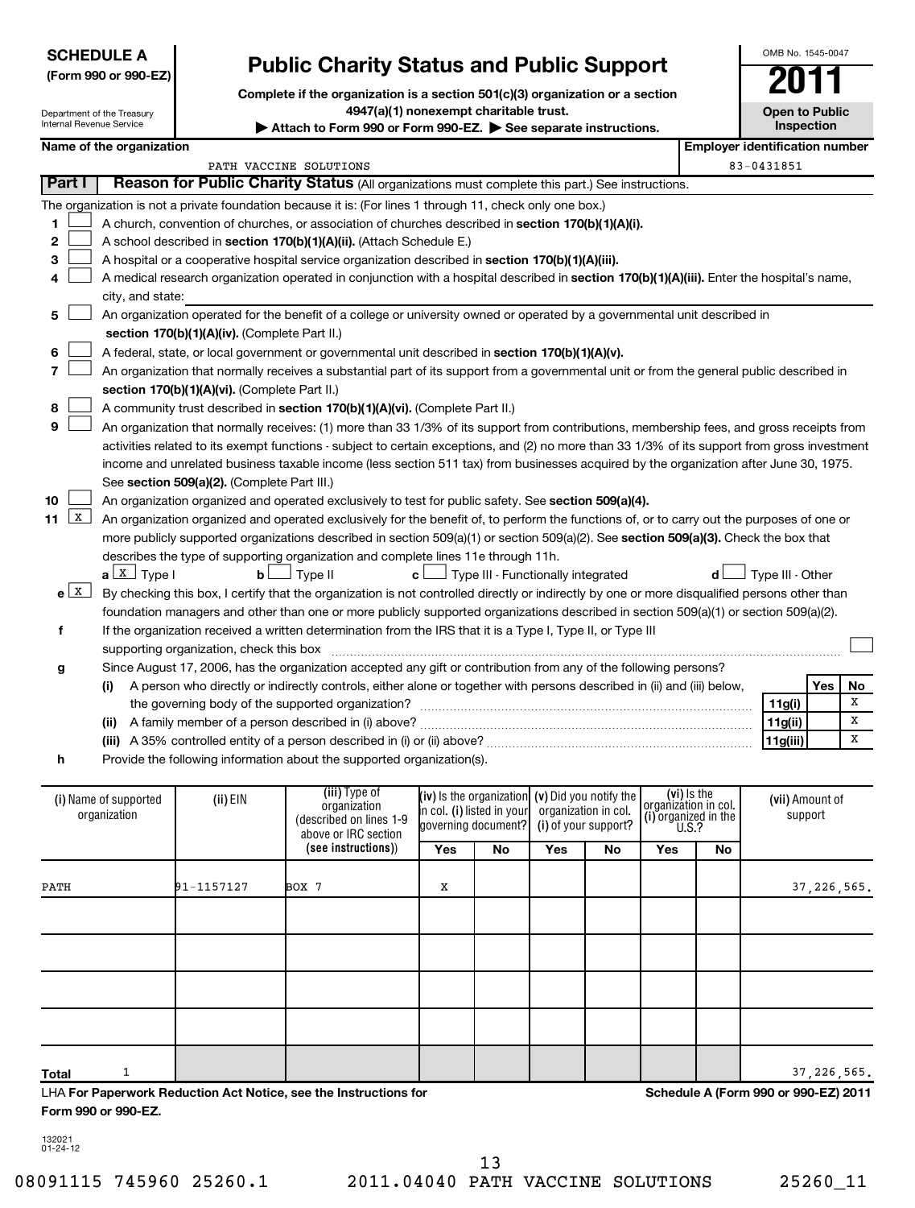**SCHEDULE A**
**(Form 990 or 990-EZ)**

Department of the Treasury
Internal Revenue Service

# Public Charity Status and Public Support

**Complete if the organization is a section 501(c)(3) organization or a section 4947(a)(1) nonexempt charitable trust.**
**▶ Attach to Form 990 or Form 990-EZ. ▶ See separate instructions.**

OMB No. 1545-0047
**2011**
**Open to Public Inspection**

| Name of the organization | Employer identification number |
|---|---|
| PATH VACCINE SOLUTIONS | 83-0431851 |

## Part I Reason for Public Charity Status (All organizations must complete this part.) See instructions.

The organization is not a private foundation because it is: (For lines 1 through 11, check only one box.)

1. ☐ A church, convention of churches, or association of churches described in **section 170(b)(1)(A)(i).**
2. ☐ A school described in **section 170(b)(1)(A)(ii).** (Attach Schedule E.)
3. ☐ A hospital or a cooperative hospital service organization described in **section 170(b)(1)(A)(iii).**
4. ☐ A medical research organization operated in conjunction with a hospital described in **section 170(b)(1)(A)(iii).** Enter the hospital's name, city, and state:
5. ☐ An organization operated for the benefit of a college or university owned or operated by a governmental unit described in **section 170(b)(1)(A)(iv).** (Complete Part II.)
6. ☐ A federal, state, or local government or governmental unit described in **section 170(b)(1)(A)(v).**
7. ☐ An organization that normally receives a substantial part of its support from a governmental unit or from the general public described in **section 170(b)(1)(A)(vi).** (Complete Part II.)
8. ☐ A community trust described in **section 170(b)(1)(A)(vi).** (Complete Part II.)
9. ☐ An organization that normally receives: (1) more than 33 1/3% of its support from contributions, membership fees, and gross receipts from activities related to its exempt functions - subject to certain exceptions, and (2) no more than 33 1/3% of its support from gross investment income and unrelated business taxable income (less section 511 tax) from businesses acquired by the organization after June 30, 1975. See **section 509(a)(2).** (Complete Part III.)
10. ☐ An organization organized and operated exclusively to test for public safety. See **section 509(a)(4).**
11. ☒ An organization organized and operated exclusively for the benefit of, to perform the functions of, or to carry out the purposes of one or more publicly supported organizations described in section 509(a)(1) or section 509(a)(2). See **section 509(a)(3).** Check the box that describes the type of supporting organization and complete lines 11e through 11h.
   - **a** ☒ Type I  **b** ☐ Type II  **c** ☐ Type III - Functionally integrated  **d** ☐ Type III - Other
   - **e** ☒ By checking this box, I certify that the organization is not controlled directly or indirectly by one or more disqualified persons other than foundation managers and other than one or more publicly supported organizations described in section 509(a)(1) or section 509(a)(2).
   - **f** If the organization received a written determination from the IRS that it is a Type I, Type II, or Type III supporting organization, check this box ☐
   - **g** Since August 17, 2006, has the organization accepted any gift or contribution from any of the following persons?

| | | | Yes | No |
|---|---|---|---|---|
| (i) | A person who directly or indirectly controls, either alone or together with persons described in (ii) and (iii) below, the governing body of the supported organization? | 11g(i) | | X |
| (ii) | A family member of a person described in (i) above? | 11g(ii) | | X |
| (iii) | A 35% controlled entity of a person described in (i) or (ii) above? | 11g(iii) | | X |

   - **h** Provide the following information about the supported organization(s).

| (i) Name of supported organization | (ii) EIN | (iii) Type of organization (described on lines 1-9 above or IRC section (see instructions)) | (iv) Is the organization in col. (i) listed in your governing document? Yes | No | (v) Did you notify the organization in col. (i) of your support? Yes | No | (vi) Is the organization in col. (i) organized in the U.S.? Yes | No | (vii) Amount of support |
|---|---|---|---|---|---|---|---|---|---|
| PATH | 91-1157127 | BOX 7 | X | | | | | | 37,226,565. |
| | | | | | | | | | |
| | | | | | | | | | |
| | | | | | | | | | |
| | | | | | | | | | |
| **Total** 1 | | | | | | | | | 37,226,565. |

LHA **For Paperwork Reduction Act Notice, see the Instructions for Form 990 or 990-EZ.**  **Schedule A (Form 990 or 990-EZ) 2011**

132021
01-24-12

08091115 745960 25260.1  2011.04040 PATH VACCINE SOLUTIONS  25260_11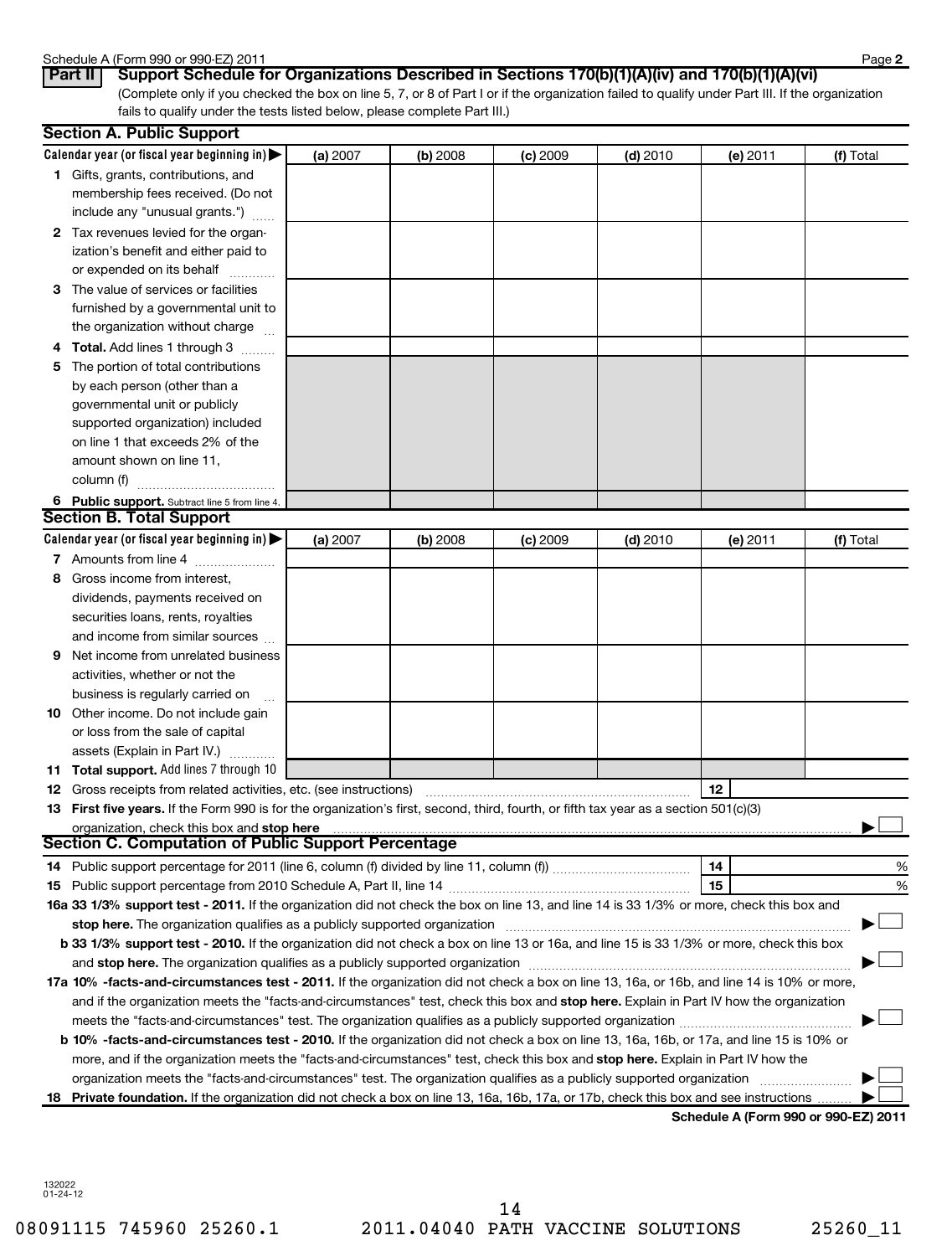Schedule A (Form 990 or 990-EZ) 2011

## Part II Support Schedule for Organizations Described in Sections 170(b)(1)(A)(iv) and 170(b)(1)(A)(vi)

(Complete only if you checked the box on line 5, 7, or 8 of Part I or if the organization failed to qualify under Part III. If the organization fails to qualify under the tests listed below, please complete Part III.)

### Section A. Public Support

| Calendar year (or fiscal year beginning in) ▶ | (a) 2007 | (b) 2008 | (c) 2009 | (d) 2010 | (e) 2011 | (f) Total |
|---|---|---|---|---|---|---|
| 1 Gifts, grants, contributions, and membership fees received. (Do not include any "unusual grants.") | | | | | | |
| 2 Tax revenues levied for the organization's benefit and either paid to or expended on its behalf | | | | | | |
| 3 The value of services or facilities furnished by a governmental unit to the organization without charge | | | | | | |
| 4 **Total.** Add lines 1 through 3 | | | | | | |
| 5 The portion of total contributions by each person (other than a governmental unit or publicly supported organization) included on line 1 that exceeds 2% of the amount shown on line 11, column (f) | | | | | | |
| 6 **Public support.** Subtract line 5 from line 4. | | | | | | |

### Section B. Total Support

| Calendar year (or fiscal year beginning in) ▶ | (a) 2007 | (b) 2008 | (c) 2009 | (d) 2010 | (e) 2011 | (f) Total |
|---|---|---|---|---|---|---|
| 7 Amounts from line 4 | | | | | | |
| 8 Gross income from interest, dividends, payments received on securities loans, rents, royalties and income from similar sources | | | | | | |
| 9 Net income from unrelated business activities, whether or not the business is regularly carried on | | | | | | |
| 10 Other income. Do not include gain or loss from the sale of capital assets (Explain in Part IV.) | | | | | | |
| 11 **Total support.** Add lines 7 through 10 | | | | | | |

12 Gross receipts from related activities, etc. (see instructions) | 12 |

13 **First five years.** If the Form 990 is for the organization's first, second, third, fourth, or fifth tax year as a section 501(c)(3) organization, check this box and **stop here** ▶ ☐

### Section C. Computation of Public Support Percentage

14 Public support percentage for 2011 (line 6, column (f) divided by line 11, column (f)) | 14 | %

15 Public support percentage from 2010 Schedule A, Part II, line 14 | 15 | %

**16a 33 1/3% support test - 2011.** If the organization did not check the box on line 13, and line 14 is 33 1/3% or more, check this box and **stop here.** The organization qualifies as a publicly supported organization ▶ ☐

**b 33 1/3% support test - 2010.** If the organization did not check a box on line 13 or 16a, and line 15 is 33 1/3% or more, check this box and **stop here.** The organization qualifies as a publicly supported organization ▶ ☐

**17a 10% -facts-and-circumstances test - 2011.** If the organization did not check a box on line 13, 16a, or 16b, and line 14 is 10% or more, and if the organization meets the "facts-and-circumstances" test, check this box and **stop here.** Explain in Part IV how the organization meets the "facts-and-circumstances" test. The organization qualifies as a publicly supported organization ▶ ☐

**b 10% -facts-and-circumstances test - 2010.** If the organization did not check a box on line 13, 16a, 16b, or 17a, and line 15 is 10% or more, and if the organization meets the "facts-and-circumstances" test, check this box and **stop here.** Explain in Part IV how the organization meets the "facts-and-circumstances" test. The organization qualifies as a publicly supported organization ▶ ☐

**18 Private foundation.** If the organization did not check a box on line 13, 16a, 16b, 17a, or 17b, check this box and see instructions ▶ ☐

**Schedule A (Form 990 or 990-EZ) 2011**

132022
01-24-12

08091115 745960 25260.1 2011.04040 PATH VACCINE SOLUTIONS 25260_11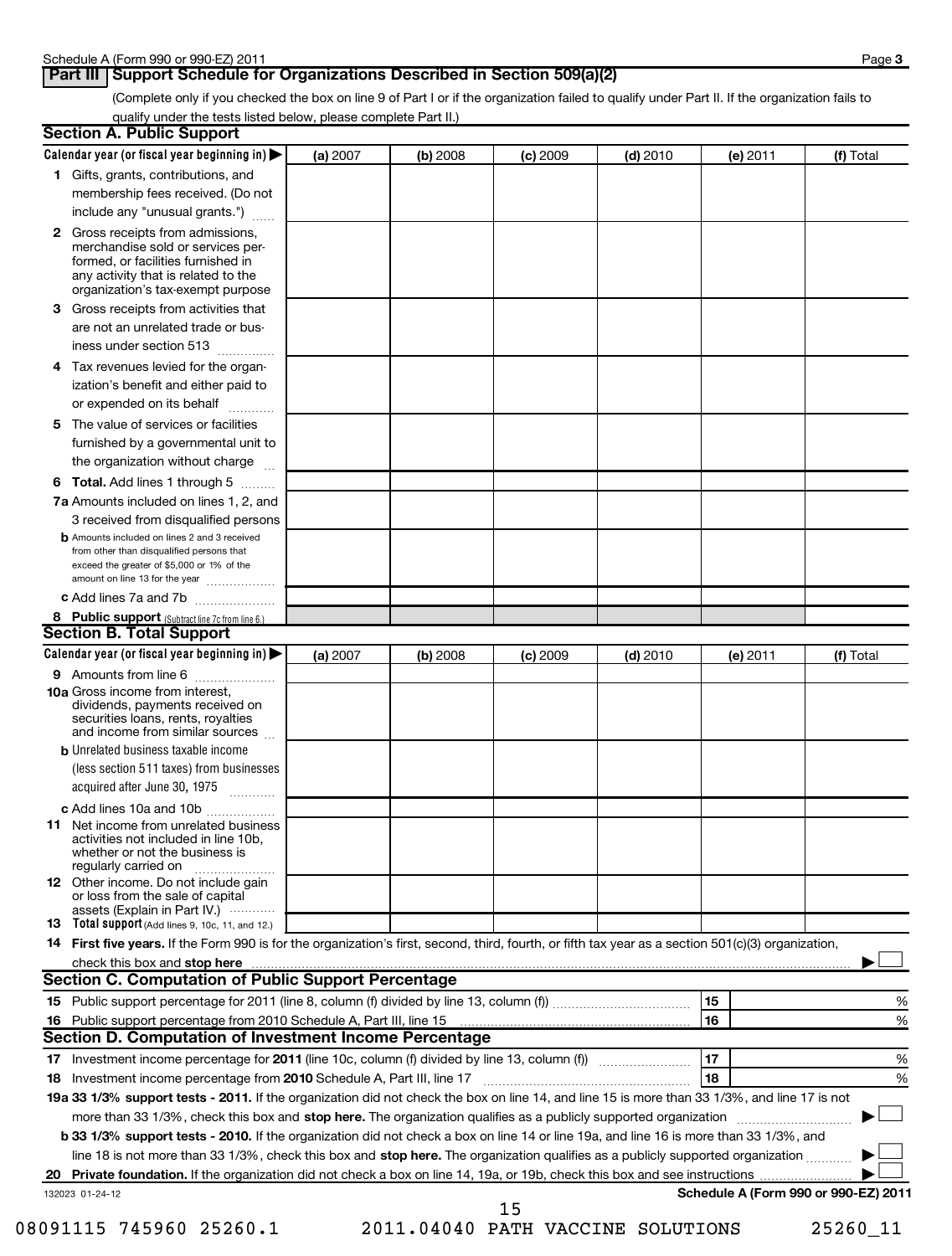## Part III Support Schedule for Organizations Described in Section 509(a)(2)

(Complete only if you checked the box on line 9 of Part I or if the organization failed to qualify under Part II. If the organization fails to qualify under the tests listed below, please complete Part II.)

### Section A. Public Support

| Calendar year (or fiscal year beginning in) ▶ | (a) 2007 | (b) 2008 | (c) 2009 | (d) 2010 | (e) 2011 | (f) Total |
|---|---|---|---|---|---|---|
| **1** Gifts, grants, contributions, and membership fees received. (Do not include any "unusual grants.") | | | | | | |
| **2** Gross receipts from admissions, merchandise sold or services performed, or facilities furnished in any activity that is related to the organization's tax-exempt purpose | | | | | | |
| **3** Gross receipts from activities that are not an unrelated trade or business under section 513 | | | | | | |
| **4** Tax revenues levied for the organization's benefit and either paid to or expended on its behalf | | | | | | |
| **5** The value of services or facilities furnished by a governmental unit to the organization without charge | | | | | | |
| **6 Total.** Add lines 1 through 5 | | | | | | |
| **7a** Amounts included on lines 1, 2, and 3 received from disqualified persons | | | | | | |
| **b** Amounts included on lines 2 and 3 received from other than disqualified persons that exceed the greater of $5,000 or 1% of the amount on line 13 for the year | | | | | | |
| **c** Add lines 7a and 7b | | | | | | |
| **8 Public support** (Subtract line 7c from line 6.) | | | | | | |

### Section B. Total Support

| Calendar year (or fiscal year beginning in) ▶ | (a) 2007 | (b) 2008 | (c) 2009 | (d) 2010 | (e) 2011 | (f) Total |
|---|---|---|---|---|---|---|
| **9** Amounts from line 6 | | | | | | |
| **10a** Gross income from interest, dividends, payments received on securities loans, rents, royalties and income from similar sources | | | | | | |
| **b** Unrelated business taxable income (less section 511 taxes) from businesses acquired after June 30, 1975 | | | | | | |
| **c** Add lines 10a and 10b | | | | | | |
| **11** Net income from unrelated business activities not included in line 10b, whether or not the business is regularly carried on | | | | | | |
| **12** Other income. Do not include gain or loss from the sale of capital assets (Explain in Part IV.) | | | | | | |
| **13 Total support** (Add lines 9, 10c, 11, and 12.) | | | | | | |

**14 First five years.** If the Form 990 is for the organization's first, second, third, fourth, or fifth tax year as a section 501(c)(3) organization, check this box and **stop here** ▶ ☐

### Section C. Computation of Public Support Percentage

| | | | |
|---|---|---|---|
| **15** Public support percentage for 2011 (line 8, column (f) divided by line 13, column (f)) | 15 | | % |
| **16** Public support percentage from 2010 Schedule A, Part III, line 15 | 16 | | % |

### Section D. Computation of Investment Income Percentage

| | | | |
|---|---|---|---|
| **17** Investment income percentage for **2011** (line 10c, column (f) divided by line 13, column (f)) | 17 | | % |
| **18** Investment income percentage from **2010** Schedule A, Part III, line 17 | 18 | | % |

**19a 33 1/3% support tests - 2011.** If the organization did not check the box on line 14, and line 15 is more than 33 1/3%, and line 17 is not more than 33 1/3%, check this box and **stop here.** The organization qualifies as a publicly supported organization ▶ ☐

**b 33 1/3% support tests - 2010.** If the organization did not check a box on line 14 or line 19a, and line 16 is more than 33 1/3%, and line 18 is not more than 33 1/3%, check this box and **stop here.** The organization qualifies as a publicly supported organization ▶ ☐

**20 Private foundation.** If the organization did not check a box on line 14, 19a, or 19b, check this box and see instructions ▶ ☐

132023 01-24-12

**Schedule A (Form 990 or 990-EZ) 2011**

08091115 745960 25260.1 2011.04040 PATH VACCINE SOLUTIONS 25260_11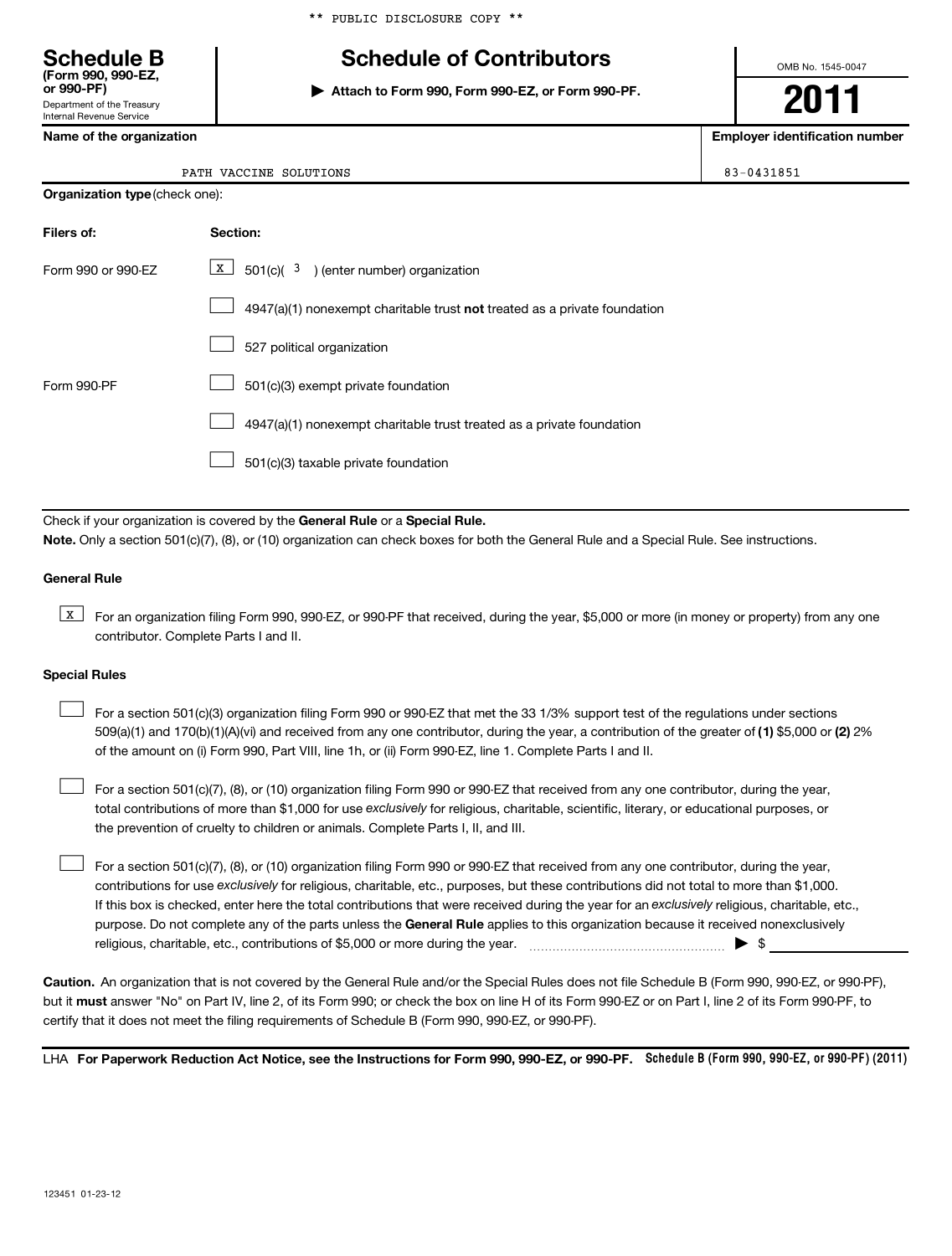** PUBLIC DISCLOSURE COPY **

# Schedule B

**(Form 990, 990-EZ, or 990-PF)**

Department of the Treasury
Internal Revenue Service

## Schedule of Contributors

▶ **Attach to Form 990, Form 990-EZ, or Form 990-PF.**

OMB No. 1545-0047

**2011**

| Name of the organization | Employer identification number |
|---|---|
| PATH VACCINE SOLUTIONS | 83-0431851 |

**Organization type** (check one):

| Filers of: | Section: |
|---|---|
| Form 990 or 990-EZ | [X] 501(c)( 3 ) (enter number) organization |
| | [ ] 4947(a)(1) nonexempt charitable trust **not** treated as a private foundation |
| | [ ] 527 political organization |
| Form 990-PF | [ ] 501(c)(3) exempt private foundation |
| | [ ] 4947(a)(1) nonexempt charitable trust treated as a private foundation |
| | [ ] 501(c)(3) taxable private foundation |

Check if your organization is covered by the **General Rule** or a **Special Rule.**

**Note.** Only a section 501(c)(7), (8), or (10) organization can check boxes for both the General Rule and a Special Rule. See instructions.

**General Rule**

[X] For an organization filing Form 990, 990-EZ, or 990-PF that received, during the year, $5,000 or more (in money or property) from any one contributor. Complete Parts I and II.

**Special Rules**

[ ] For a section 501(c)(3) organization filing Form 990 or 990-EZ that met the 33 1/3% support test of the regulations under sections 509(a)(1) and 170(b)(1)(A)(vi) and received from any one contributor, during the year, a contribution of the greater of **(1)** $5,000 or **(2)** 2% of the amount on (i) Form 990, Part VIII, line 1h, or (ii) Form 990-EZ, line 1. Complete Parts I and II.

[ ] For a section 501(c)(7), (8), or (10) organization filing Form 990 or 990-EZ that received from any one contributor, during the year, total contributions of more than $1,000 for use *exclusively* for religious, charitable, scientific, literary, or educational purposes, or the prevention of cruelty to children or animals. Complete Parts I, II, and III.

[ ] For a section 501(c)(7), (8), or (10) organization filing Form 990 or 990-EZ that received from any one contributor, during the year, contributions for use *exclusively* for religious, charitable, etc., purposes, but these contributions did not total to more than $1,000. If this box is checked, enter here the total contributions that were received during the year for an *exclusively* religious, charitable, etc., purpose. Do not complete any of the parts unless the **General Rule** applies to this organization because it received nonexclusively religious, charitable, etc., contributions of $5,000 or more during the year. ▶ $ ____________

**Caution.** An organization that is not covered by the General Rule and/or the Special Rules does not file Schedule B (Form 990, 990-EZ, or 990-PF), but it **must** answer "No" on Part IV, line 2, of its Form 990; or check the box on line H of its Form 990-EZ or on Part I, line 2 of its Form 990-PF, to certify that it does not meet the filing requirements of Schedule B (Form 990, 990-EZ, or 990-PF).

LHA **For Paperwork Reduction Act Notice, see the Instructions for Form 990, 990-EZ, or 990-PF.** **Schedule B (Form 990, 990-EZ, or 990-PF) (2011)**

123451 01-23-12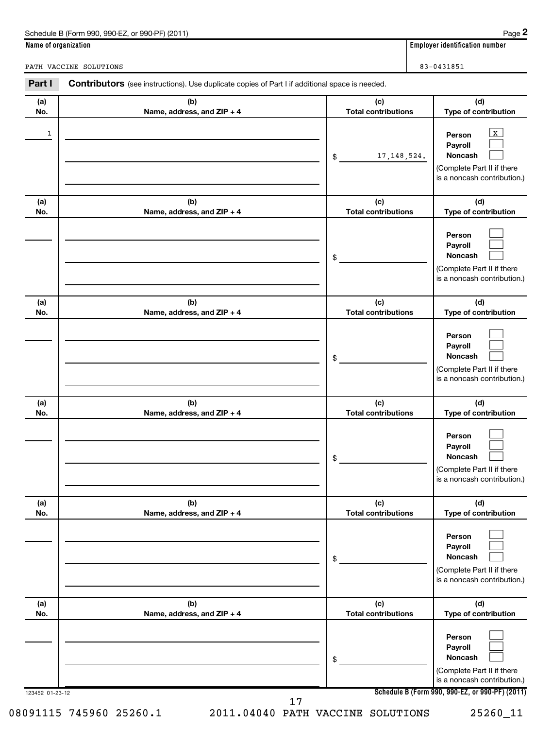Schedule B (Form 990, 990-EZ, or 990-PF) (2011)

**Name of organization**

PATH VACCINE SOLUTIONS

**Employer identification number**

83-0431851

**Part I** **Contributors** (see instructions). Use duplicate copies of Part I if additional space is needed.

| (a) No. | (b) Name, address, and ZIP + 4 | (c) Total contributions | (d) Type of contribution |
|---|---|---|---|
| 1 | | $ 17,148,524. | Person [X] Payroll [ ] Noncash [ ] (Complete Part II if there is a noncash contribution.) |
| | | $ | Person [ ] Payroll [ ] Noncash [ ] (Complete Part II if there is a noncash contribution.) |
| | | $ | Person [ ] Payroll [ ] Noncash [ ] (Complete Part II if there is a noncash contribution.) |
| | | $ | Person [ ] Payroll [ ] Noncash [ ] (Complete Part II if there is a noncash contribution.) |
| | | $ | Person [ ] Payroll [ ] Noncash [ ] (Complete Part II if there is a noncash contribution.) |
| | | $ | Person [ ] Payroll [ ] Noncash [ ] (Complete Part II if there is a noncash contribution.) |

123452 01-23-12

**Schedule B (Form 990, 990-EZ, or 990-PF) (2011)**

08091115 745960 25260.1 2011.04040 PATH VACCINE SOLUTIONS 25260_11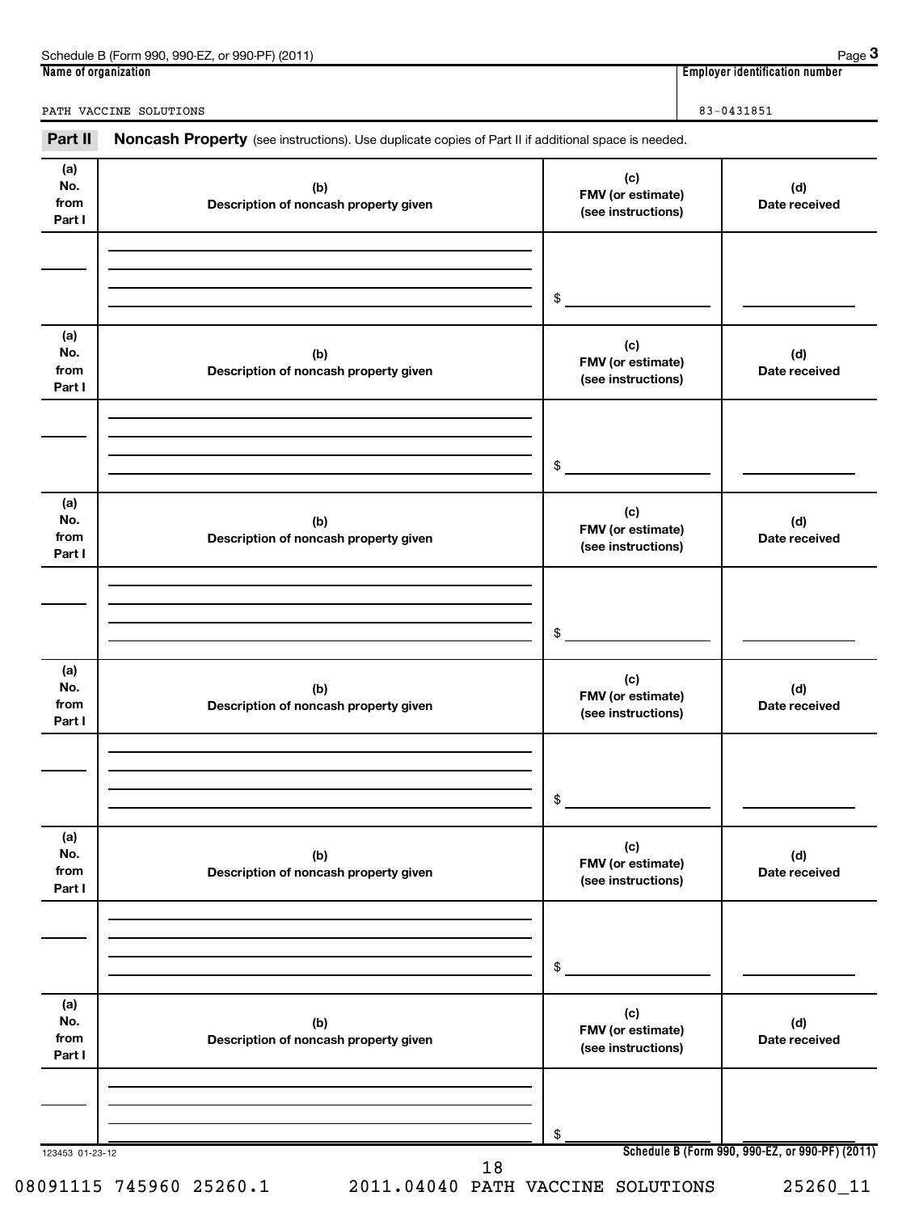Schedule B (Form 990, 990-EZ, or 990-PF) (2011) Page **3**

| Name of organization | Employer identification number |
|---|---|
| PATH VACCINE SOLUTIONS | 83-0431851 |

**Part II** **Noncash Property** (see instructions). Use duplicate copies of Part II if additional space is needed.

| (a) No. from Part I | (b) Description of noncash property given | (c) FMV (or estimate) (see instructions) | (d) Date received |
|---|---|---|---|
| | | $ | |

| (a) No. from Part I | (b) Description of noncash property given | (c) FMV (or estimate) (see instructions) | (d) Date received |
|---|---|---|---|
| | | $ | |

| (a) No. from Part I | (b) Description of noncash property given | (c) FMV (or estimate) (see instructions) | (d) Date received |
|---|---|---|---|
| | | $ | |

| (a) No. from Part I | (b) Description of noncash property given | (c) FMV (or estimate) (see instructions) | (d) Date received |
|---|---|---|---|
| | | $ | |

| (a) No. from Part I | (b) Description of noncash property given | (c) FMV (or estimate) (see instructions) | (d) Date received |
|---|---|---|---|
| | | $ | |

| (a) No. from Part I | (b) Description of noncash property given | (c) FMV (or estimate) (see instructions) | (d) Date received |
|---|---|---|---|
| | | $ | |

123453 01-23-12 **Schedule B (Form 990, 990-EZ, or 990-PF) (2011)**

08091115 745960 25260.1 2011.04040 PATH VACCINE SOLUTIONS 25260_11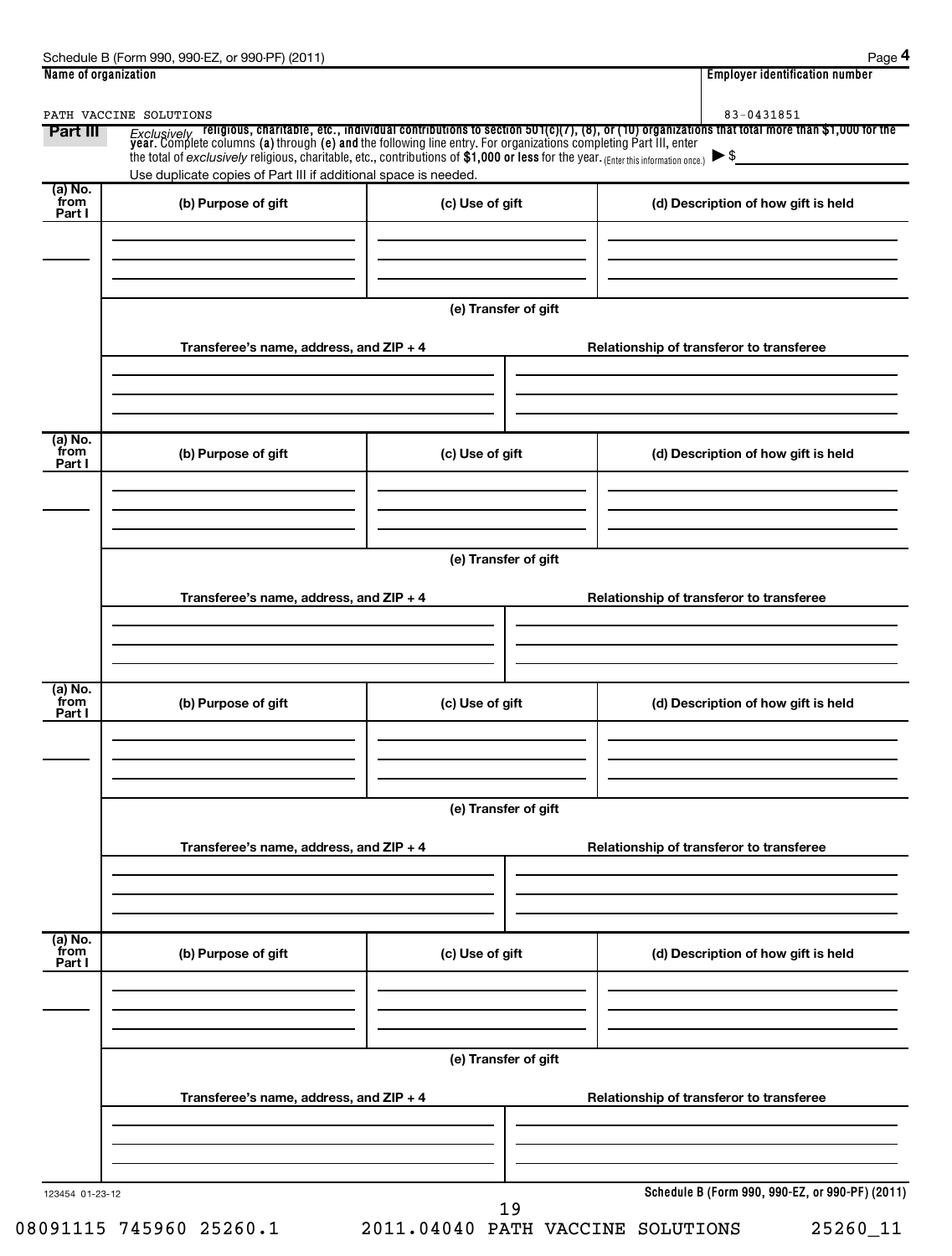Schedule B (Form 990, 990-EZ, or 990-PF) (2011) Page **4**

| Name of organization | Employer identification number |
|---|---|
| PATH VACCINE SOLUTIONS | 83-0431851 |

**Part III** *Exclusively* **religious, charitable, etc., individual contributions to section 501(c)(7), (8), or (10) organizations that total more than $1,000 for the year.** Complete columns **(a)** through **(e)** and the following line entry. For organizations completing Part III, enter the total of *exclusively* religious, charitable, etc., contributions of **$1,000 or less** for the year. (Enter this information once.) ▶ $

Use duplicate copies of Part III if additional space is needed.

| (a) No. from Part I | (b) Purpose of gift | (c) Use of gift | (d) Description of how gift is held |
|---|---|---|---|
| | | | |

**(e) Transfer of gift**

| Transferee's name, address, and ZIP + 4 | Relationship of transferor to transferee |
|---|---|
| | |

| (a) No. from Part I | (b) Purpose of gift | (c) Use of gift | (d) Description of how gift is held |
|---|---|---|---|
| | | | |

**(e) Transfer of gift**

| Transferee's name, address, and ZIP + 4 | Relationship of transferor to transferee |
|---|---|
| | |

| (a) No. from Part I | (b) Purpose of gift | (c) Use of gift | (d) Description of how gift is held |
|---|---|---|---|
| | | | |

**(e) Transfer of gift**

| Transferee's name, address, and ZIP + 4 | Relationship of transferor to transferee |
|---|---|
| | |

| (a) No. from Part I | (b) Purpose of gift | (c) Use of gift | (d) Description of how gift is held |
|---|---|---|---|
| | | | |

**(e) Transfer of gift**

| Transferee's name, address, and ZIP + 4 | Relationship of transferor to transferee |
|---|---|
| | |

123454 01-23-12

**Schedule B (Form 990, 990-EZ, or 990-PF) (2011)**

08091115 745960 25260.1 2011.04040 PATH VACCINE SOLUTIONS 25260_11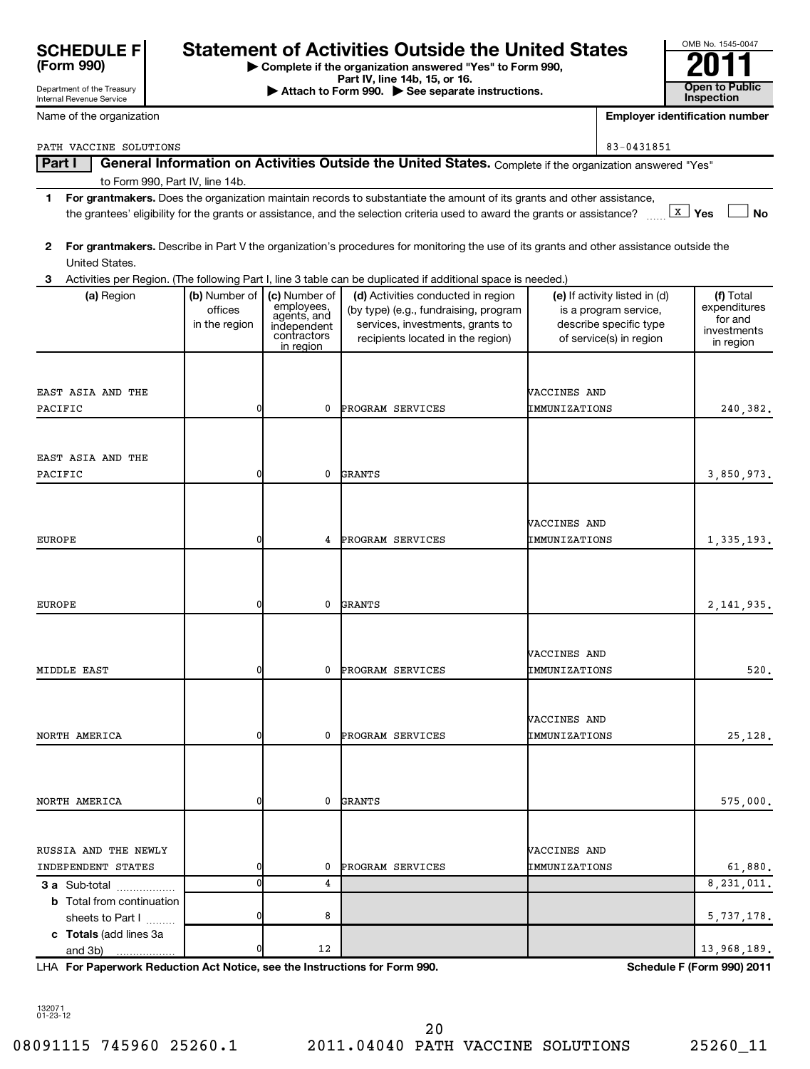**SCHEDULE F (Form 990)**

Department of the Treasury
Internal Revenue Service

# Statement of Activities Outside the United States

▶ Complete if the organization answered "Yes" to Form 990, Part IV, line 14b, 15, or 16.
▶ Attach to Form 990. ▶ See separate instructions.

OMB No. 1545-0047
**2011**
**Open to Public Inspection**

Name of the organization: PATH VACCINE SOLUTIONS

Employer identification number: 83-0431851

**Part I — General Information on Activities Outside the United States.** Complete if the organization answered "Yes" to Form 990, Part IV, line 14b.

**1 For grantmakers.** Does the organization maintain records to substantiate the amount of its grants and other assistance, the grantees' eligibility for the grants or assistance, and the selection criteria used to award the grants or assistance? [X] Yes [ ] No

**2 For grantmakers.** Describe in Part V the organization's procedures for monitoring the use of its grants and other assistance outside the United States.

**3** Activities per Region. (The following Part I, line 3 table can be duplicated if additional space is needed.)

| (a) Region | (b) Number of offices in the region | (c) Number of employees, agents, and independent contractors in region | (d) Activities conducted in region (by type) (e.g., fundraising, program services, investments, grants to recipients located in the region) | (e) If activity listed in (d) is a program service, describe specific type of service(s) in region | (f) Total expenditures for and investments in region |
|---|---|---|---|---|---|
| EAST ASIA AND THE PACIFIC | 0 | 0 | PROGRAM SERVICES | VACCINES AND IMMUNIZATIONS | 240,382. |
| EAST ASIA AND THE PACIFIC | 0 | 0 | GRANTS | | 3,850,973. |
| EUROPE | 0 | 4 | PROGRAM SERVICES | VACCINES AND IMMUNIZATIONS | 1,335,193. |
| EUROPE | 0 | 0 | GRANTS | | 2,141,935. |
| MIDDLE EAST | 0 | 0 | PROGRAM SERVICES | VACCINES AND IMMUNIZATIONS | 520. |
| NORTH AMERICA | 0 | 0 | PROGRAM SERVICES | VACCINES AND IMMUNIZATIONS | 25,128. |
| NORTH AMERICA | 0 | 0 | GRANTS | | 575,000. |
| RUSSIA AND THE NEWLY INDEPENDENT STATES | 0 | 0 | PROGRAM SERVICES | VACCINES AND IMMUNIZATIONS | 61,880. |
| **3a** Sub-total | 0 | 4 | | | 8,231,011. |
| **b** Total from continuation sheets to Part I | 0 | 8 | | | 5,737,178. |
| **c Totals** (add lines 3a and 3b) | 0 | 12 | | | 13,968,189. |

LHA **For Paperwork Reduction Act Notice, see the Instructions for Form 990.** **Schedule F (Form 990) 2011**

132071
01-23-12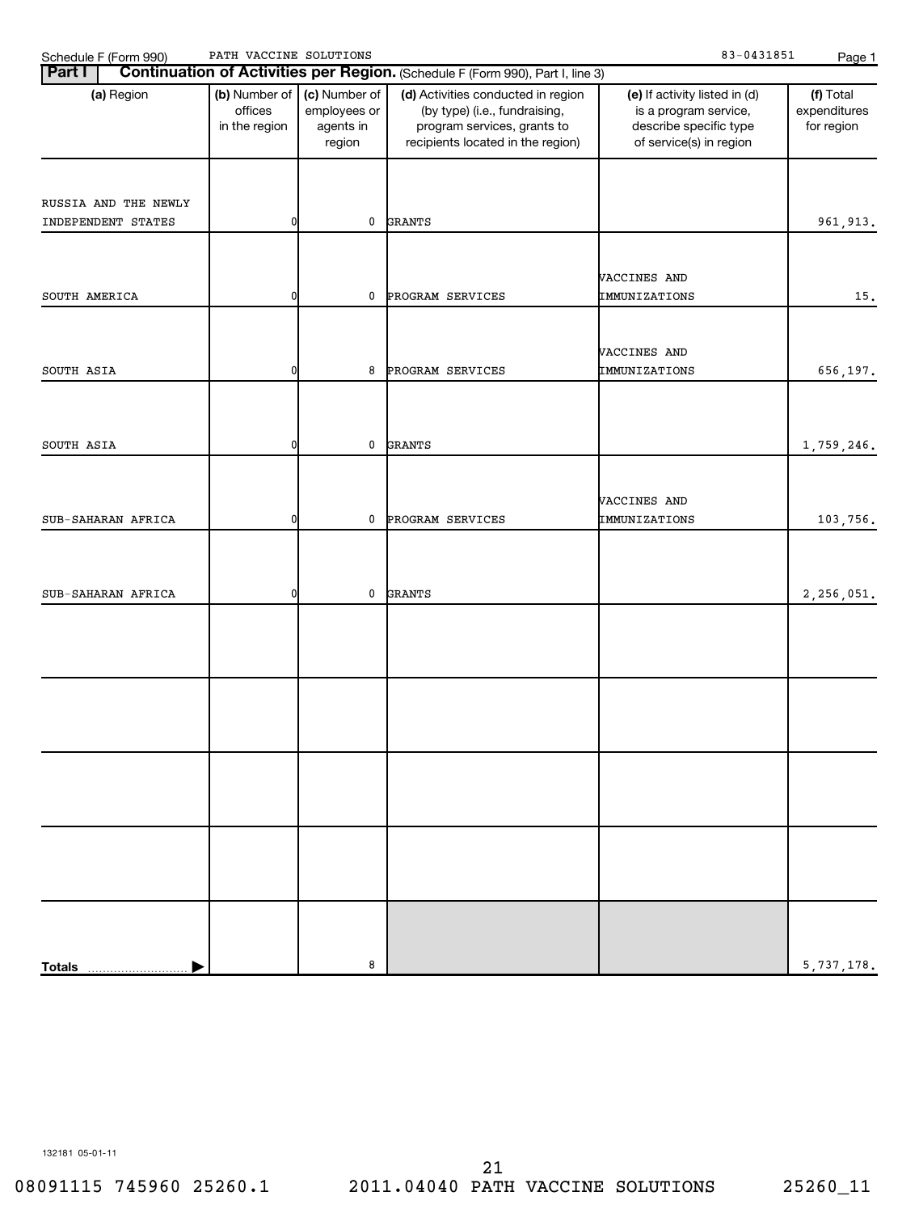Schedule F (Form 990) PATH VACCINE SOLUTIONS 83-0431851

**Part I** **Continuation of Activities per Region.** (Schedule F (Form 990), Part I, line 3)

| (a) Region | (b) Number of offices in the region | (c) Number of employees or agents in region | (d) Activities conducted in region (by type) (i.e., fundraising, program services, grants to recipients located in the region) | (e) If activity listed in (d) is a program service, describe specific type of service(s) in region | (f) Total expenditures for region |
|---|---|---|---|---|---|
| RUSSIA AND THE NEWLY INDEPENDENT STATES | 0 | 0 | GRANTS | | 961,913. |
| SOUTH AMERICA | 0 | 0 | PROGRAM SERVICES | VACCINES AND IMMUNIZATIONS | 15. |
| SOUTH ASIA | 0 | 8 | PROGRAM SERVICES | VACCINES AND IMMUNIZATIONS | 656,197. |
| SOUTH ASIA | 0 | 0 | GRANTS | | 1,759,246. |
| SUB-SAHARAN AFRICA | 0 | 0 | PROGRAM SERVICES | VACCINES AND IMMUNIZATIONS | 103,756. |
| SUB-SAHARAN AFRICA | 0 | 0 | GRANTS | | 2,256,051. |
| | | | | | |
| | | | | | |
| | | | | | |
| | | | | | |
| **Totals** | | 8 | | | 5,737,178. |

132181 05-01-11

08091115 745960 25260.1 2011.04040 PATH VACCINE SOLUTIONS 25260_11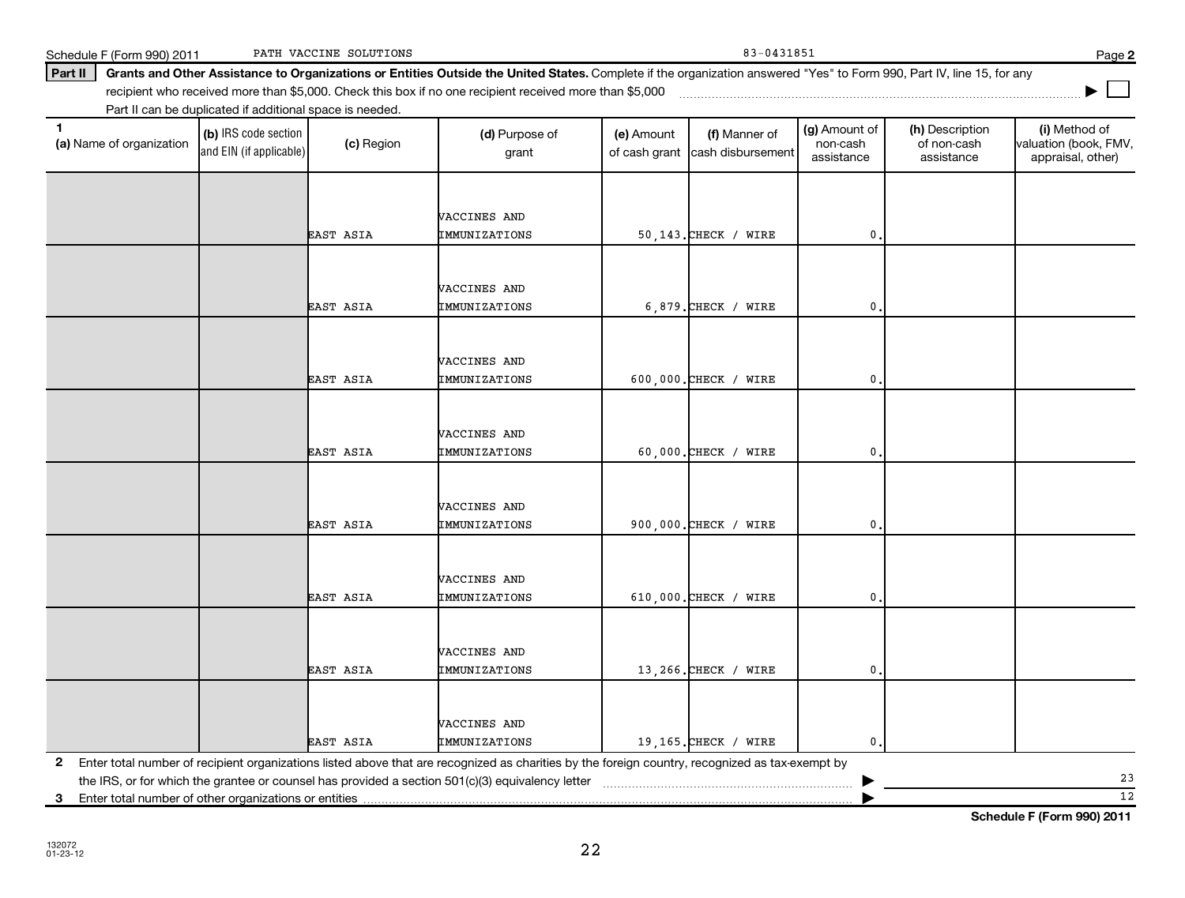Schedule F (Form 990) 2011 PATH VACCINE SOLUTIONS 83-0431851 Page 2

**Part II** **Grants and Other Assistance to Organizations or Entities Outside the United States.** Complete if the organization answered "Yes" to Form 990, Part IV, line 15, for any recipient who received more than $5,000. Check this box if no one recipient received more than $5,000 ☐

Part II can be duplicated if additional space is needed.

| 1 (a) Name of organization | (b) IRS code section and EIN (if applicable) | (c) Region | (d) Purpose of grant | (e) Amount of cash grant | (f) Manner of cash disbursement | (g) Amount of non-cash assistance | (h) Description of non-cash assistance | (i) Method of valuation (book, FMV, appraisal, other) |
|---|---|---|---|---|---|---|---|---|
| | | EAST ASIA | VACCINES AND IMMUNIZATIONS | 50,143. | CHECK / WIRE | 0. | | |
| | | EAST ASIA | VACCINES AND IMMUNIZATIONS | 6,879. | CHECK / WIRE | 0. | | |
| | | EAST ASIA | VACCINES AND IMMUNIZATIONS | 600,000. | CHECK / WIRE | 0. | | |
| | | EAST ASIA | VACCINES AND IMMUNIZATIONS | 60,000. | CHECK / WIRE | 0. | | |
| | | EAST ASIA | VACCINES AND IMMUNIZATIONS | 900,000. | CHECK / WIRE | 0. | | |
| | | EAST ASIA | VACCINES AND IMMUNIZATIONS | 610,000. | CHECK / WIRE | 0. | | |
| | | EAST ASIA | VACCINES AND IMMUNIZATIONS | 13,266. | CHECK / WIRE | 0. | | |
| | | EAST ASIA | VACCINES AND IMMUNIZATIONS | 19,165. | CHECK / WIRE | 0. | | |

**2** Enter total number of recipient organizations listed above that are recognized as charities by the foreign country, recognized as tax-exempt by the IRS, or for which the grantee or counsel has provided a section 501(c)(3) equivalency letter ▶ 23

**3** Enter total number of other organizations or entities ▶ 12

**Schedule F (Form 990) 2011**

132072
01-23-12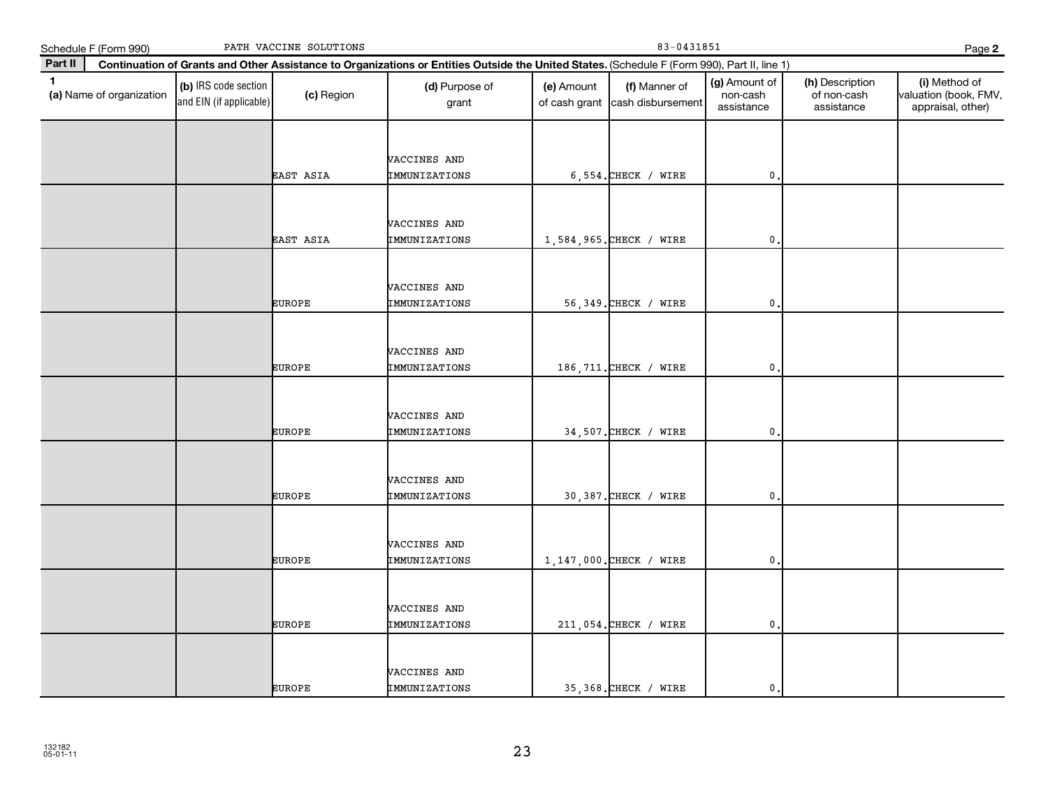Schedule F (Form 990) PATH VACCINE SOLUTIONS 83-0431851 Page **2**

**Part II** **Continuation of Grants and Other Assistance to Organizations or Entities Outside the United States.** (Schedule F (Form 990), Part II, line 1)

| 1 (a) Name of organization | (b) IRS code section and EIN (if applicable) | (c) Region | (d) Purpose of grant | (e) Amount of cash grant | (f) Manner of cash disbursement | (g) Amount of non-cash assistance | (h) Description of non-cash assistance | (i) Method of valuation (book, FMV, appraisal, other) |
|---|---|---|---|---|---|---|---|---|
| | | EAST ASIA | VACCINES AND IMMUNIZATIONS | 6,554. | CHECK / WIRE | 0. | | |
| | | EAST ASIA | VACCINES AND IMMUNIZATIONS | 1,584,965. | CHECK / WIRE | 0. | | |
| | | EUROPE | VACCINES AND IMMUNIZATIONS | 56,349. | CHECK / WIRE | 0. | | |
| | | EUROPE | VACCINES AND IMMUNIZATIONS | 186,711. | CHECK / WIRE | 0. | | |
| | | EUROPE | VACCINES AND IMMUNIZATIONS | 34,507. | CHECK / WIRE | 0. | | |
| | | EUROPE | VACCINES AND IMMUNIZATIONS | 30,387. | CHECK / WIRE | 0. | | |
| | | EUROPE | VACCINES AND IMMUNIZATIONS | 1,147,000. | CHECK / WIRE | 0. | | |
| | | EUROPE | VACCINES AND IMMUNIZATIONS | 211,054. | CHECK / WIRE | 0. | | |
| | | EUROPE | VACCINES AND IMMUNIZATIONS | 35,368. | CHECK / WIRE | 0. | | |

132182
05-01-11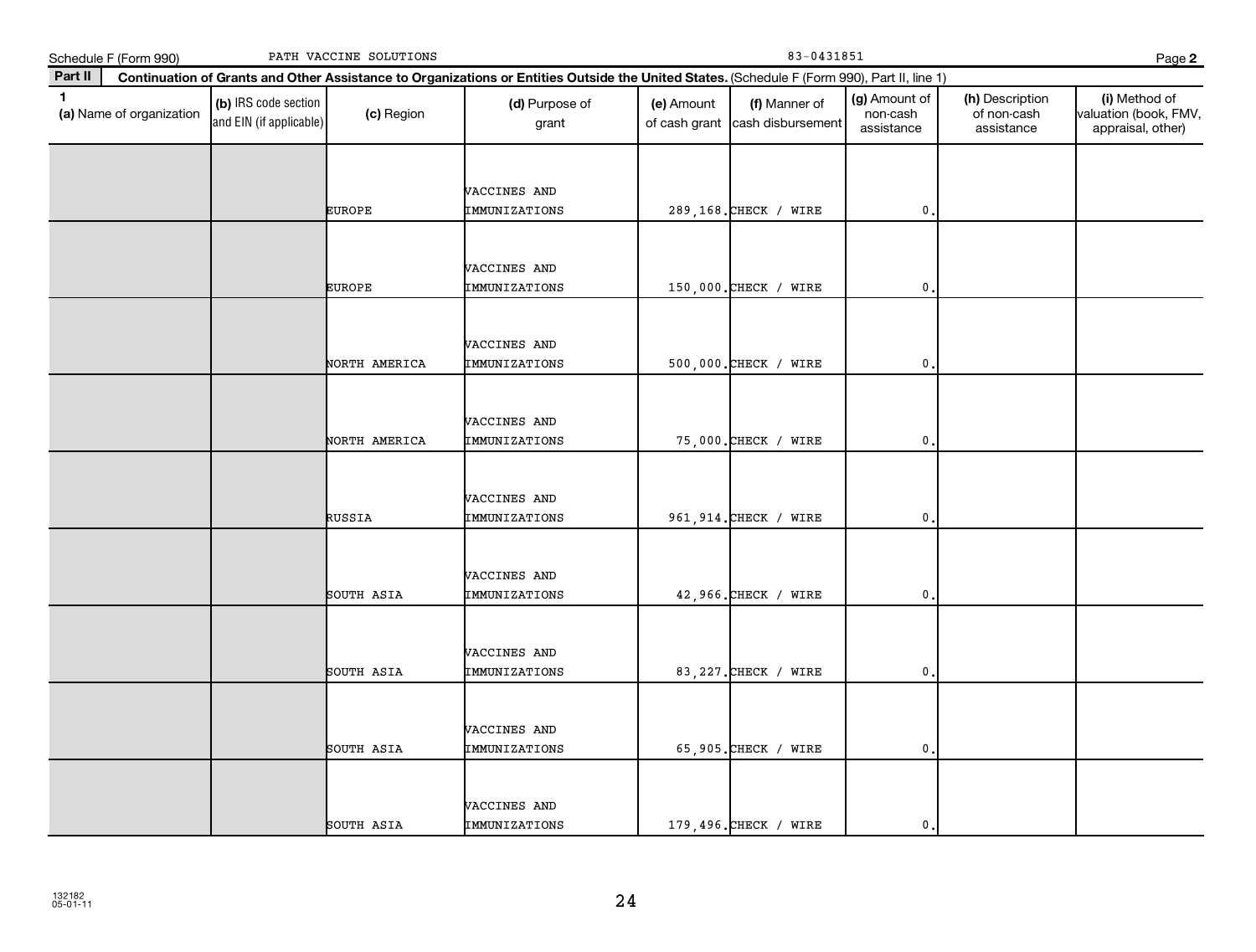Schedule F (Form 990) PATH VACCINE SOLUTIONS 83-0431851 Page **2**

**Part II** **Continuation of Grants and Other Assistance to Organizations or Entities Outside the United States.** (Schedule F (Form 990), Part II, line 1)

| 1 (a) Name of organization | (b) IRS code section and EIN (if applicable) | (c) Region | (d) Purpose of grant | (e) Amount of cash grant | (f) Manner of cash disbursement | (g) Amount of non-cash assistance | (h) Description of non-cash assistance | (i) Method of valuation (book, FMV, appraisal, other) |
|---|---|---|---|---|---|---|---|---|
| | | EUROPE | VACCINES AND IMMUNIZATIONS | 289,168. | CHECK / WIRE | 0. | | |
| | | EUROPE | VACCINES AND IMMUNIZATIONS | 150,000. | CHECK / WIRE | 0. | | |
| | | NORTH AMERICA | VACCINES AND IMMUNIZATIONS | 500,000. | CHECK / WIRE | 0. | | |
| | | NORTH AMERICA | VACCINES AND IMMUNIZATIONS | 75,000. | CHECK / WIRE | 0. | | |
| | | RUSSIA | VACCINES AND IMMUNIZATIONS | 961,914. | CHECK / WIRE | 0. | | |
| | | SOUTH ASIA | VACCINES AND IMMUNIZATIONS | 42,966. | CHECK / WIRE | 0. | | |
| | | SOUTH ASIA | VACCINES AND IMMUNIZATIONS | 83,227. | CHECK / WIRE | 0. | | |
| | | SOUTH ASIA | VACCINES AND IMMUNIZATIONS | 65,905. | CHECK / WIRE | 0. | | |
| | | SOUTH ASIA | VACCINES AND IMMUNIZATIONS | 179,496. | CHECK / WIRE | 0. | | |

132182
05-01-11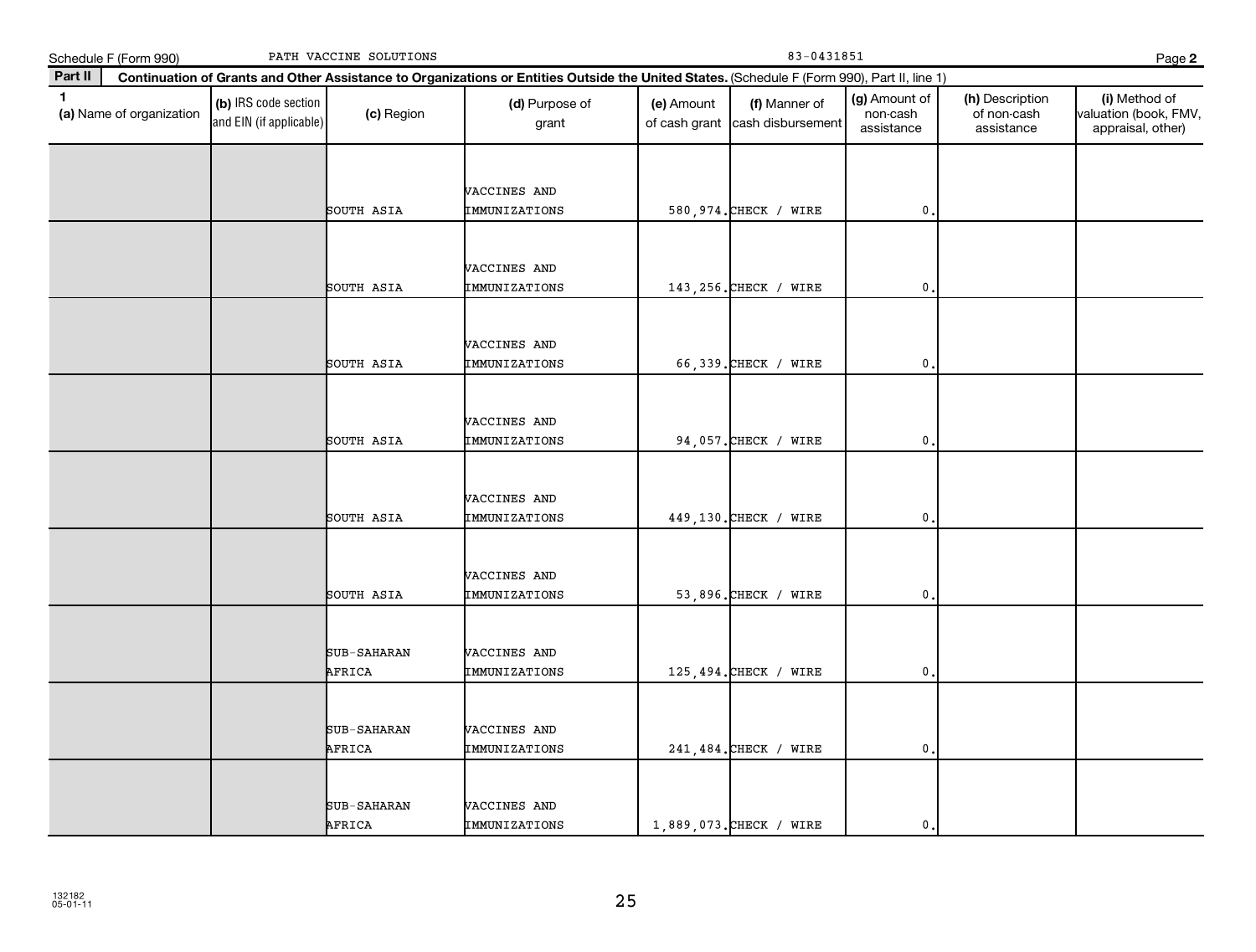Schedule F (Form 990) PATH VACCINE SOLUTIONS 83-0431851 Page **2**

**Part II** **Continuation of Grants and Other Assistance to Organizations or Entities Outside the United States.** (Schedule F (Form 990), Part II, line 1)

| 1 (a) Name of organization | (b) IRS code section and EIN (if applicable) | (c) Region | (d) Purpose of grant | (e) Amount of cash grant | (f) Manner of cash disbursement | (g) Amount of non-cash assistance | (h) Description of non-cash assistance | (i) Method of valuation (book, FMV, appraisal, other) |
|---|---|---|---|---|---|---|---|---|
| | | SOUTH ASIA | VACCINES AND IMMUNIZATIONS | 580,974. | CHECK / WIRE | 0. | | |
| | | SOUTH ASIA | VACCINES AND IMMUNIZATIONS | 143,256. | CHECK / WIRE | 0. | | |
| | | SOUTH ASIA | VACCINES AND IMMUNIZATIONS | 66,339. | CHECK / WIRE | 0. | | |
| | | SOUTH ASIA | VACCINES AND IMMUNIZATIONS | 94,057. | CHECK / WIRE | 0. | | |
| | | SOUTH ASIA | VACCINES AND IMMUNIZATIONS | 449,130. | CHECK / WIRE | 0. | | |
| | | SOUTH ASIA | VACCINES AND IMMUNIZATIONS | 53,896. | CHECK / WIRE | 0. | | |
| | | SUB-SAHARAN AFRICA | VACCINES AND IMMUNIZATIONS | 125,494. | CHECK / WIRE | 0. | | |
| | | SUB-SAHARAN AFRICA | VACCINES AND IMMUNIZATIONS | 241,484. | CHECK / WIRE | 0. | | |
| | | SUB-SAHARAN AFRICA | VACCINES AND IMMUNIZATIONS | 1,889,073. | CHECK / WIRE | 0. | | |

132182
05-01-11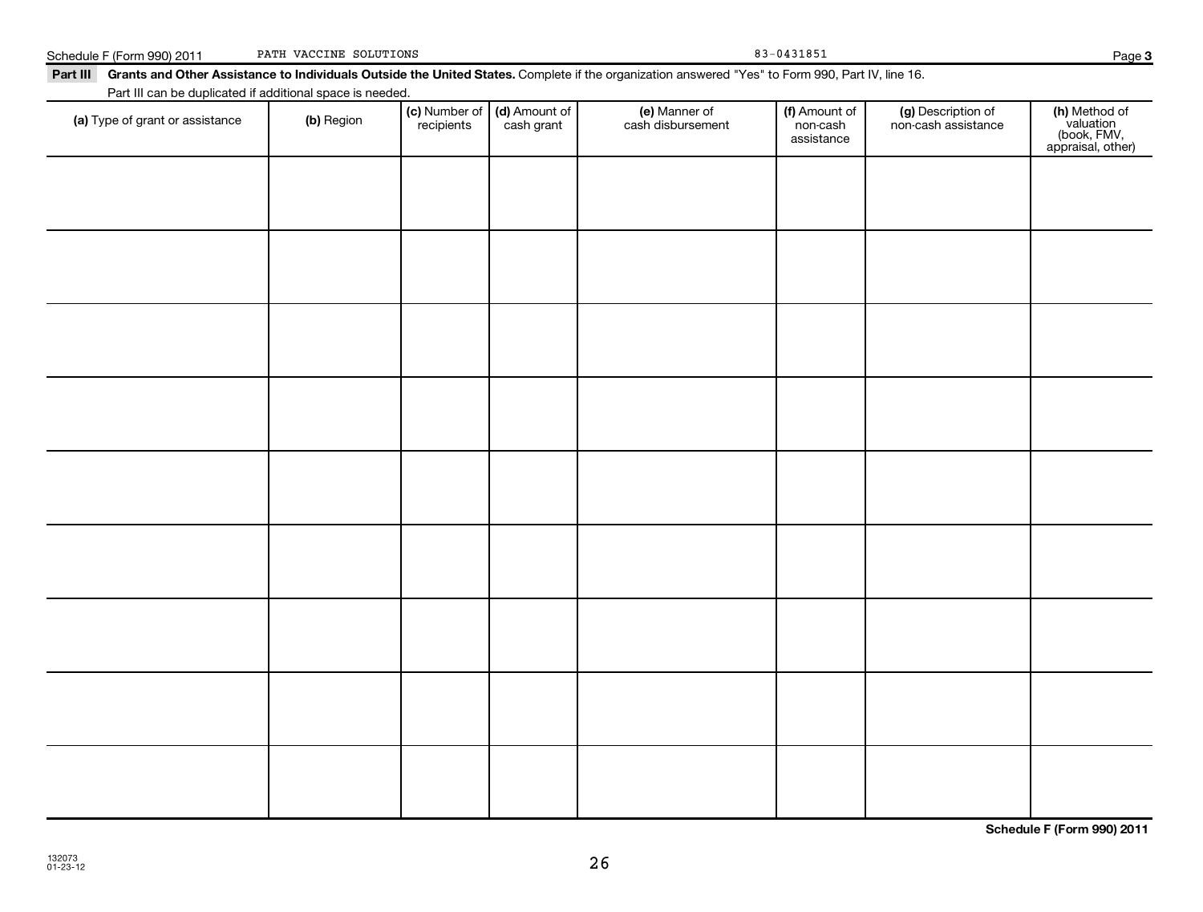**Part III Grants and Other Assistance to Individuals Outside the United States.** Complete if the organization answered "Yes" to Form 990, Part IV, line 16.

Part III can be duplicated if additional space is needed.

| (a) Type of grant or assistance | (b) Region | (c) Number of recipients | (d) Amount of cash grant | (e) Manner of cash disbursement | (f) Amount of non-cash assistance | (g) Description of non-cash assistance | (h) Method of valuation (book, FMV, appraisal, other) |
|---|---|---|---|---|---|---|---|
| | | | | | | | |
| | | | | | | | |
| | | | | | | | |
| | | | | | | | |
| | | | | | | | |
| | | | | | | | |
| | | | | | | | |
| | | | | | | | |
| | | | | | | | |

**Schedule F (Form 990) 2011**

132073
01-23-12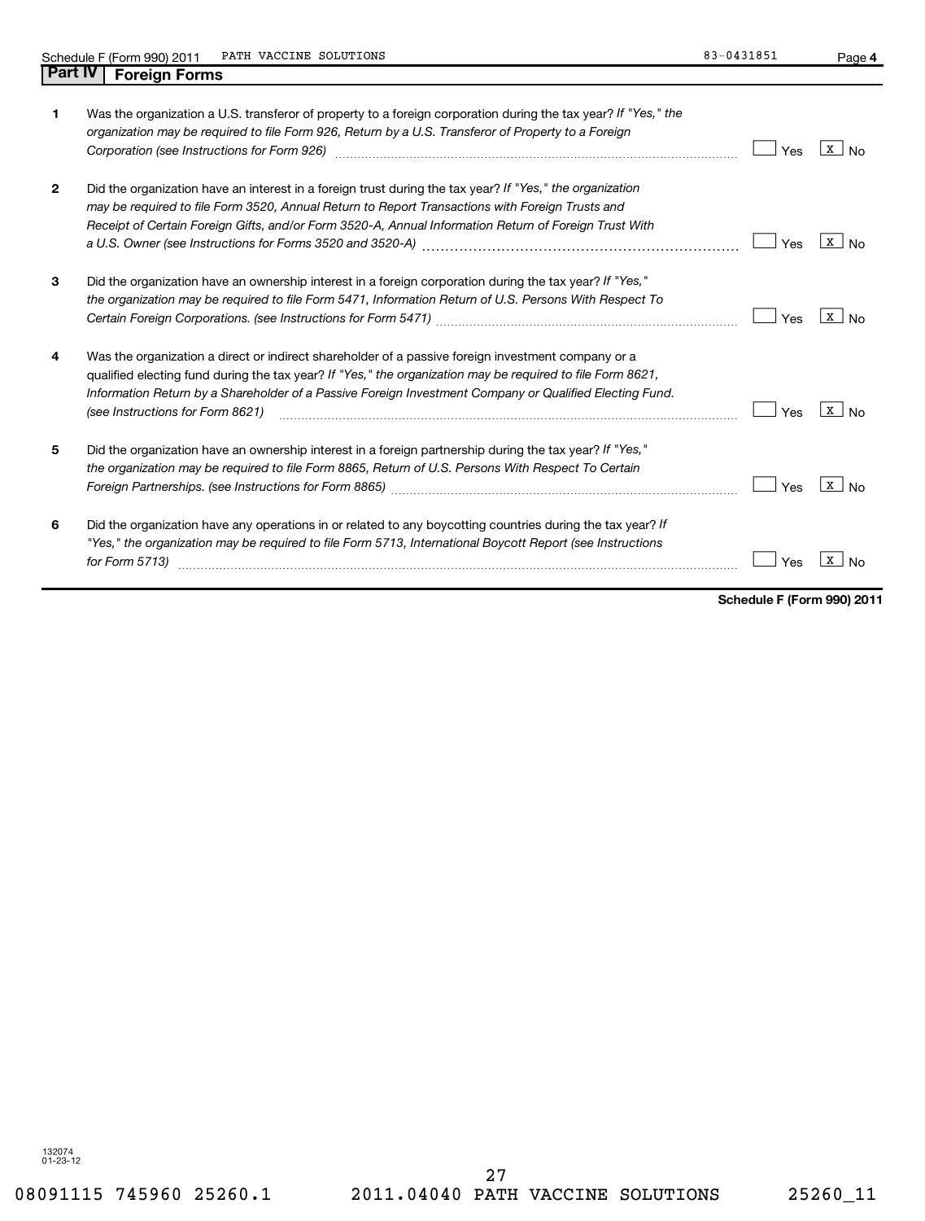Schedule F (Form 990) 2011 PATH VACCINE SOLUTIONS 83-0431851 Page 4

## Part IV Foreign Forms

| | | Yes | No |
|---|---|---|---|
| 1 | Was the organization a U.S. transferor of property to a foreign corporation during the tax year? *If "Yes," the organization may be required to file Form 926, Return by a U.S. Transferor of Property to a Foreign Corporation (see Instructions for Form 926)* | | X |
| 2 | Did the organization have an interest in a foreign trust during the tax year? *If "Yes," the organization may be required to file Form 3520, Annual Return to Report Transactions with Foreign Trusts and Receipt of Certain Foreign Gifts, and/or Form 3520-A, Annual Information Return of Foreign Trust With a U.S. Owner (see Instructions for Forms 3520 and 3520-A)* | | X |
| 3 | Did the organization have an ownership interest in a foreign corporation during the tax year? *If "Yes," the organization may be required to file Form 5471, Information Return of U.S. Persons With Respect To Certain Foreign Corporations. (see Instructions for Form 5471)* | | X |
| 4 | Was the organization a direct or indirect shareholder of a passive foreign investment company or a qualified electing fund during the tax year? *If "Yes," the organization may be required to file Form 8621, Information Return by a Shareholder of a Passive Foreign Investment Company or Qualified Electing Fund. (see Instructions for Form 8621)* | | X |
| 5 | Did the organization have an ownership interest in a foreign partnership during the tax year? *If "Yes," the organization may be required to file Form 8865, Return of U.S. Persons With Respect To Certain Foreign Partnerships. (see Instructions for Form 8865)* | | X |
| 6 | Did the organization have any operations in or related to any boycotting countries during the tax year? *If "Yes," the organization may be required to file Form 5713, International Boycott Report (see Instructions for Form 5713)* | | X |

**Schedule F (Form 990) 2011**

132074
01-23-12

08091115 745960 25260.1 2011.04040 PATH VACCINE SOLUTIONS 25260_11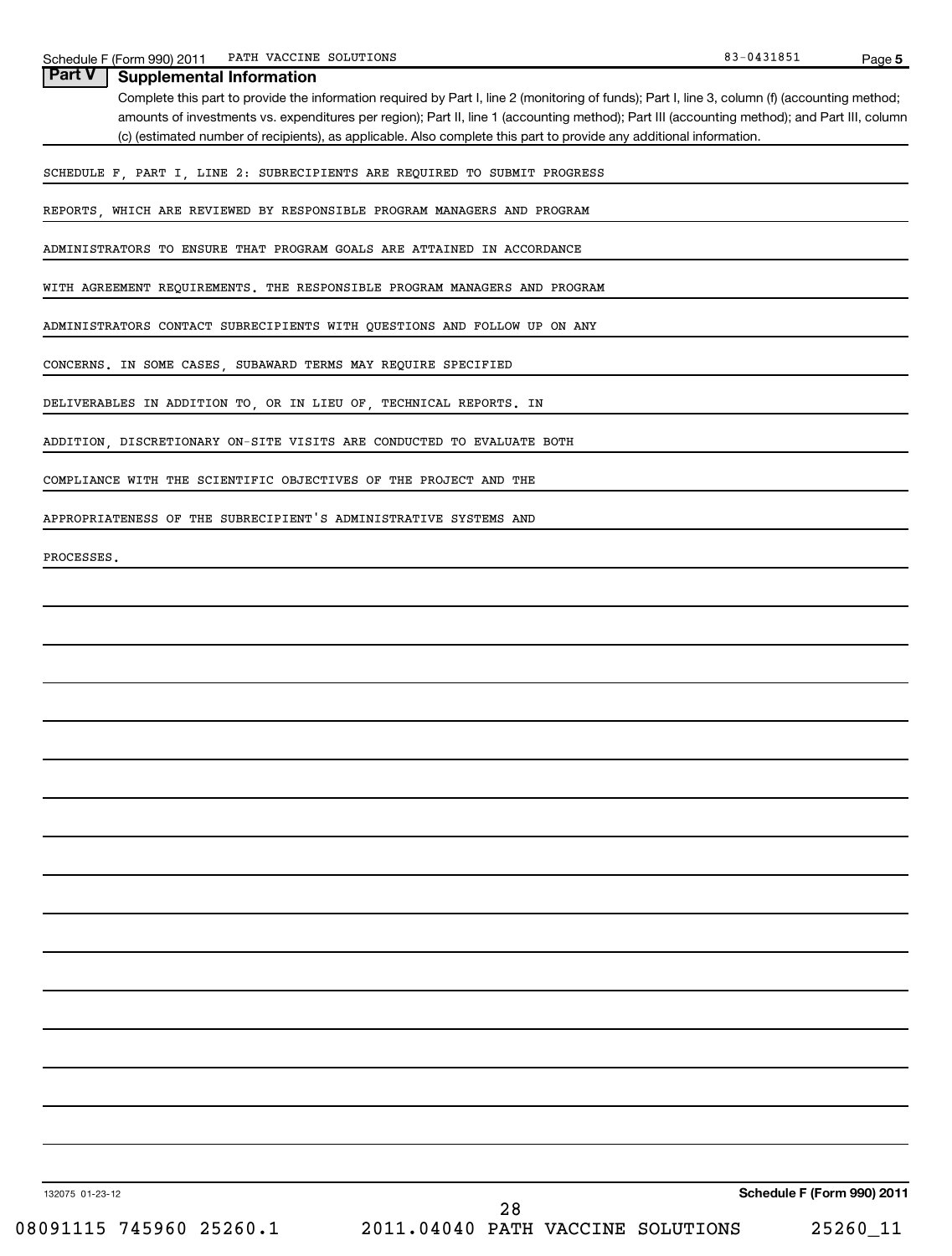## Part V Supplemental Information

Complete this part to provide the information required by Part I, line 2 (monitoring of funds); Part I, line 3, column (f) (accounting method; amounts of investments vs. expenditures per region); Part II, line 1 (accounting method); Part III (accounting method); and Part III, column (c) (estimated number of recipients), as applicable. Also complete this part to provide any additional information.

SCHEDULE F, PART I, LINE 2: SUBRECIPIENTS ARE REQUIRED TO SUBMIT PROGRESS REPORTS, WHICH ARE REVIEWED BY RESPONSIBLE PROGRAM MANAGERS AND PROGRAM ADMINISTRATORS TO ENSURE THAT PROGRAM GOALS ARE ATTAINED IN ACCORDANCE WITH AGREEMENT REQUIREMENTS. THE RESPONSIBLE PROGRAM MANAGERS AND PROGRAM ADMINISTRATORS CONTACT SUBRECIPIENTS WITH QUESTIONS AND FOLLOW UP ON ANY CONCERNS. IN SOME CASES, SUBAWARD TERMS MAY REQUIRE SPECIFIED DELIVERABLES IN ADDITION TO, OR IN LIEU OF, TECHNICAL REPORTS. IN ADDITION, DISCRETIONARY ON-SITE VISITS ARE CONDUCTED TO EVALUATE BOTH COMPLIANCE WITH THE SCIENTIFIC OBJECTIVES OF THE PROJECT AND THE APPROPRIATENESS OF THE SUBRECIPIENT'S ADMINISTRATIVE SYSTEMS AND PROCESSES.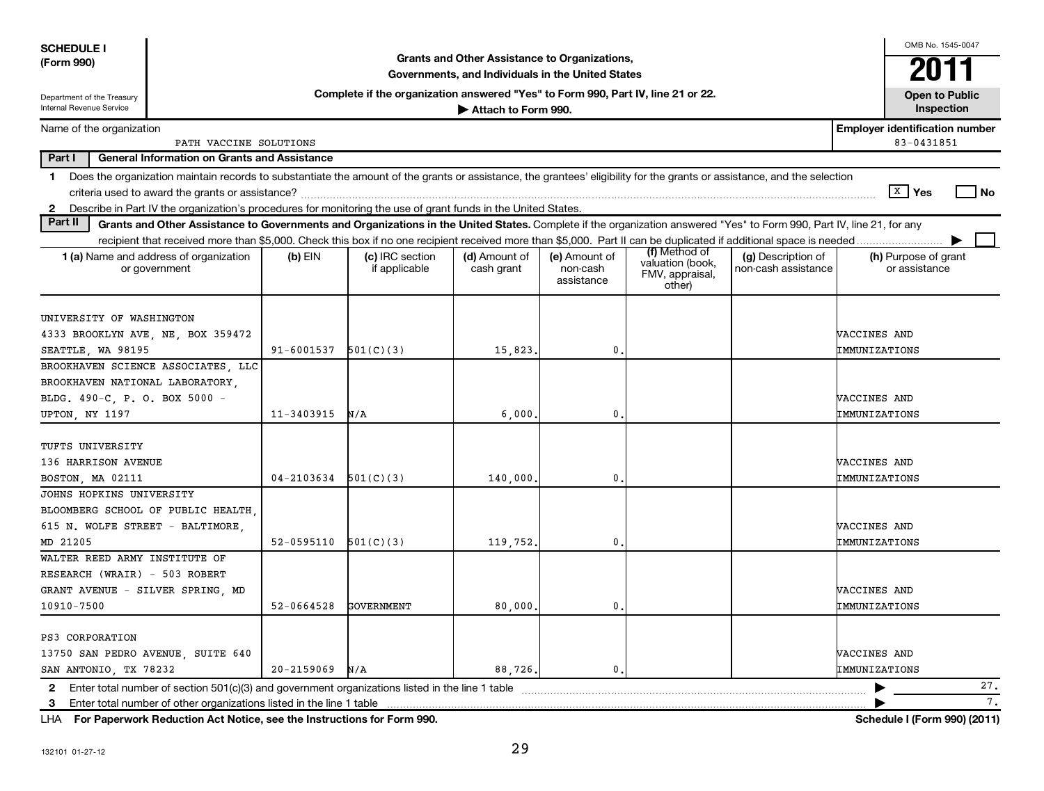**SCHEDULE I**
**(Form 990)**

Department of the Treasury
Internal Revenue Service

# Grants and Other Assistance to Organizations, Governments, and Individuals in the United States

**Complete if the organization answered "Yes" to Form 990, Part IV, line 21 or 22.**
**▶ Attach to Form 990.**

OMB No. 1545-0047
**2011**
**Open to Public Inspection**

Name of the organization: PATH VACCINE SOLUTIONS
**Employer identification number:** 83-0431851

## Part I General Information on Grants and Assistance

1 Does the organization maintain records to substantiate the amount of the grants or assistance, the grantees' eligibility for the grants or assistance, and the selection criteria used to award the grants or assistance? [X] Yes [ ] No

2 Describe in Part IV the organization's procedures for monitoring the use of grant funds in the United States.

## Part II Grants and Other Assistance to Governments and Organizations in the United States.

Complete if the organization answered "Yes" to Form 990, Part IV, line 21, for any recipient that received more than $5,000. Check this box if no one recipient received more than $5,000. Part II can be duplicated if additional space is needed ▶ [ ]

| 1 (a) Name and address of organization or government | (b) EIN | (c) IRC section if applicable | (d) Amount of cash grant | (e) Amount of non-cash assistance | (f) Method of valuation (book, FMV, appraisal, other) | (g) Description of non-cash assistance | (h) Purpose of grant or assistance |
|---|---|---|---|---|---|---|---|
| UNIVERSITY OF WASHINGTON 4333 BROOKLYN AVE, NE, BOX 359472 SEATTLE, WA 98195 | 91-6001537 | 501(C)(3) | 15,823. | 0. | | | VACCINES AND IMMUNIZATIONS |
| BROOKHAVEN SCIENCE ASSOCIATES, LLC BROOKHAVEN NATIONAL LABORATORY, BLDG. 490-C, P. O. BOX 5000 - UPTON, NY 1197 | 11-3403915 | N/A | 6,000. | 0. | | | VACCINES AND IMMUNIZATIONS |
| TUFTS UNIVERSITY 136 HARRISON AVENUE BOSTON, MA 02111 | 04-2103634 | 501(C)(3) | 140,000. | 0. | | | VACCINES AND IMMUNIZATIONS |
| JOHNS HOPKINS UNIVERSITY BLOOMBERG SCHOOL OF PUBLIC HEALTH, 615 N. WOLFE STREET - BALTIMORE, MD 21205 | 52-0595110 | 501(C)(3) | 119,752. | 0. | | | VACCINES AND IMMUNIZATIONS |
| WALTER REED ARMY INSTITUTE OF RESEARCH (WRAIR) - 503 ROBERT GRANT AVENUE - SILVER SPRING, MD 10910-7500 | 52-0664528 | GOVERNMENT | 80,000. | 0. | | | VACCINES AND IMMUNIZATIONS |
| PS3 CORPORATION 13750 SAN PEDRO AVENUE, SUITE 640 SAN ANTONIO, TX 78232 | 20-2159069 | N/A | 88,726. | 0. | | | VACCINES AND IMMUNIZATIONS |

2 Enter total number of section 501(c)(3) and government organizations listed in the line 1 table ▶ 27.

3 Enter total number of other organizations listed in the line 1 table ▶ 7.

LHA **For Paperwork Reduction Act Notice, see the Instructions for Form 990.** **Schedule I (Form 990) (2011)**

132101 01-27-12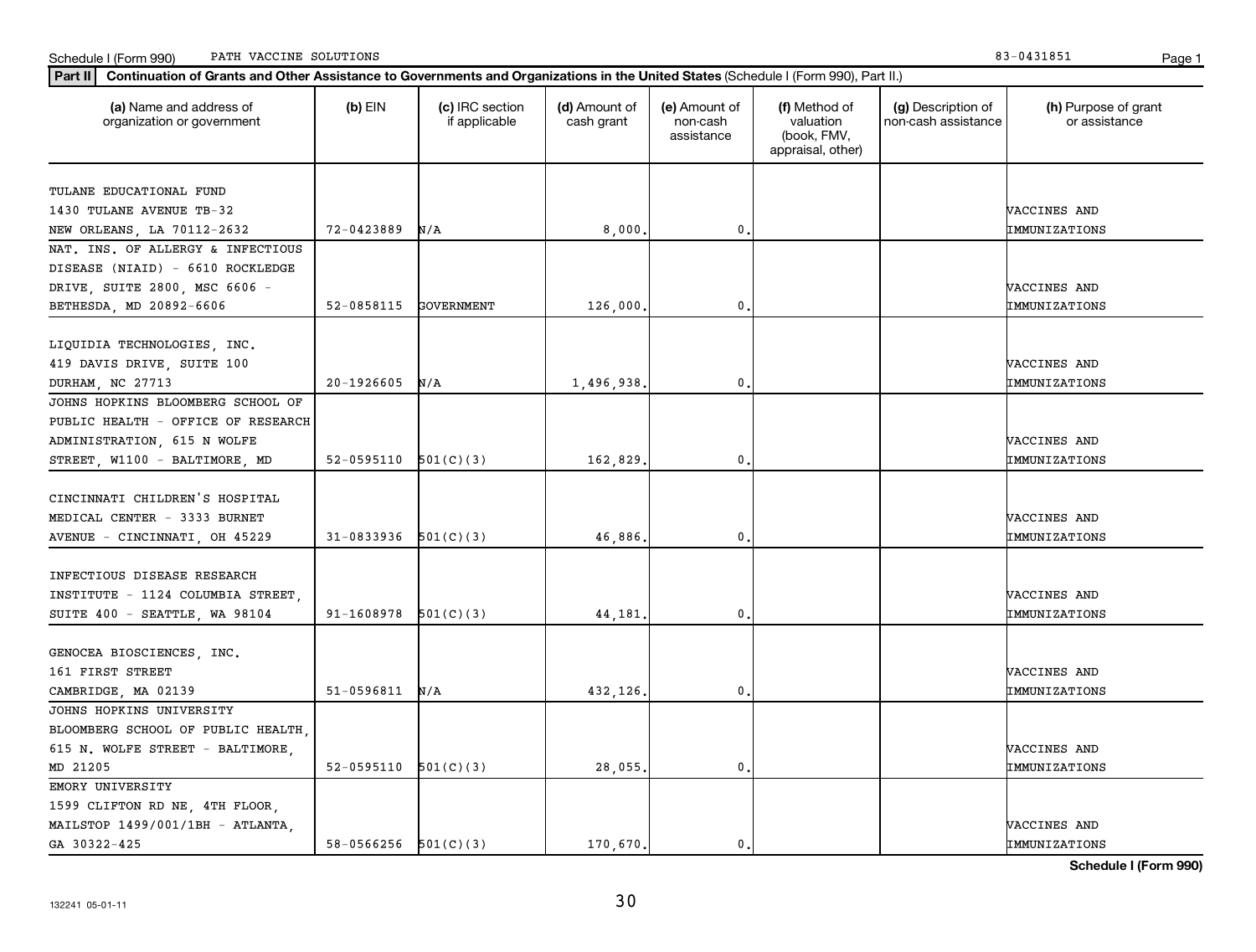Schedule I (Form 990) PATH VACCINE SOLUTIONS 83-0431851

**Part II** **Continuation of Grants and Other Assistance to Governments and Organizations in the United States** (Schedule I (Form 990), Part II.)

| (a) Name and address of organization or government | (b) EIN | (c) IRC section if applicable | (d) Amount of cash grant | (e) Amount of non-cash assistance | (f) Method of valuation (book, FMV, appraisal, other) | (g) Description of non-cash assistance | (h) Purpose of grant or assistance |
|---|---|---|---|---|---|---|---|
| TULANE EDUCATIONAL FUND 1430 TULANE AVENUE TB-32 NEW ORLEANS, LA 70112-2632 | 72-0423889 | N/A | 8,000. | 0. | | | VACCINES AND IMMUNIZATIONS |
| NAT. INS. OF ALLERGY & INFECTIOUS DISEASE (NIAID) - 6610 ROCKLEDGE DRIVE, SUITE 2800, MSC 6606 - BETHESDA, MD 20892-6606 | 52-0858115 | GOVERNMENT | 126,000. | 0. | | | VACCINES AND IMMUNIZATIONS |
| LIQUIDIA TECHNOLOGIES, INC. 419 DAVIS DRIVE, SUITE 100 DURHAM, NC 27713 | 20-1926605 | N/A | 1,496,938. | 0. | | | VACCINES AND IMMUNIZATIONS |
| JOHNS HOPKINS BLOOMBERG SCHOOL OF PUBLIC HEALTH - OFFICE OF RESEARCH ADMINISTRATION, 615 N WOLFE STREET, W1100 - BALTIMORE, MD | 52-0595110 | 501(C)(3) | 162,829. | 0. | | | VACCINES AND IMMUNIZATIONS |
| CINCINNATI CHILDREN'S HOSPITAL MEDICAL CENTER - 3333 BURNET AVENUE - CINCINNATI, OH 45229 | 31-0833936 | 501(C)(3) | 46,886. | 0. | | | VACCINES AND IMMUNIZATIONS |
| INFECTIOUS DISEASE RESEARCH INSTITUTE - 1124 COLUMBIA STREET, SUITE 400 - SEATTLE, WA 98104 | 91-1608978 | 501(C)(3) | 44,181. | 0. | | | VACCINES AND IMMUNIZATIONS |
| GENOCEA BIOSCIENCES, INC. 161 FIRST STREET CAMBRIDGE, MA 02139 | 51-0596811 | N/A | 432,126. | 0. | | | VACCINES AND IMMUNIZATIONS |
| JOHNS HOPKINS UNIVERSITY BLOOMBERG SCHOOL OF PUBLIC HEALTH, 615 N. WOLFE STREET - BALTIMORE, MD 21205 | 52-0595110 | 501(C)(3) | 28,055. | 0. | | | VACCINES AND IMMUNIZATIONS |
| EMORY UNIVERSITY 1599 CLIFTON RD NE, 4TH FLOOR, MAILSTOP 1499/001/1BH - ATLANTA, GA 30322-425 | 58-0566256 | 501(C)(3) | 170,670. | 0. | | | VACCINES AND IMMUNIZATIONS |

**Schedule I (Form 990)**

132241 05-01-11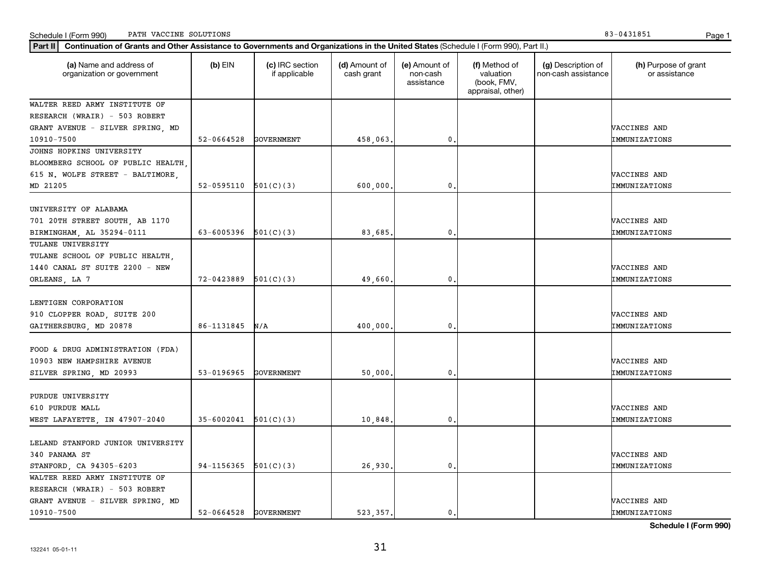Schedule I (Form 990) PATH VACCINE SOLUTIONS 83-0431851

**Part II** **Continuation of Grants and Other Assistance to Governments and Organizations in the United States** (Schedule I (Form 990), Part II.)

| (a) Name and address of organization or government | (b) EIN | (c) IRC section if applicable | (d) Amount of cash grant | (e) Amount of non-cash assistance | (f) Method of valuation (book, FMV, appraisal, other) | (g) Description of non-cash assistance | (h) Purpose of grant or assistance |
|---|---|---|---|---|---|---|---|
| WALTER REED ARMY INSTITUTE OF RESEARCH (WRAIR) - 503 ROBERT GRANT AVENUE - SILVER SPRING, MD 10910-7500 | 52-0664528 | GOVERNMENT | 458,063. | 0. | | | VACCINES AND IMMUNIZATIONS |
| JOHNS HOPKINS UNIVERSITY BLOOMBERG SCHOOL OF PUBLIC HEALTH, 615 N. WOLFE STREET - BALTIMORE, MD 21205 | 52-0595110 | 501(C)(3) | 600,000. | 0. | | | VACCINES AND IMMUNIZATIONS |
| UNIVERSITY OF ALABAMA 701 20TH STREET SOUTH, AB 1170 BIRMINGHAM, AL 35294-0111 | 63-6005396 | 501(C)(3) | 83,685. | 0. | | | VACCINES AND IMMUNIZATIONS |
| TULANE UNIVERSITY TULANE SCHOOL OF PUBLIC HEALTH, 1440 CANAL ST SUITE 2200 - NEW ORLEANS, LA 7 | 72-0423889 | 501(C)(3) | 49,660. | 0. | | | VACCINES AND IMMUNIZATIONS |
| LENTIGEN CORPORATION 910 CLOPPER ROAD, SUITE 200 GAITHERSBURG, MD 20878 | 86-1131845 | N/A | 400,000. | 0. | | | VACCINES AND IMMUNIZATIONS |
| FOOD & DRUG ADMINISTRATION (FDA) 10903 NEW HAMPSHIRE AVENUE SILVER SPRING, MD 20993 | 53-0196965 | GOVERNMENT | 50,000. | 0. | | | VACCINES AND IMMUNIZATIONS |
| PURDUE UNIVERSITY 610 PURDUE MALL WEST LAFAYETTE, IN 47907-2040 | 35-6002041 | 501(C)(3) | 10,848. | 0. | | | VACCINES AND IMMUNIZATIONS |
| LELAND STANFORD JUNIOR UNIVERSITY 340 PANAMA ST STANFORD, CA 94305-6203 | 94-1156365 | 501(C)(3) | 26,930. | 0. | | | VACCINES AND IMMUNIZATIONS |
| WALTER REED ARMY INSTITUTE OF RESEARCH (WRAIR) - 503 ROBERT GRANT AVENUE - SILVER SPRING, MD 10910-7500 | 52-0664528 | GOVERNMENT | 523,357. | 0. | | | VACCINES AND IMMUNIZATIONS |

**Schedule I (Form 990)**

132241 05-01-11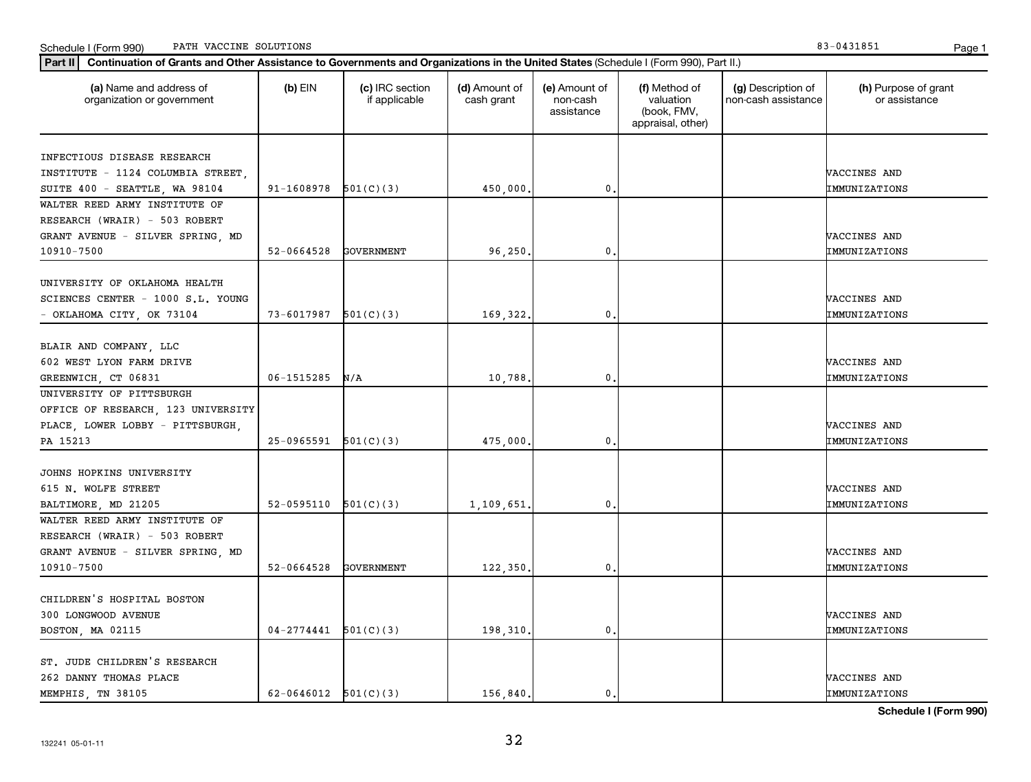Schedule I (Form 990) PATH VACCINE SOLUTIONS 83-0431851

**Part II** **Continuation of Grants and Other Assistance to Governments and Organizations in the United States** (Schedule I (Form 990), Part II.)

| (a) Name and address of organization or government | (b) EIN | (c) IRC section if applicable | (d) Amount of cash grant | (e) Amount of non-cash assistance | (f) Method of valuation (book, FMV, appraisal, other) | (g) Description of non-cash assistance | (h) Purpose of grant or assistance |
|---|---|---|---|---|---|---|---|
| INFECTIOUS DISEASE RESEARCH INSTITUTE - 1124 COLUMBIA STREET, SUITE 400 - SEATTLE, WA 98104 | 91-1608978 | 501(C)(3) | 450,000. | 0. | | | VACCINES AND IMMUNIZATIONS |
| WALTER REED ARMY INSTITUTE OF RESEARCH (WRAIR) - 503 ROBERT GRANT AVENUE - SILVER SPRING, MD 10910-7500 | 52-0664528 | GOVERNMENT | 96,250. | 0. | | | VACCINES AND IMMUNIZATIONS |
| UNIVERSITY OF OKLAHOMA HEALTH SCIENCES CENTER - 1000 S.L. YOUNG - OKLAHOMA CITY, OK 73104 | 73-6017987 | 501(C)(3) | 169,322. | 0. | | | VACCINES AND IMMUNIZATIONS |
| BLAIR AND COMPANY, LLC 602 WEST LYON FARM DRIVE GREENWICH, CT 06831 | 06-1515285 | N/A | 10,788. | 0. | | | VACCINES AND IMMUNIZATIONS |
| UNIVERSITY OF PITTSBURGH OFFICE OF RESEARCH, 123 UNIVERSITY PLACE, LOWER LOBBY - PITTSBURGH, PA 15213 | 25-0965591 | 501(C)(3) | 475,000. | 0. | | | VACCINES AND IMMUNIZATIONS |
| JOHNS HOPKINS UNIVERSITY 615 N. WOLFE STREET BALTIMORE, MD 21205 | 52-0595110 | 501(C)(3) | 1,109,651. | 0. | | | VACCINES AND IMMUNIZATIONS |
| WALTER REED ARMY INSTITUTE OF RESEARCH (WRAIR) - 503 ROBERT GRANT AVENUE - SILVER SPRING, MD 10910-7500 | 52-0664528 | GOVERNMENT | 122,350. | 0. | | | VACCINES AND IMMUNIZATIONS |
| CHILDREN'S HOSPITAL BOSTON 300 LONGWOOD AVENUE BOSTON, MA 02115 | 04-2774441 | 501(C)(3) | 198,310. | 0. | | | VACCINES AND IMMUNIZATIONS |
| ST. JUDE CHILDREN'S RESEARCH 262 DANNY THOMAS PLACE MEMPHIS, TN 38105 | 62-0646012 | 501(C)(3) | 156,840. | 0. | | | VACCINES AND IMMUNIZATIONS |

**Schedule I (Form 990)**

132241 05-01-11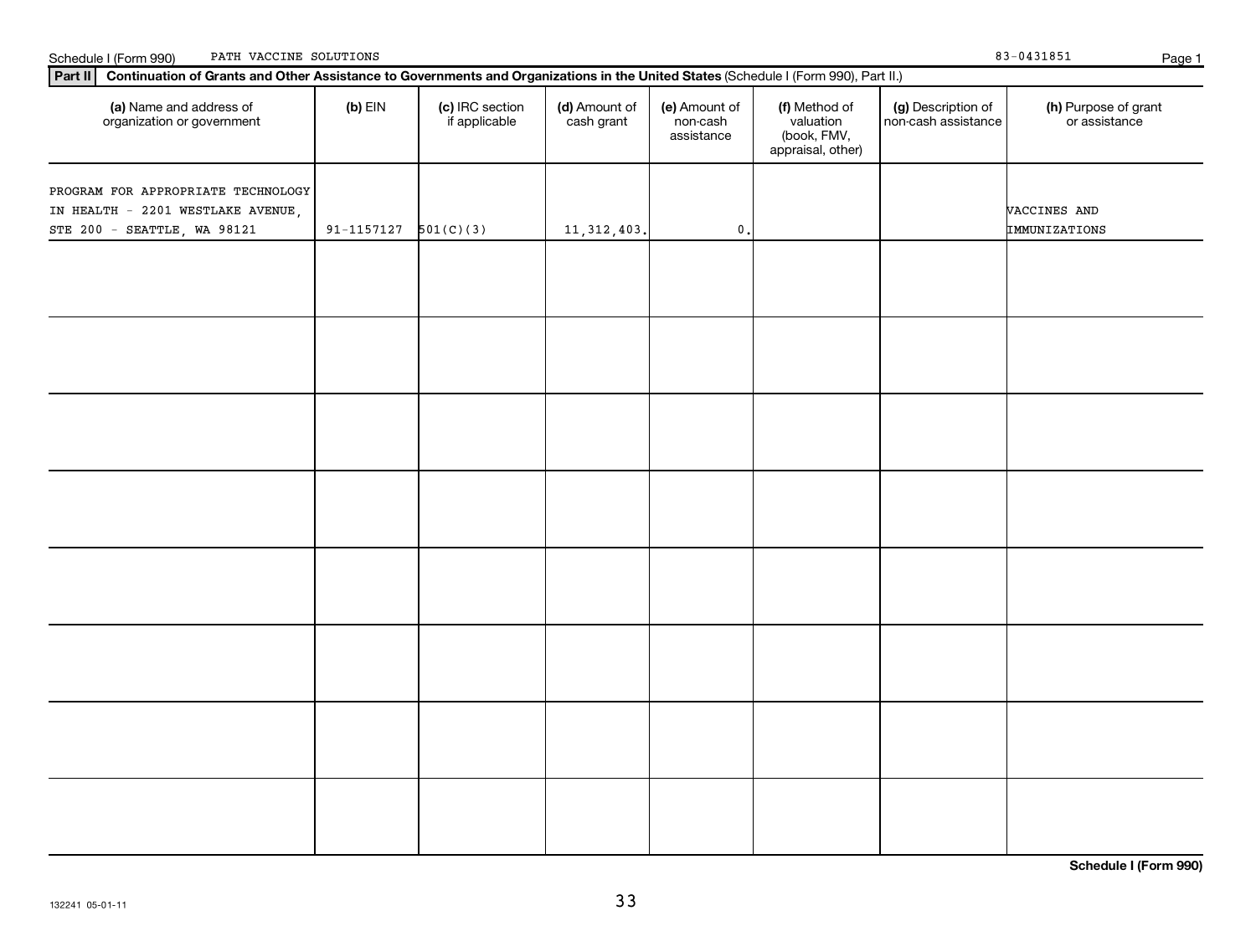Schedule I (Form 990) PATH VACCINE SOLUTIONS 83-0431851

**Part II** **Continuation of Grants and Other Assistance to Governments and Organizations in the United States** (Schedule I (Form 990), Part II.)

| (a) Name and address of organization or government | (b) EIN | (c) IRC section if applicable | (d) Amount of cash grant | (e) Amount of non-cash assistance | (f) Method of valuation (book, FMV, appraisal, other) | (g) Description of non-cash assistance | (h) Purpose of grant or assistance |
|---|---|---|---|---|---|---|---|
| PROGRAM FOR APPROPRIATE TECHNOLOGY IN HEALTH - 2201 WESTLAKE AVENUE, STE 200 - SEATTLE, WA 98121 | 91-1157127 | 501(C)(3) | 11,312,403. | 0. | | | VACCINES AND IMMUNIZATIONS |
| | | | | | | | |
| | | | | | | | |
| | | | | | | | |
| | | | | | | | |
| | | | | | | | |
| | | | | | | | |
| | | | | | | | |
| | | | | | | | |

**Schedule I (Form 990)**

132241 05-01-11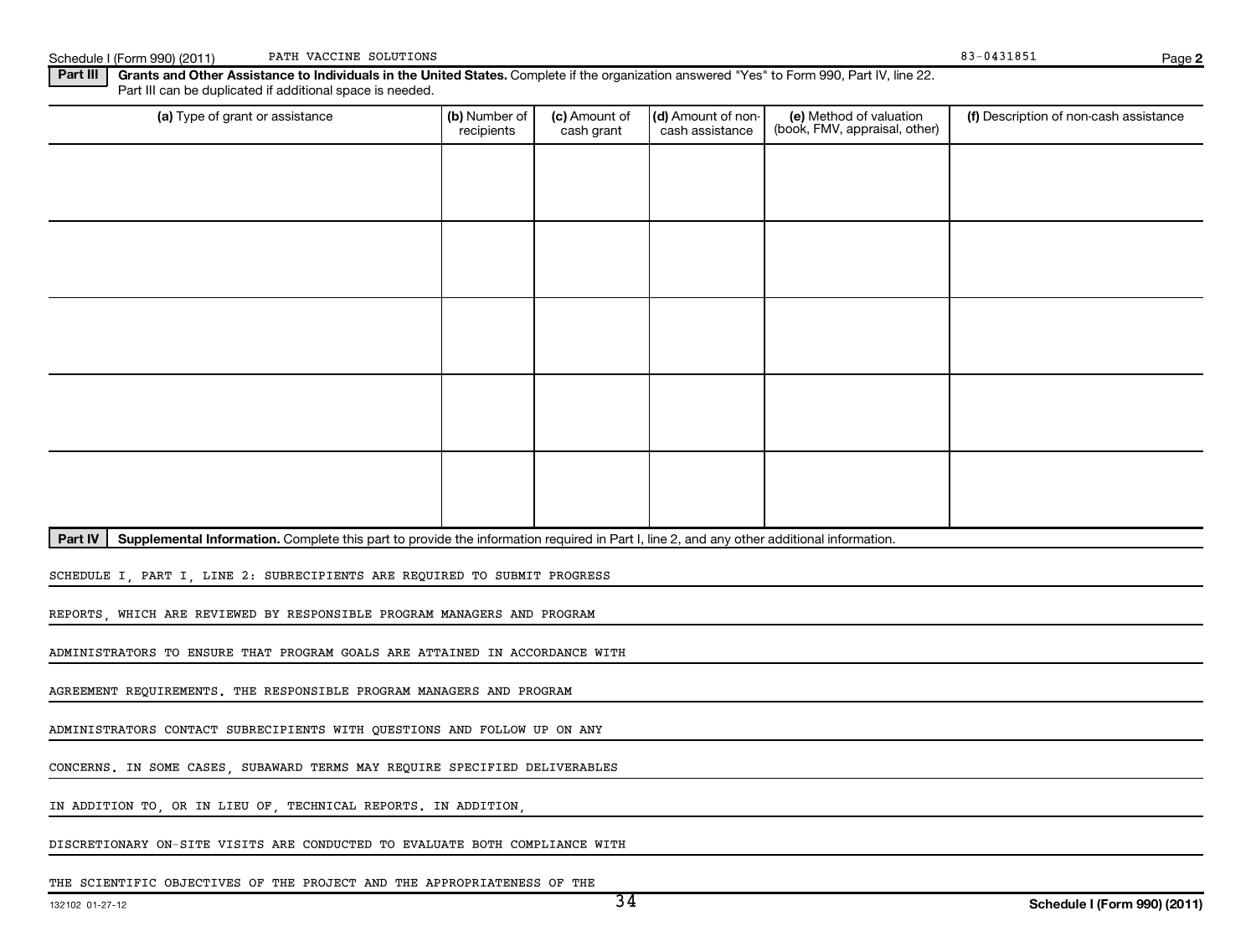**Part III** **Grants and Other Assistance to Individuals in the United States.** Complete if the organization answered "Yes" to Form 990, Part IV, line 22. Part III can be duplicated if additional space is needed.

| (a) Type of grant or assistance | (b) Number of recipients | (c) Amount of cash grant | (d) Amount of non-cash assistance | (e) Method of valuation (book, FMV, appraisal, other) | (f) Description of non-cash assistance |
|---|---|---|---|---|---|
| | | | | | |
| | | | | | |
| | | | | | |
| | | | | | |
| | | | | | |

**Part IV** **Supplemental Information.** Complete this part to provide the information required in Part I, line 2, and any other additional information.

SCHEDULE I, PART I, LINE 2: SUBRECIPIENTS ARE REQUIRED TO SUBMIT PROGRESS REPORTS, WHICH ARE REVIEWED BY RESPONSIBLE PROGRAM MANAGERS AND PROGRAM ADMINISTRATORS TO ENSURE THAT PROGRAM GOALS ARE ATTAINED IN ACCORDANCE WITH AGREEMENT REQUIREMENTS. THE RESPONSIBLE PROGRAM MANAGERS AND PROGRAM ADMINISTRATORS CONTACT SUBRECIPIENTS WITH QUESTIONS AND FOLLOW UP ON ANY CONCERNS. IN SOME CASES, SUBAWARD TERMS MAY REQUIRE SPECIFIED DELIVERABLES IN ADDITION TO, OR IN LIEU OF, TECHNICAL REPORTS. IN ADDITION, DISCRETIONARY ON-SITE VISITS ARE CONDUCTED TO EVALUATE BOTH COMPLIANCE WITH THE SCIENTIFIC OBJECTIVES OF THE PROJECT AND THE APPROPRIATENESS OF THE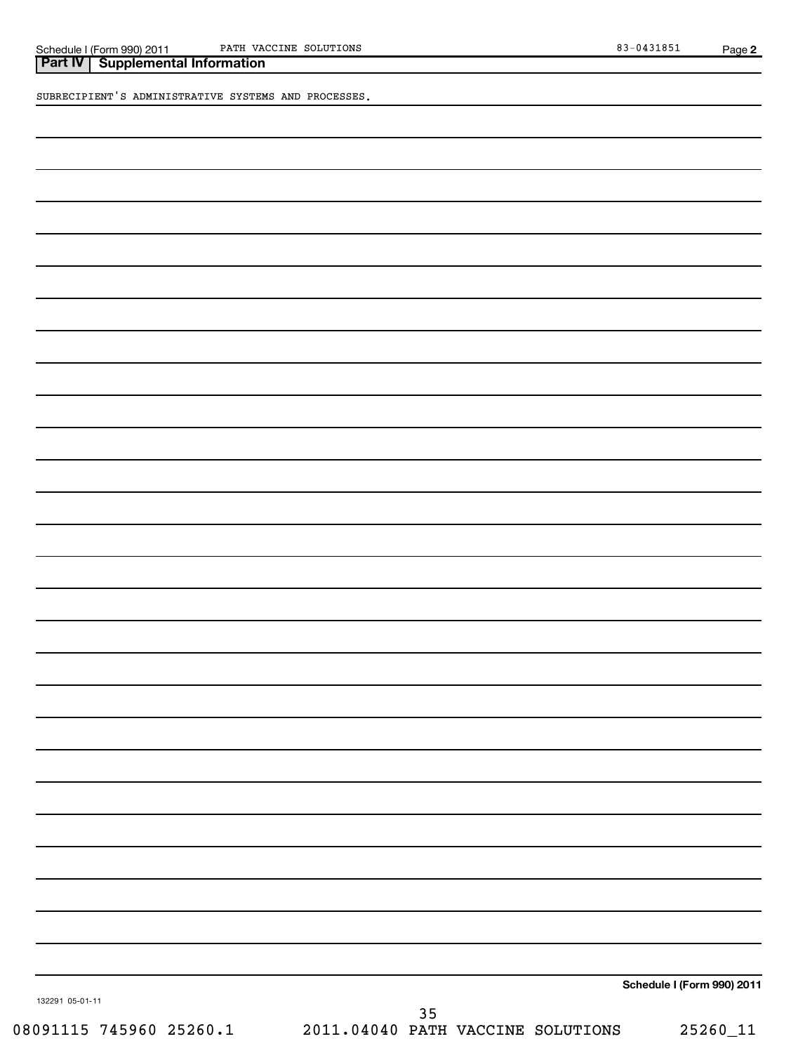## Part IV | Supplemental Information

SUBRECIPIENT'S ADMINISTRATIVE SYSTEMS AND PROCESSES.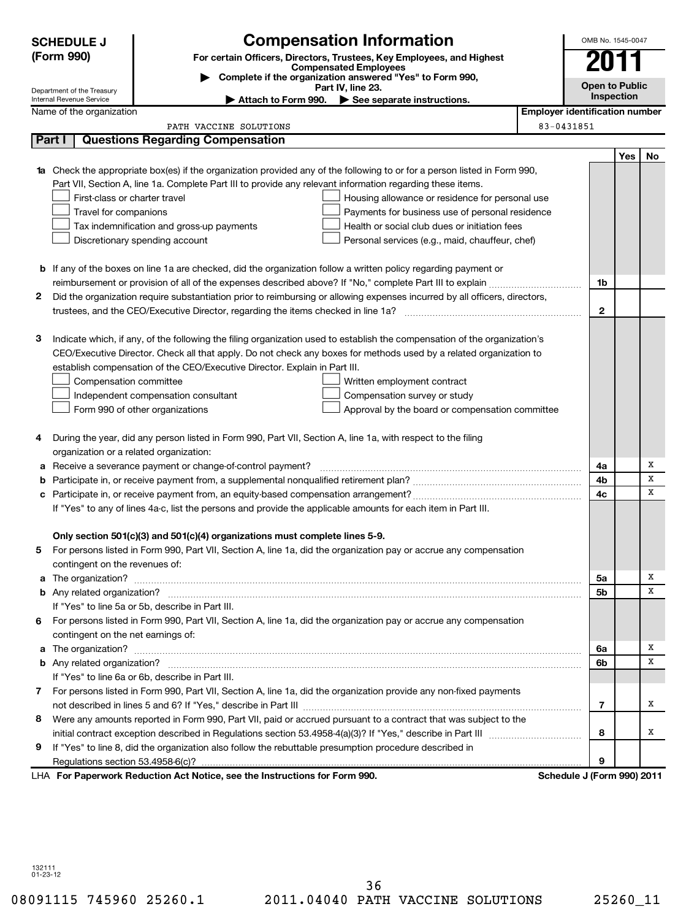**SCHEDULE J (Form 990)**

# Compensation Information

**For certain Officers, Directors, Trustees, Key Employees, and Highest Compensated Employees**

▶ Complete if the organization answered "Yes" to Form 990, Part IV, line 23.

▶ Attach to Form 990. ▶ See separate instructions.

OMB No. 1545-0047

**2011**

**Open to Public Inspection**

Department of the Treasury
Internal Revenue Service

| Name of the organization | Employer identification number |
|---|---|
| PATH VACCINE SOLUTIONS | 83-0431851 |

## Part I Questions Regarding Compensation

| | | | Yes | No |
|---|---|---|---|---|
| **1a** | Check the appropriate box(es) if the organization provided any of the following to or for a person listed in Form 990, Part VII, Section A, line 1a. Complete Part III to provide any relevant information regarding these items.<br>☐ First-class or charter travel ☐ Housing allowance or residence for personal use<br>☐ Travel for companions ☐ Payments for business use of personal residence<br>☐ Tax indemnification and gross-up payments ☐ Health or social club dues or initiation fees<br>☐ Discretionary spending account ☐ Personal services (e.g., maid, chauffeur, chef) | | | |
| **b** | If any of the boxes on line 1a are checked, did the organization follow a written policy regarding payment or reimbursement or provision of all of the expenses described above? If "No," complete Part III to explain | 1b | | |
| **2** | Did the organization require substantiation prior to reimbursing or allowing expenses incurred by all officers, directors, trustees, and the CEO/Executive Director, regarding the items checked in line 1a? | 2 | | |
| **3** | Indicate which, if any, of the following the filing organization used to establish the compensation of the organization's CEO/Executive Director. Check all that apply. Do not check any boxes for methods used by a related organization to establish compensation of the CEO/Executive Director. Explain in Part III.<br>☐ Compensation committee ☐ Written employment contract<br>☐ Independent compensation consultant ☐ Compensation survey or study<br>☐ Form 990 of other organizations ☐ Approval by the board or compensation committee | | | |
| **4** | During the year, did any person listed in Form 990, Part VII, Section A, line 1a, with respect to the filing organization or a related organization: | | | |
| **a** | Receive a severance payment or change-of-control payment? | 4a | | X |
| **b** | Participate in, or receive payment from, a supplemental nonqualified retirement plan? | 4b | | X |
| **c** | Participate in, or receive payment from, an equity-based compensation arrangement? | 4c | | X |
| | If "Yes" to any of lines 4a-c, list the persons and provide the applicable amounts for each item in Part III. | | | |
| | **Only section 501(c)(3) and 501(c)(4) organizations must complete lines 5-9.** | | | |
| **5** | For persons listed in Form 990, Part VII, Section A, line 1a, did the organization pay or accrue any compensation contingent on the revenues of: | | | |
| **a** | The organization? | 5a | | X |
| **b** | Any related organization? | 5b | | X |
| | If "Yes" to line 5a or 5b, describe in Part III. | | | |
| **6** | For persons listed in Form 990, Part VII, Section A, line 1a, did the organization pay or accrue any compensation contingent on the net earnings of: | | | |
| **a** | The organization? | 6a | | X |
| **b** | Any related organization? | 6b | | X |
| | If "Yes" to line 6a or 6b, describe in Part III. | | | |
| **7** | For persons listed in Form 990, Part VII, Section A, line 1a, did the organization provide any non-fixed payments not described in lines 5 and 6? If "Yes," describe in Part III | 7 | | X |
| **8** | Were any amounts reported in Form 990, Part VII, paid or accrued pursuant to a contract that was subject to the initial contract exception described in Regulations section 53.4958-4(a)(3)? If "Yes," describe in Part III | 8 | | X |
| **9** | If "Yes" to line 8, did the organization also follow the rebuttable presumption procedure described in Regulations section 53.4958-6(c)? | 9 | | |

LHA **For Paperwork Reduction Act Notice, see the Instructions for Form 990.** **Schedule J (Form 990) 2011**

132111
01-23-12

08091115 745960 25260.1 2011.04040 PATH VACCINE SOLUTIONS 25260_11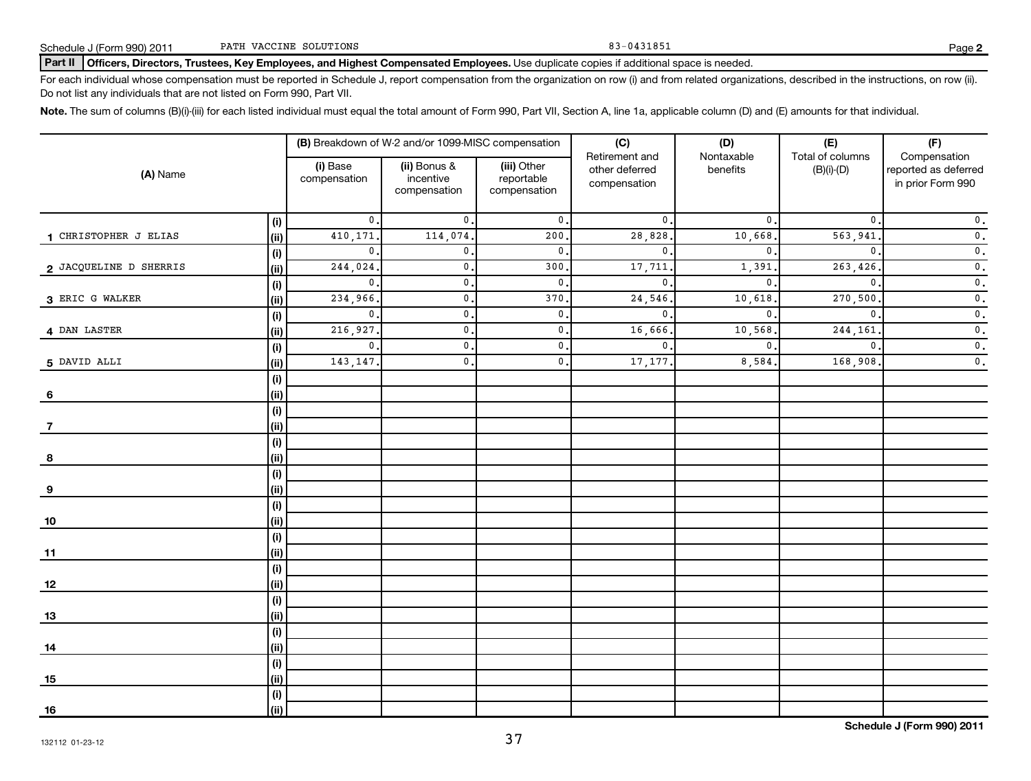Schedule J (Form 990) 2011 PATH VACCINE SOLUTIONS 83-0431851 Page 2

**Part II** **Officers, Directors, Trustees, Key Employees, and Highest Compensated Employees.** Use duplicate copies if additional space is needed.

For each individual whose compensation must be reported in Schedule J, report compensation from the organization on row (i) and from related organizations, described in the instructions, on row (ii). Do not list any individuals that are not listed on Form 990, Part VII.

**Note.** The sum of columns (B)(i)-(iii) for each listed individual must equal the total amount of Form 990, Part VII, Section A, line 1a, applicable column (D) and (E) amounts for that individual.

| (A) Name | | (B) Breakdown of W-2 and/or 1099-MISC compensation | | | (C) Retirement and other deferred compensation | (D) Nontaxable benefits | (E) Total of columns (B)(i)-(D) | (F) Compensation reported as deferred in prior Form 990 |
|---|---|---|---|---|---|---|---|---|
| | | (i) Base compensation | (ii) Bonus & incentive compensation | (iii) Other reportable compensation | | | | |
| 1 CHRISTOPHER J ELIAS | (i) | 0. | 0. | 0. | 0. | 0. | 0. | 0. |
| | (ii) | 410,171. | 114,074. | 200. | 28,828. | 10,668. | 563,941. | 0. |
| 2 JACQUELINE D SHERRIS | (i) | 0. | 0. | 0. | 0. | 0. | 0. | 0. |
| | (ii) | 244,024. | 0. | 300. | 17,711. | 1,391. | 263,426. | 0. |
| 3 ERIC G WALKER | (i) | 0. | 0. | 0. | 0. | 0. | 0. | 0. |
| | (ii) | 234,966. | 0. | 370. | 24,546. | 10,618. | 270,500. | 0. |
| 4 DAN LASTER | (i) | 0. | 0. | 0. | 0. | 0. | 0. | 0. |
| | (ii) | 216,927. | 0. | 0. | 16,666. | 10,568. | 244,161. | 0. |
| 5 DAVID ALLI | (i) | 0. | 0. | 0. | 0. | 0. | 0. | 0. |
| | (ii) | 143,147. | 0. | 0. | 17,177. | 8,584. | 168,908. | 0. |
| 6 | (i) | | | | | | | |
| | (ii) | | | | | | | |
| 7 | (i) | | | | | | | |
| | (ii) | | | | | | | |
| 8 | (i) | | | | | | | |
| | (ii) | | | | | | | |
| 9 | (i) | | | | | | | |
| | (ii) | | | | | | | |
| 10 | (i) | | | | | | | |
| | (ii) | | | | | | | |
| 11 | (i) | | | | | | | |
| | (ii) | | | | | | | |
| 12 | (i) | | | | | | | |
| | (ii) | | | | | | | |
| 13 | (i) | | | | | | | |
| | (ii) | | | | | | | |
| 14 | (i) | | | | | | | |
| | (ii) | | | | | | | |
| 15 | (i) | | | | | | | |
| | (ii) | | | | | | | |
| 16 | (i) | | | | | | | |
| | (ii) | | | | | | | |

Schedule J (Form 990) 2011

132112 01-23-12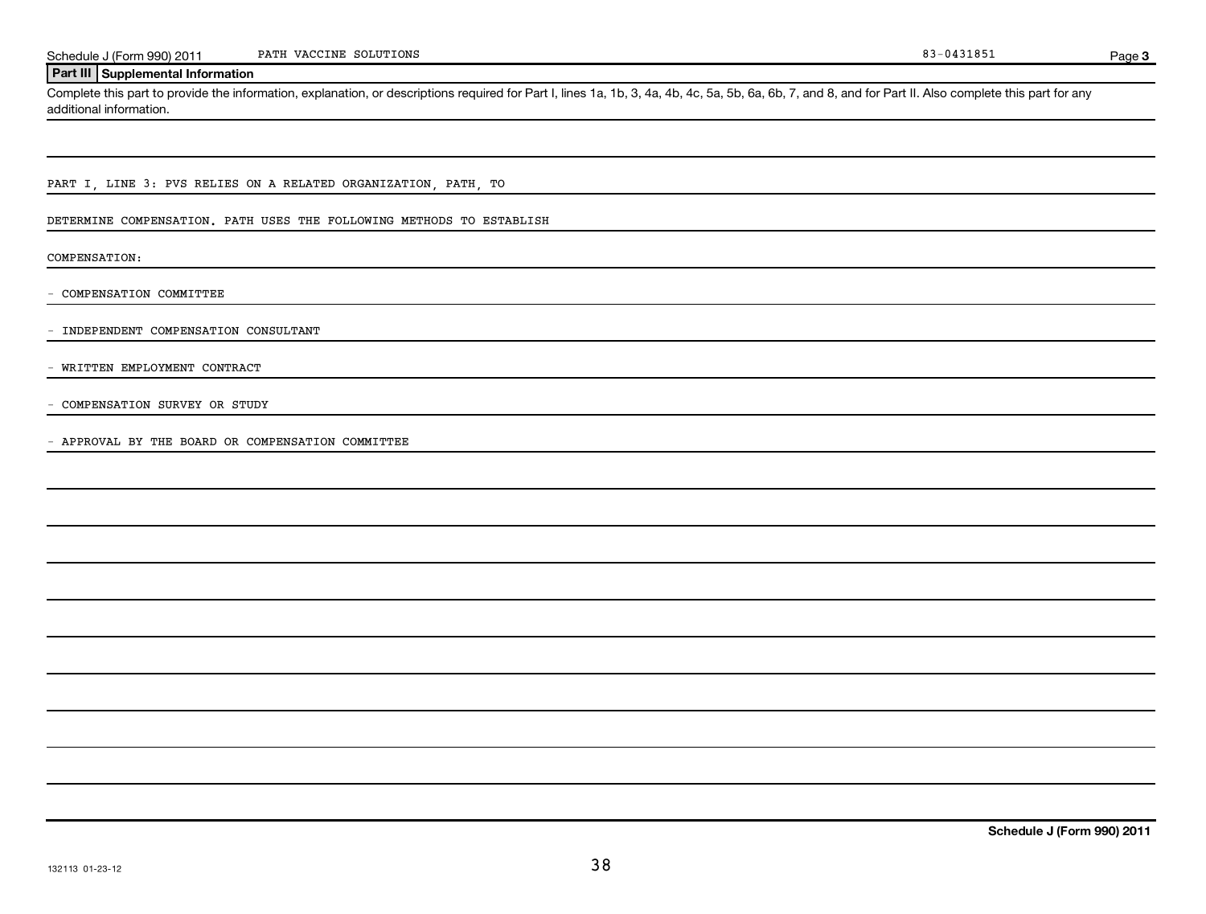Schedule J (Form 990) 2011 PATH VACCINE SOLUTIONS 83-0431851 Page **3**

## Part III Supplemental Information

Complete this part to provide the information, explanation, or descriptions required for Part I, lines 1a, 1b, 3, 4a, 4b, 4c, 5a, 5b, 6a, 6b, 7, and 8, and for Part II. Also complete this part for any additional information.

PART I, LINE 3: PVS RELIES ON A RELATED ORGANIZATION, PATH, TO DETERMINE COMPENSATION. PATH USES THE FOLLOWING METHODS TO ESTABLISH COMPENSATION:

- COMPENSATION COMMITTEE
- INDEPENDENT COMPENSATION CONSULTANT
- WRITTEN EMPLOYMENT CONTRACT
- COMPENSATION SURVEY OR STUDY
- APPROVAL BY THE BOARD OR COMPENSATION COMMITTEE

**Schedule J (Form 990) 2011**

132113 01-23-12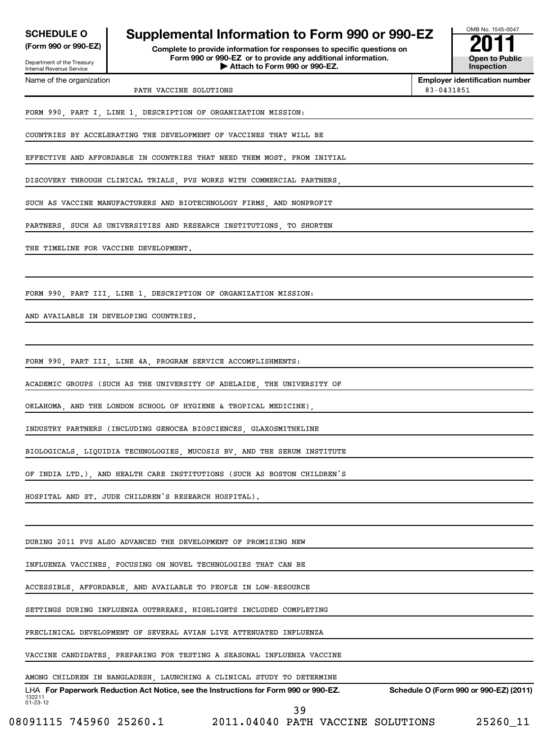**SCHEDULE O (Form 990 or 990-EZ)**

Department of the Treasury
Internal Revenue Service

# Supplemental Information to Form 990 or 990-EZ

**Complete to provide information for responses to specific questions on Form 990 or 990-EZ or to provide any additional information.**
**▶ Attach to Form 990 or 990-EZ.**

OMB No. 1545-0047

**2011**

**Open to Public Inspection**

Name of the organization: PATH VACCINE SOLUTIONS

**Employer identification number:** 83-0431851

FORM 990, PART I, LINE 1, DESCRIPTION OF ORGANIZATION MISSION:

COUNTRIES BY ACCELERATING THE DEVELOPMENT OF VACCINES THAT WILL BE EFFECTIVE AND AFFORDABLE IN COUNTRIES THAT NEED THEM MOST. FROM INITIAL DISCOVERY THROUGH CLINICAL TRIALS, PVS WORKS WITH COMMERCIAL PARTNERS, SUCH AS VACCINE MANUFACTURERS AND BIOTECHNOLOGY FIRMS, AND NONPROFIT PARTNERS, SUCH AS UNIVERSITIES AND RESEARCH INSTITUTIONS, TO SHORTEN THE TIMELINE FOR VACCINE DEVELOPMENT.

FORM 990, PART III, LINE 1, DESCRIPTION OF ORGANIZATION MISSION:

AND AVAILABLE IN DEVELOPING COUNTRIES.

FORM 990, PART III, LINE 4A, PROGRAM SERVICE ACCOMPLISHMENTS:

ACADEMIC GROUPS (SUCH AS THE UNIVERSITY OF ADELAIDE, THE UNIVERSITY OF OKLAHOMA, AND THE LONDON SCHOOL OF HYGIENE & TROPICAL MEDICINE), INDUSTRY PARTNERS (INCLUDING GENOCEA BIOSCIENCES, GLAXOSMITHKLINE BIOLOGICALS, LIQUIDIA TECHNOLOGIES, MUCOSIS BV, AND THE SERUM INSTITUTE OF INDIA LTD.), AND HEALTH CARE INSTITUTIONS (SUCH AS BOSTON CHILDREN'S HOSPITAL AND ST. JUDE CHILDREN'S RESEARCH HOSPITAL).

DURING 2011 PVS ALSO ADVANCED THE DEVELOPMENT OF PROMISING NEW INFLUENZA VACCINES, FOCUSING ON NOVEL TECHNOLOGIES THAT CAN BE ACCESSIBLE, AFFORDABLE, AND AVAILABLE TO PEOPLE IN LOW-RESOURCE SETTINGS DURING INFLUENZA OUTBREAKS. HIGHLIGHTS INCLUDED COMPLETING PRECLINICAL DEVELOPMENT OF SEVERAL AVIAN LIVE ATTENUATED INFLUENZA VACCINE CANDIDATES, PREPARING FOR TESTING A SEASONAL INFLUENZA VACCINE AMONG CHILDREN IN BANGLADESH, LAUNCHING A CLINICAL STUDY TO DETERMINE

LHA **For Paperwork Reduction Act Notice, see the Instructions for Form 990 or 990-EZ.** **Schedule O (Form 990 or 990-EZ) (2011)**

132211
01-23-12

08091115 745960 25260.1 2011.04040 PATH VACCINE SOLUTIONS 25260_11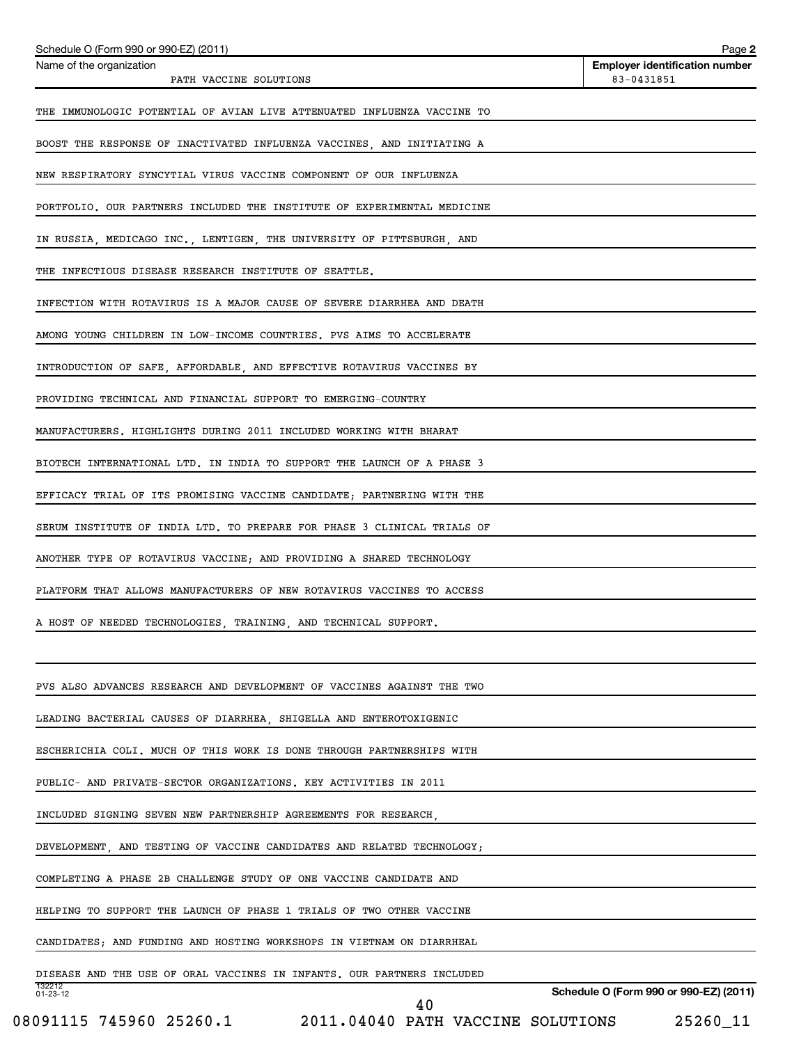Schedule O (Form 990 or 990-EZ) (2011) Page **2**

| Name of the organization | **Employer identification number** |
|---|---|
| PATH VACCINE SOLUTIONS | 83-0431851 |

THE IMMUNOLOGIC POTENTIAL OF AVIAN LIVE ATTENUATED INFLUENZA VACCINE TO BOOST THE RESPONSE OF INACTIVATED INFLUENZA VACCINES, AND INITIATING A NEW RESPIRATORY SYNCYTIAL VIRUS VACCINE COMPONENT OF OUR INFLUENZA PORTFOLIO. OUR PARTNERS INCLUDED THE INSTITUTE OF EXPERIMENTAL MEDICINE IN RUSSIA, MEDICAGO INC., LENTIGEN, THE UNIVERSITY OF PITTSBURGH, AND THE INFECTIOUS DISEASE RESEARCH INSTITUTE OF SEATTLE.

INFECTION WITH ROTAVIRUS IS A MAJOR CAUSE OF SEVERE DIARRHEA AND DEATH AMONG YOUNG CHILDREN IN LOW-INCOME COUNTRIES. PVS AIMS TO ACCELERATE INTRODUCTION OF SAFE, AFFORDABLE, AND EFFECTIVE ROTAVIRUS VACCINES BY PROVIDING TECHNICAL AND FINANCIAL SUPPORT TO EMERGING-COUNTRY MANUFACTURERS. HIGHLIGHTS DURING 2011 INCLUDED WORKING WITH BHARAT BIOTECH INTERNATIONAL LTD. IN INDIA TO SUPPORT THE LAUNCH OF A PHASE 3 EFFICACY TRIAL OF ITS PROMISING VACCINE CANDIDATE; PARTNERING WITH THE SERUM INSTITUTE OF INDIA LTD. TO PREPARE FOR PHASE 3 CLINICAL TRIALS OF ANOTHER TYPE OF ROTAVIRUS VACCINE; AND PROVIDING A SHARED TECHNOLOGY PLATFORM THAT ALLOWS MANUFACTURERS OF NEW ROTAVIRUS VACCINES TO ACCESS A HOST OF NEEDED TECHNOLOGIES, TRAINING, AND TECHNICAL SUPPORT.

PVS ALSO ADVANCES RESEARCH AND DEVELOPMENT OF VACCINES AGAINST THE TWO LEADING BACTERIAL CAUSES OF DIARRHEA, SHIGELLA AND ENTEROTOXIGENIC ESCHERICHIA COLI. MUCH OF THIS WORK IS DONE THROUGH PARTNERSHIPS WITH PUBLIC- AND PRIVATE-SECTOR ORGANIZATIONS. KEY ACTIVITIES IN 2011 INCLUDED SIGNING SEVEN NEW PARTNERSHIP AGREEMENTS FOR RESEARCH, DEVELOPMENT, AND TESTING OF VACCINE CANDIDATES AND RELATED TECHNOLOGY; COMPLETING A PHASE 2B CHALLENGE STUDY OF ONE VACCINE CANDIDATE AND HELPING TO SUPPORT THE LAUNCH OF PHASE 1 TRIALS OF TWO OTHER VACCINE CANDIDATES; AND FUNDING AND HOSTING WORKSHOPS IN VIETNAM ON DIARRHEAL DISEASE AND THE USE OF ORAL VACCINES IN INFANTS. OUR PARTNERS INCLUDED

132212
01-23-12

**Schedule O (Form 990 or 990-EZ) (2011)**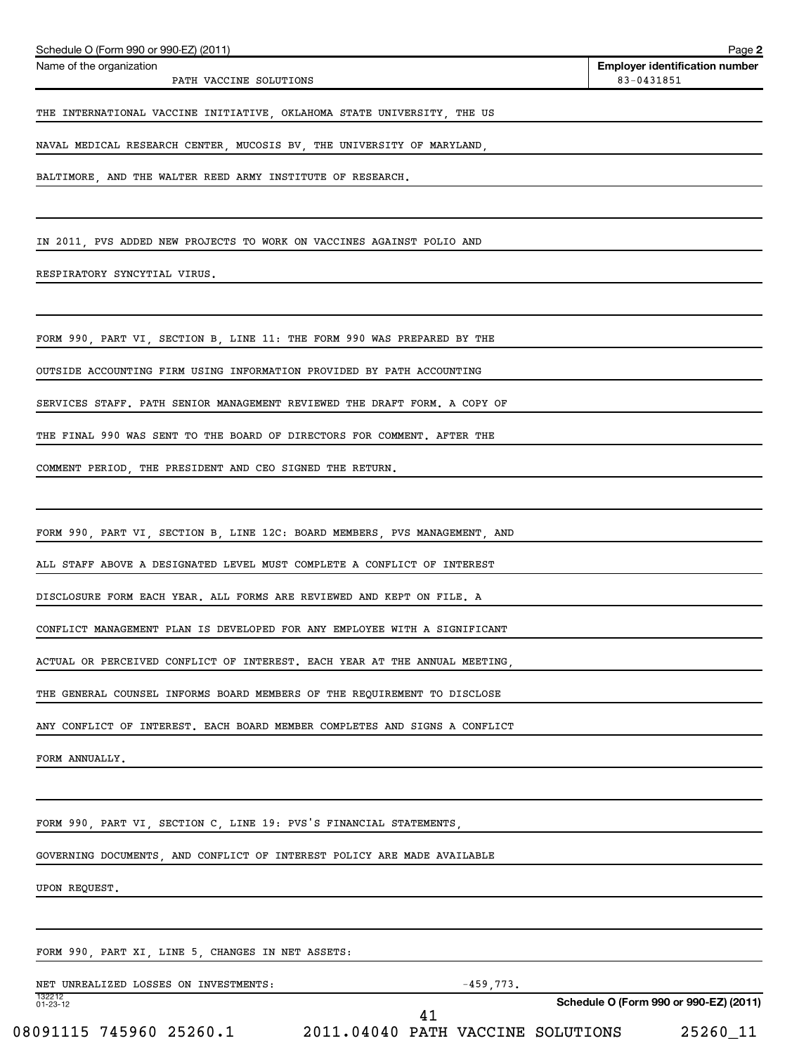Schedule O (Form 990 or 990-EZ) (2011) Page **2**

| Name of the organization | Employer identification number |
| --- | --- |
| PATH VACCINE SOLUTIONS | 83-0431851 |

THE INTERNATIONAL VACCINE INITIATIVE, OKLAHOMA STATE UNIVERSITY, THE US NAVAL MEDICAL RESEARCH CENTER, MUCOSIS BV, THE UNIVERSITY OF MARYLAND, BALTIMORE, AND THE WALTER REED ARMY INSTITUTE OF RESEARCH.

IN 2011, PVS ADDED NEW PROJECTS TO WORK ON VACCINES AGAINST POLIO AND RESPIRATORY SYNCYTIAL VIRUS.

FORM 990, PART VI, SECTION B, LINE 11: THE FORM 990 WAS PREPARED BY THE OUTSIDE ACCOUNTING FIRM USING INFORMATION PROVIDED BY PATH ACCOUNTING SERVICES STAFF. PATH SENIOR MANAGEMENT REVIEWED THE DRAFT FORM. A COPY OF THE FINAL 990 WAS SENT TO THE BOARD OF DIRECTORS FOR COMMENT. AFTER THE COMMENT PERIOD, THE PRESIDENT AND CEO SIGNED THE RETURN.

FORM 990, PART VI, SECTION B, LINE 12C: BOARD MEMBERS, PVS MANAGEMENT, AND ALL STAFF ABOVE A DESIGNATED LEVEL MUST COMPLETE A CONFLICT OF INTEREST DISCLOSURE FORM EACH YEAR. ALL FORMS ARE REVIEWED AND KEPT ON FILE. A CONFLICT MANAGEMENT PLAN IS DEVELOPED FOR ANY EMPLOYEE WITH A SIGNIFICANT ACTUAL OR PERCEIVED CONFLICT OF INTEREST. EACH YEAR AT THE ANNUAL MEETING, THE GENERAL COUNSEL INFORMS BOARD MEMBERS OF THE REQUIREMENT TO DISCLOSE ANY CONFLICT OF INTEREST. EACH BOARD MEMBER COMPLETES AND SIGNS A CONFLICT FORM ANNUALLY.

FORM 990, PART VI, SECTION C, LINE 19: PVS'S FINANCIAL STATEMENTS, GOVERNING DOCUMENTS, AND CONFLICT OF INTEREST POLICY ARE MADE AVAILABLE UPON REQUEST.

FORM 990, PART XI, LINE 5, CHANGES IN NET ASSETS:

NET UNREALIZED LOSSES ON INVESTMENTS: -459,773.

132212 01-23-12

**Schedule O (Form 990 or 990-EZ) (2011)**

08091115 745960 25260.1 2011.04040 PATH VACCINE SOLUTIONS 25260_11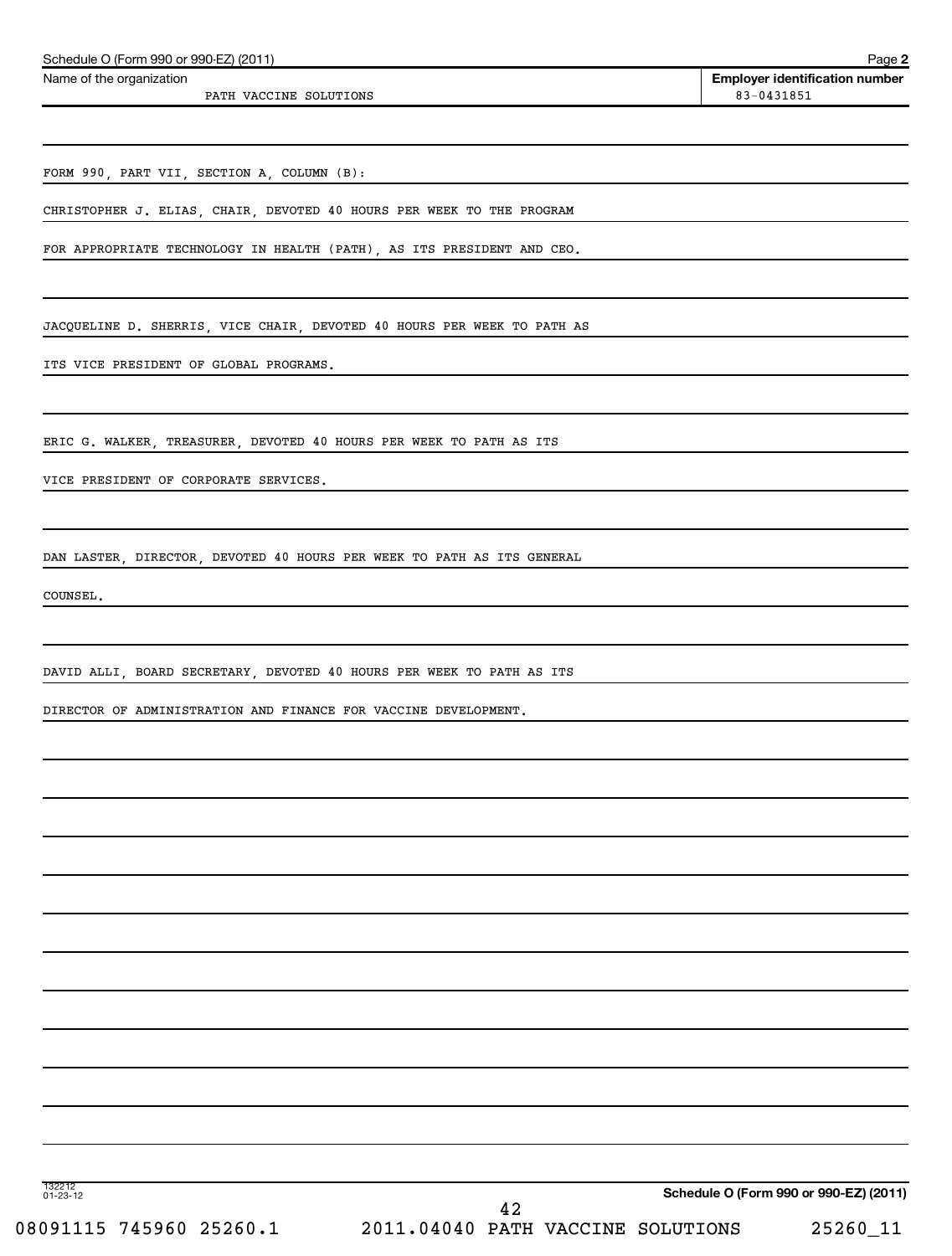Schedule O (Form 990 or 990-EZ) (2011) Page **2**

Name of the organization: PATH VACCINE SOLUTIONS

**Employer identification number**: 83-0431851

FORM 990, PART VII, SECTION A, COLUMN (B):

CHRISTOPHER J. ELIAS, CHAIR, DEVOTED 40 HOURS PER WEEK TO THE PROGRAM FOR APPROPRIATE TECHNOLOGY IN HEALTH (PATH), AS ITS PRESIDENT AND CEO.

JACQUELINE D. SHERRIS, VICE CHAIR, DEVOTED 40 HOURS PER WEEK TO PATH AS ITS VICE PRESIDENT OF GLOBAL PROGRAMS.

ERIC G. WALKER, TREASURER, DEVOTED 40 HOURS PER WEEK TO PATH AS ITS VICE PRESIDENT OF CORPORATE SERVICES.

DAN LASTER, DIRECTOR, DEVOTED 40 HOURS PER WEEK TO PATH AS ITS GENERAL COUNSEL.

DAVID ALLI, BOARD SECRETARY, DEVOTED 40 HOURS PER WEEK TO PATH AS ITS DIRECTOR OF ADMINISTRATION AND FINANCE FOR VACCINE DEVELOPMENT.

132212 01-23-12

**Schedule O (Form 990 or 990-EZ) (2011)**

08091115 745960 25260.1 2011.04040 PATH VACCINE SOLUTIONS 25260_11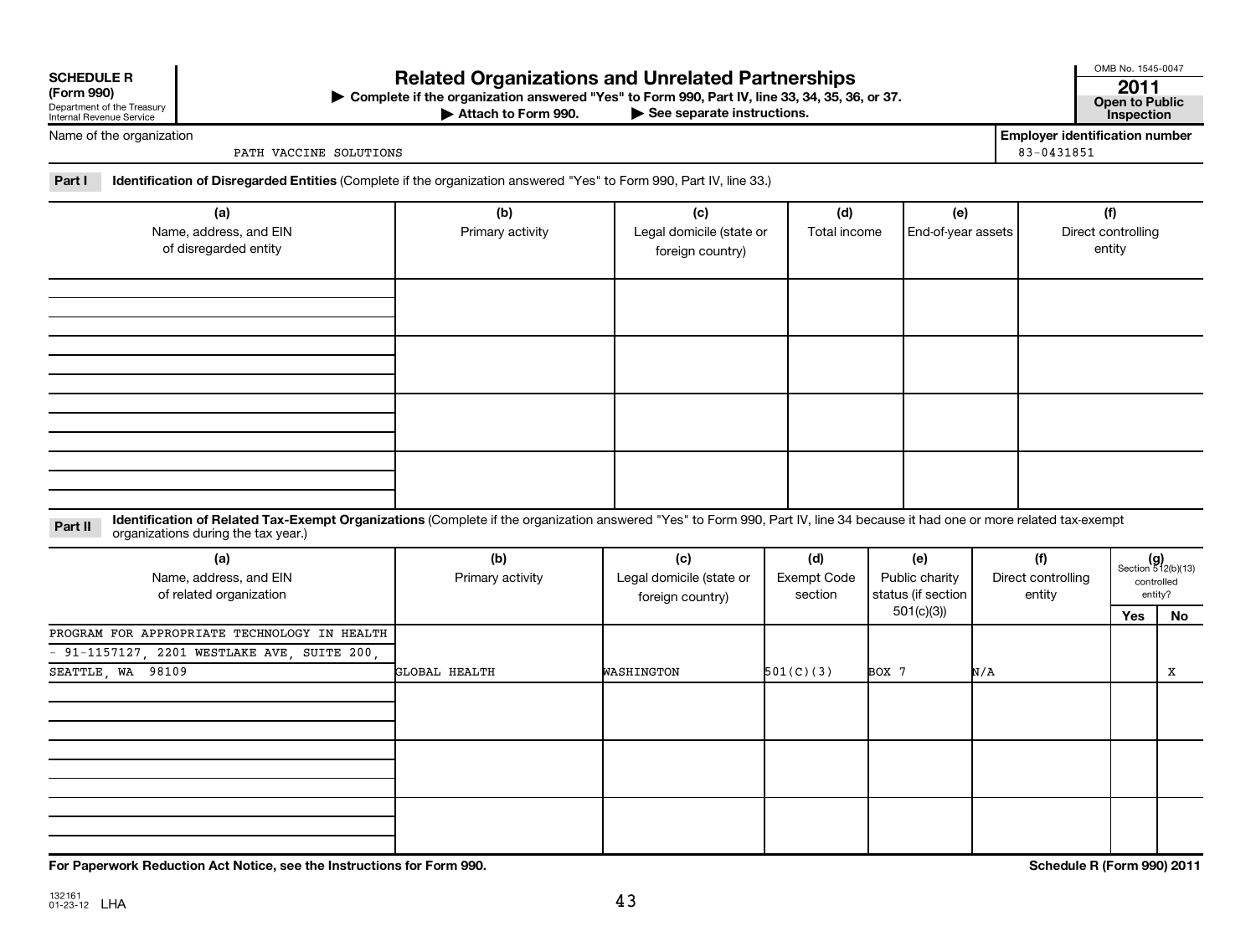**SCHEDULE R (Form 990)**
Department of the Treasury
Internal Revenue Service

# Related Organizations and Unrelated Partnerships

▶ Complete if the organization answered "Yes" to Form 990, Part IV, line 33, 34, 35, 36, or 37.
▶ Attach to Form 990. ▶ See separate instructions.

OMB No. 1545-0047
**2011**
**Open to Public Inspection**

Name of the organization: PATH VACCINE SOLUTIONS

Employer identification number: 83-0431851

**Part I** **Identification of Disregarded Entities** (Complete if the organization answered "Yes" to Form 990, Part IV, line 33.)

| (a) Name, address, and EIN of disregarded entity | (b) Primary activity | (c) Legal domicile (state or foreign country) | (d) Total income | (e) End-of-year assets | (f) Direct controlling entity |
|---|---|---|---|---|---|
| | | | | | |
| | | | | | |
| | | | | | |
| | | | | | |

**Part II** **Identification of Related Tax-Exempt Organizations** (Complete if the organization answered "Yes" to Form 990, Part IV, line 34 because it had one or more related tax-exempt organizations during the tax year.)

| (a) Name, address, and EIN of related organization | (b) Primary activity | (c) Legal domicile (state or foreign country) | (d) Exempt Code section | (e) Public charity status (if section 501(c)(3)) | (f) Direct controlling entity | (g) Section 512(b)(13) controlled entity? Yes | No |
|---|---|---|---|---|---|---|---|
| PROGRAM FOR APPROPRIATE TECHNOLOGY IN HEALTH - 91-1157127, 2201 WESTLAKE AVE, SUITE 200, SEATTLE, WA 98109 | GLOBAL HEALTH | WASHINGTON | 501(C)(3) | BOX 7 | N/A | | X |
| | | | | | | | |
| | | | | | | | |
| | | | | | | | |

**For Paperwork Reduction Act Notice, see the Instructions for Form 990.** **Schedule R (Form 990) 2011**

132161 01-23-12 LHA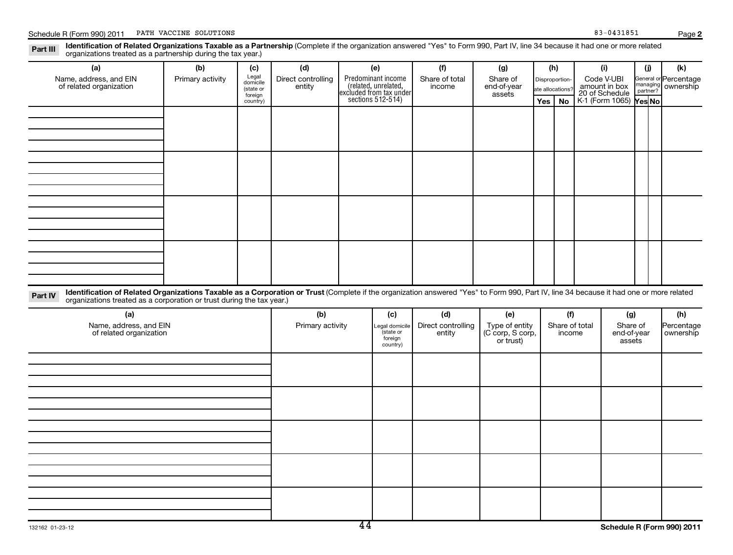Schedule R (Form 990) 2011 PATH VACCINE SOLUTIONS 83-0431851

**Part III** **Identification of Related Organizations Taxable as a Partnership** (Complete if the organization answered "Yes" to Form 990, Part IV, line 34 because it had one or more related organizations treated as a partnership during the tax year.)

| (a) Name, address, and EIN of related organization | (b) Primary activity | (c) Legal domicile (state or foreign country) | (d) Direct controlling entity | (e) Predominant income (related, unrelated, excluded from tax under sections 512-514) | (f) Share of total income | (g) Share of end-of-year assets | (h) Disproportionate allocations? Yes | (h) No | (i) Code V-UBI amount in box 20 of Schedule K-1 (Form 1065) | (j) General or managing partner? Yes | (j) No | (k) Percentage ownership |
|---|---|---|---|---|---|---|---|---|---|---|---|---|
| | | | | | | | | | | | | |
| | | | | | | | | | | | | |
| | | | | | | | | | | | | |
| | | | | | | | | | | | | |

**Part IV** **Identification of Related Organizations Taxable as a Corporation or Trust** (Complete if the organization answered "Yes" to Form 990, Part IV, line 34 because it had one or more related organizations treated as a corporation or trust during the tax year.)

| (a) Name, address, and EIN of related organization | (b) Primary activity | (c) Legal domicile (state or foreign country) | (d) Direct controlling entity | (e) Type of entity (C corp, S corp, or trust) | (f) Share of total income | (g) Share of end-of-year assets | (h) Percentage ownership |
|---|---|---|---|---|---|---|---|
| | | | | | | | |
| | | | | | | | |
| | | | | | | | |
| | | | | | | | |
| | | | | | | | |

132162 01-23-12 **Schedule R (Form 990) 2011**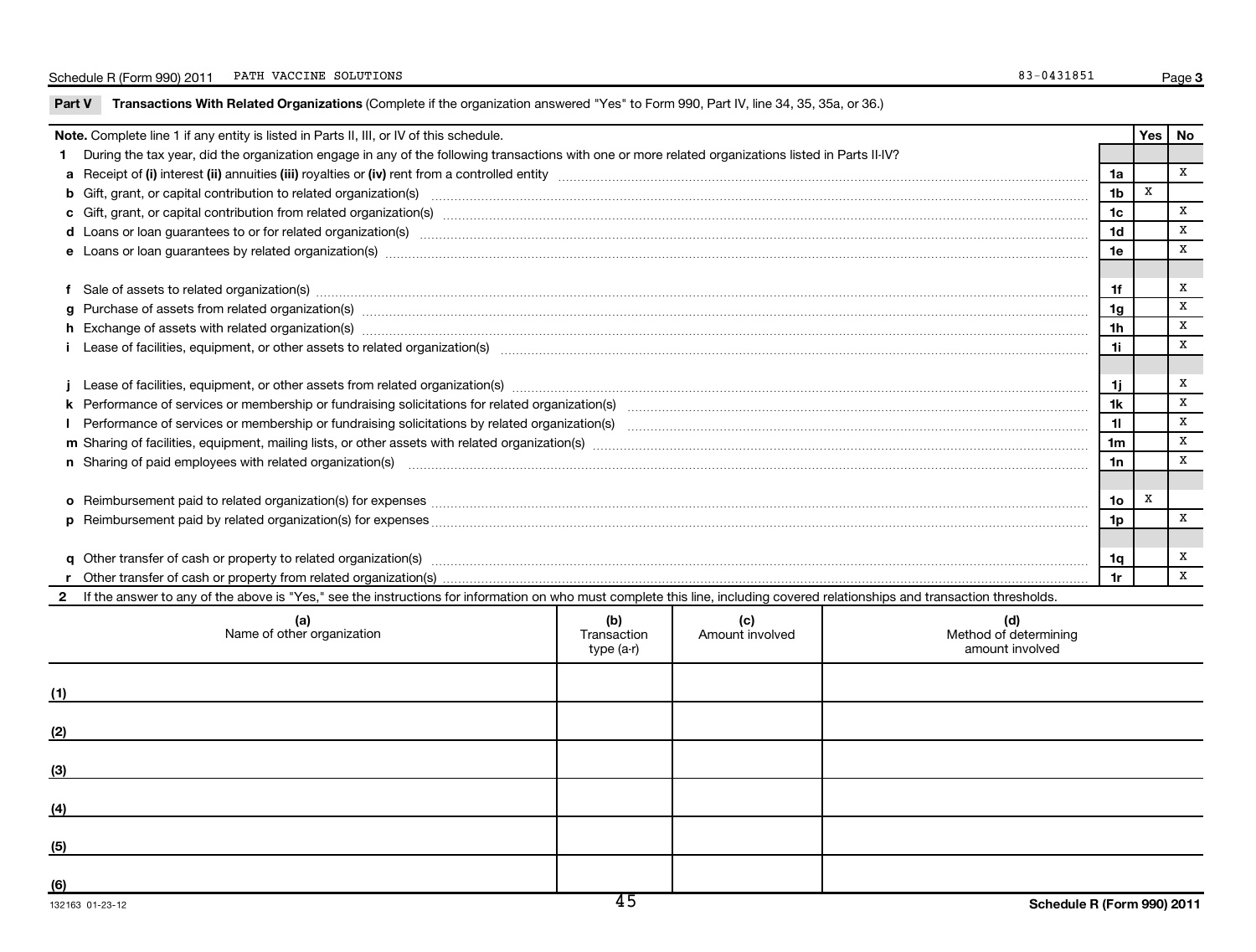Schedule R (Form 990) 2011 PATH VACCINE SOLUTIONS 83-0431851

## Part V Transactions With Related Organizations (Complete if the organization answered "Yes" to Form 990, Part IV, line 34, 35, 35a, or 36.)

| **Note.** Complete line 1 if any entity is listed in Parts II, III, or IV of this schedule. | | Yes | No |
|---|---|---|---|
| **1** During the tax year, did the organization engage in any of the following transactions with one or more related organizations listed in Parts II-IV? | | | |
| **a** Receipt of **(i)** interest **(ii)** annuities **(iii)** royalties or **(iv)** rent from a controlled entity | 1a | | X |
| **b** Gift, grant, or capital contribution to related organization(s) | 1b | X | |
| **c** Gift, grant, or capital contribution from related organization(s) | 1c | | X |
| **d** Loans or loan guarantees to or for related organization(s) | 1d | | X |
| **e** Loans or loan guarantees by related organization(s) | 1e | | X |
| **f** Sale of assets to related organization(s) | 1f | | X |
| **g** Purchase of assets from related organization(s) | 1g | | X |
| **h** Exchange of assets with related organization(s) | 1h | | X |
| **i** Lease of facilities, equipment, or other assets to related organization(s) | 1i | | X |
| **j** Lease of facilities, equipment, or other assets from related organization(s) | 1j | | X |
| **k** Performance of services or membership or fundraising solicitations for related organization(s) | 1k | | X |
| **l** Performance of services or membership or fundraising solicitations by related organization(s) | 1l | | X |
| **m** Sharing of facilities, equipment, mailing lists, or other assets with related organization(s) | 1m | | X |
| **n** Sharing of paid employees with related organization(s) | 1n | | X |
| **o** Reimbursement paid to related organization(s) for expenses | 1o | X | |
| **p** Reimbursement paid by related organization(s) for expenses | 1p | | X |
| **q** Other transfer of cash or property to related organization(s) | 1q | | X |
| **r** Other transfer of cash or property from related organization(s) | 1r | | X |

**2** If the answer to any of the above is "Yes," see the instructions for information on who must complete this line, including covered relationships and transaction thresholds.

| | (a) Name of other organization | (b) Transaction type (a-r) | (c) Amount involved | (d) Method of determining amount involved |
|---|---|---|---|---|
| (1) | | | | |
| (2) | | | | |
| (3) | | | | |
| (4) | | | | |
| (5) | | | | |
| (6) | | | | |

132163 01-23-12

Schedule R (Form 990) 2011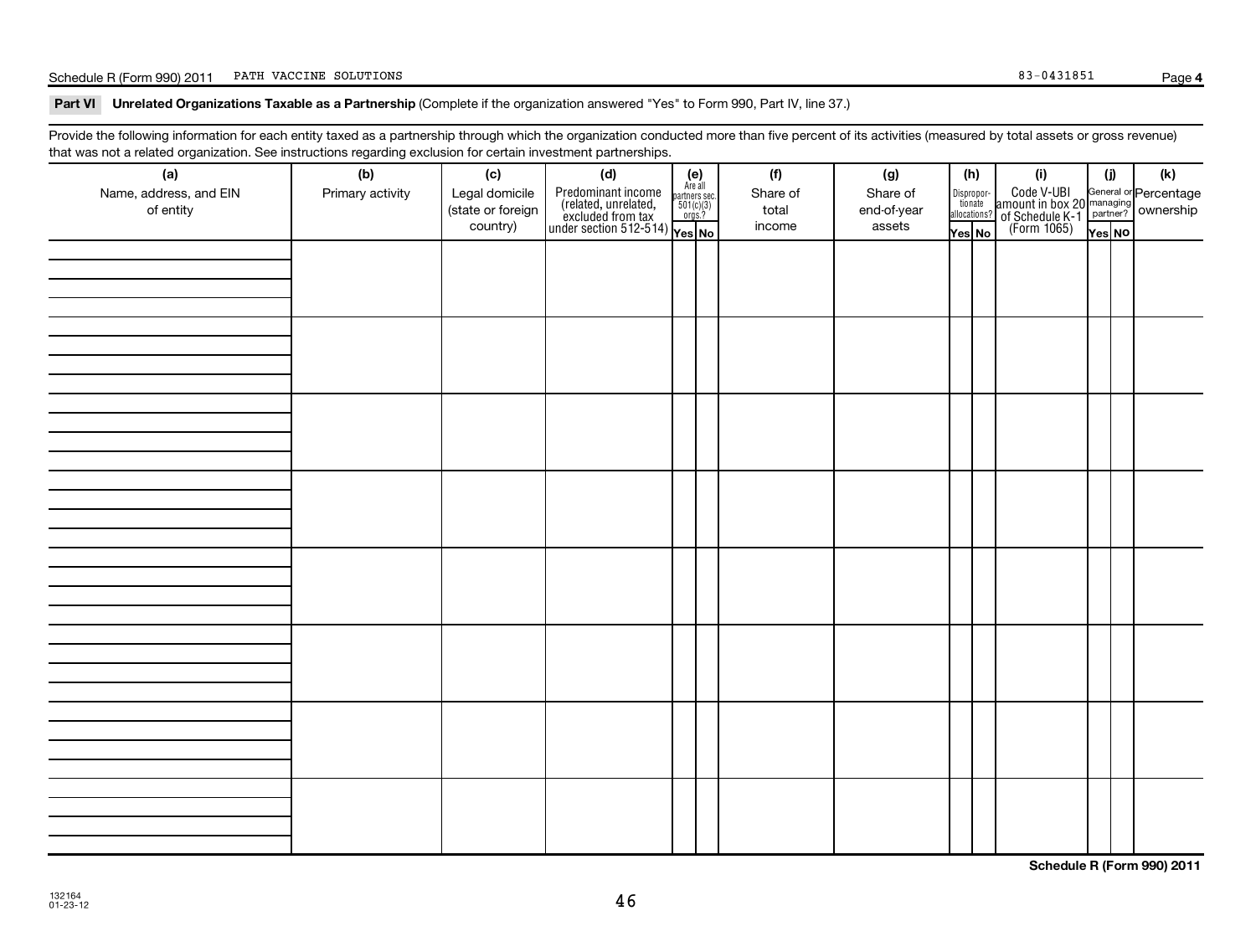## Part VI Unrelated Organizations Taxable as a Partnership (Complete if the organization answered "Yes" to Form 990, Part IV, line 37.)

Provide the following information for each entity taxed as a partnership through which the organization conducted more than five percent of its activities (measured by total assets or gross revenue) that was not a related organization. See instructions regarding exclusion for certain investment partnerships.

| (a) Name, address, and EIN of entity | (b) Primary activity | (c) Legal domicile (state or foreign country) | (d) Predominant income (related, unrelated, excluded from tax under section 512-514) | (e) Are all partners sec. 501(c)(3) orgs.? Yes | (e) No | (f) Share of total income | (g) Share of end-of-year assets | (h) Dispropor-tionate allocations? Yes | (h) No | (i) Code V-UBI amount in box 20 of Schedule K-1 (Form 1065) | (j) General or managing partner? Yes | (j) No | (k) Percentage ownership |
|---|---|---|---|---|---|---|---|---|---|---|---|---|---|
| | | | | | | | | | | | | | |
| | | | | | | | | | | | | | |
| | | | | | | | | | | | | | |
| | | | | | | | | | | | | | |
| | | | | | | | | | | | | | |
| | | | | | | | | | | | | | |
| | | | | | | | | | | | | | |
| | | | | | | | | | | | | | |

Schedule R (Form 990) 2011

132164
01-23-12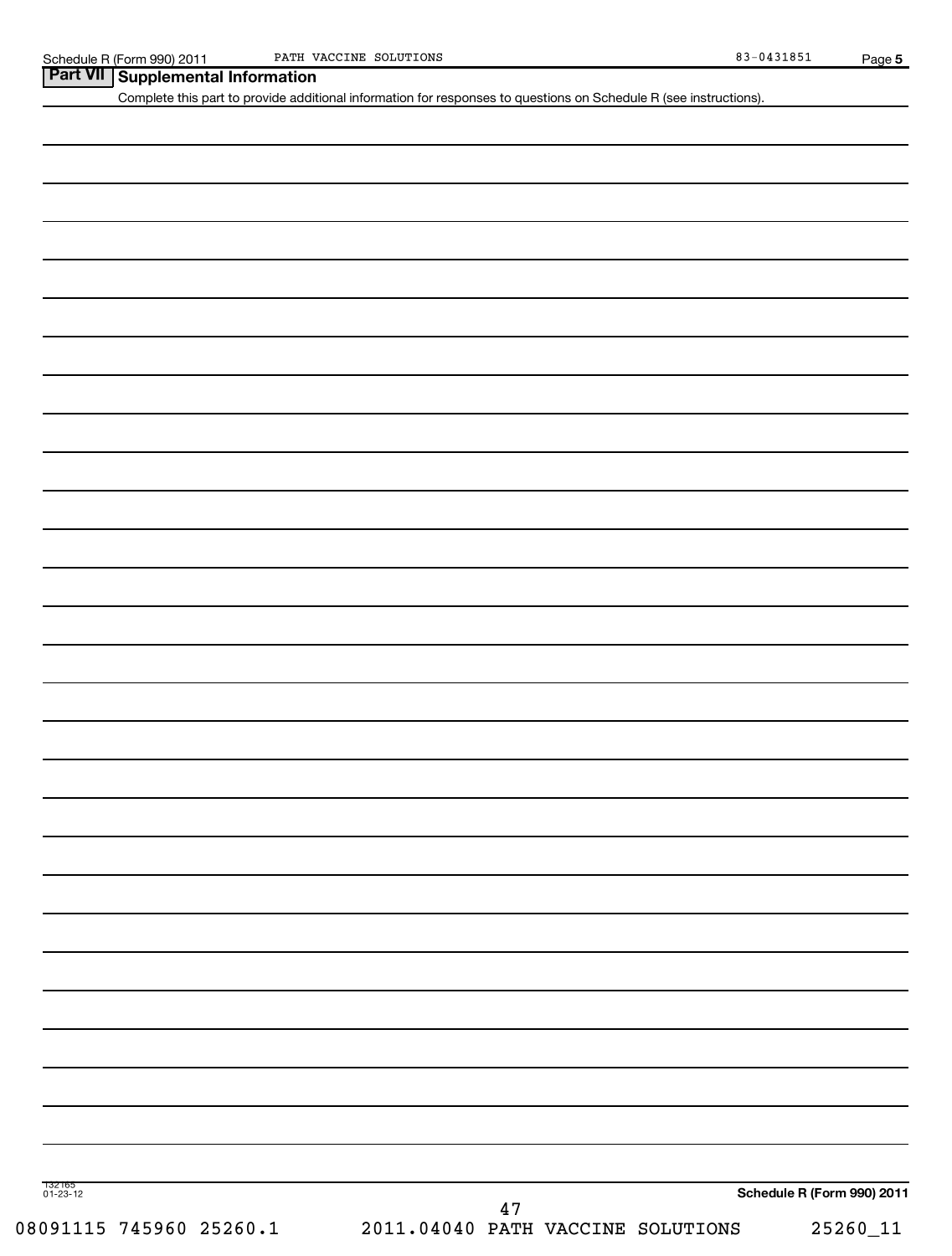## Part VII Supplemental Information

Complete this part to provide additional information for responses to questions on Schedule R (see instructions).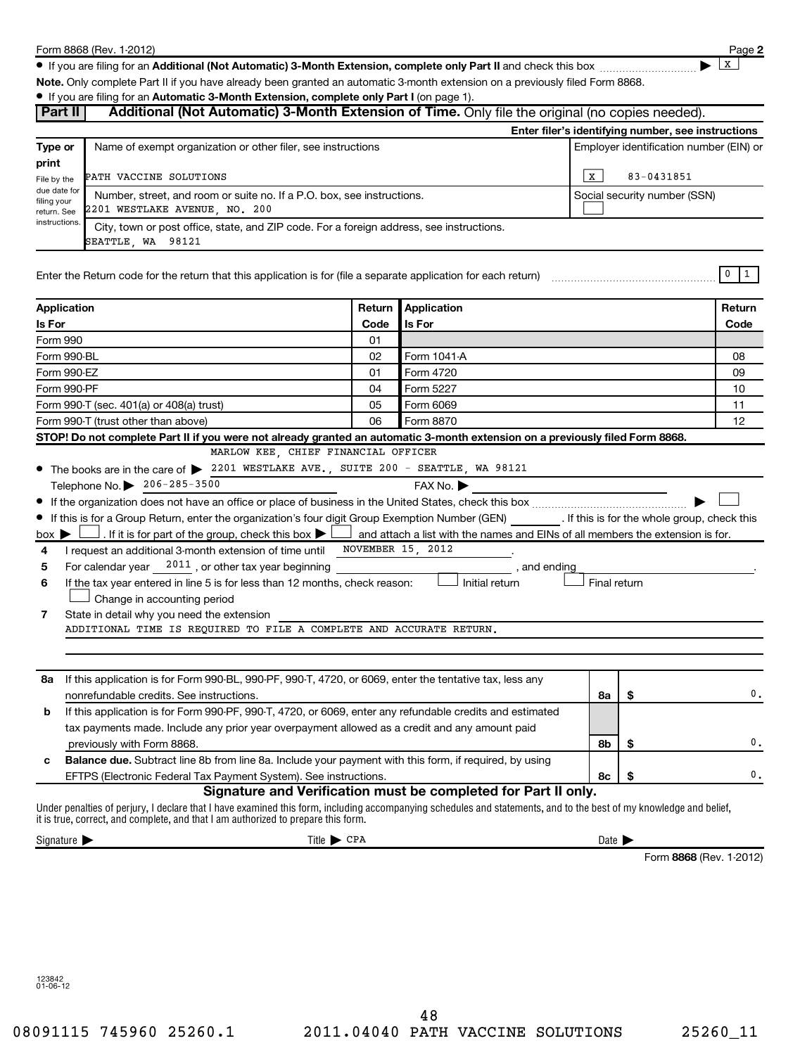Form 8868 (Rev. 1-2012) Page **2**

- If you are filing for an **Additional (Not Automatic) 3-Month Extension, complete only Part II** and check this box ▶ X

**Note.** Only complete Part II if you have already been granted an automatic 3-month extension on a previously filed Form 8868.

- If you are filing for an **Automatic 3-Month Extension, complete only Part I** (on page 1).

## Part II Additional (Not Automatic) 3-Month Extension of Time. Only file the original (no copies needed).

**Enter filer's identifying number, see instructions**

| Type or print | Name of exempt organization or other filer, see instructions | Employer identification number (EIN) or |
|---|---|---|
| File by the due date for filing your return. See instructions. | PATH VACCINE SOLUTIONS | X 83-0431851 |
| | Number, street, and room or suite no. If a P.O. box, see instructions. 2201 WESTLAKE AVENUE, NO. 200 | Social security number (SSN) |
| | City, town or post office, state, and ZIP code. For a foreign address, see instructions. SEATTLE, WA 98121 | |

Enter the Return code for the return that this application is for (file a separate application for each return) 0 1

| Application Is For | Return Code | Application Is For | Return Code |
|---|---|---|---|
| Form 990 | 01 | | |
| Form 990-BL | 02 | Form 1041-A | 08 |
| Form 990-EZ | 01 | Form 4720 | 09 |
| Form 990-PF | 04 | Form 5227 | 10 |
| Form 990-T (sec. 401(a) or 408(a) trust) | 05 | Form 6069 | 11 |
| Form 990-T (trust other than above) | 06 | Form 8870 | 12 |

**STOP! Do not complete Part II if you were not already granted an automatic 3-month extension on a previously filed Form 8868.**

- The books are in the care of ▶ MARLOW KEE, CHIEF FINANCIAL OFFICER 2201 WESTLAKE AVE., SUITE 200 - SEATTLE, WA 98121

  Telephone No. ▶ 206-285-3500 FAX No. ▶

- If the organization does not have an office or place of business in the United States, check this box ▶ ☐
- If this is for a Group Return, enter the organization's four digit Group Exemption Number (GEN) ______ . If this is for the whole group, check this box ▶ ☐ . If it is for part of the group, check this box ▶ ☐ and attach a list with the names and EINs of all members the extension is for.

**4** I request an additional 3-month extension of time until NOVEMBER 15, 2012 .

**5** For calendar year 2011 , or other tax year beginning ______ , and ending ______ .

**6** If the tax year entered in line 5 is for less than 12 months, check reason: ☐ Initial return ☐ Final return ☐ Change in accounting period

**7** State in detail why you need the extension
ADDITIONAL TIME IS REQUIRED TO FILE A COMPLETE AND ACCURATE RETURN.

| | | | |
|---|---|---|---|
| **8a** | If this application is for Form 990-BL, 990-PF, 990-T, 4720, or 6069, enter the tentative tax, less any nonrefundable credits. See instructions. | 8a | $ 0. |
| **b** | If this application is for Form 990-PF, 990-T, 4720, or 6069, enter any refundable credits and estimated tax payments made. Include any prior year overpayment allowed as a credit and any amount paid previously with Form 8868. | 8b | $ 0. |
| **c** | **Balance due.** Subtract line 8b from line 8a. Include your payment with this form, if required, by using EFTPS (Electronic Federal Tax Payment System). See instructions. | 8c | $ 0. |

### Signature and Verification must be completed for Part II only.

Under penalties of perjury, I declare that I have examined this form, including accompanying schedules and statements, and to the best of my knowledge and belief, it is true, correct, and complete, and that I am authorized to prepare this form.

Signature ▶ Title ▶ CPA Date ▶

Form **8868** (Rev. 1-2012)

123842
01-06-12

08091115 745960 25260.1 2011.04040 PATH VACCINE SOLUTIONS 25260_11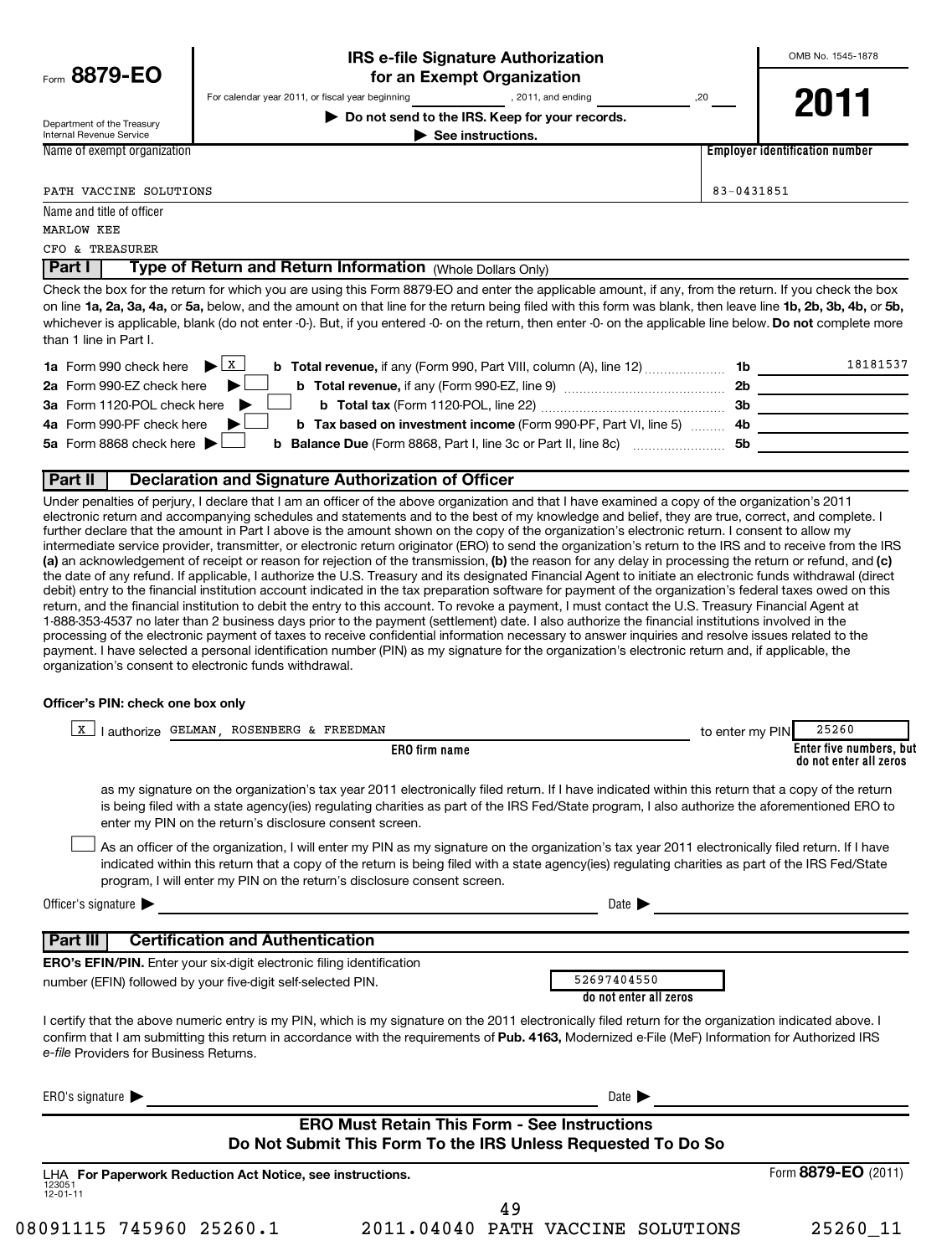Form **8879-EO**

Department of the Treasury
Internal Revenue Service

# IRS e-file Signature Authorization for an Exempt Organization

For calendar year 2011, or fiscal year beginning ____________, 2011, and ending ____________, 20___

▶ **Do not send to the IRS. Keep for your records.**

▶ **See instructions.**

OMB No. 1545-1878

**2011**

Name of exempt organization: PATH VACCINE SOLUTIONS

Employer identification number: 83-0431851

Name and title of officer: MARLOW KEE
CFO & TREASURER

## Part I — Type of Return and Return Information (Whole Dollars Only)

Check the box for the return for which you are using this Form 8879-EO and enter the applicable amount, if any, from the return. If you check the box on line **1a, 2a, 3a, 4a,** or **5a,** below, and the amount on that line for the return being filed with this form was blank, then leave line **1b, 2b, 3b, 4b,** or **5b,** whichever is applicable, blank (do not enter -0-). But, if you entered -0- on the return, then enter -0- on the applicable line below. **Do not** complete more than 1 line in Part I.

| | | | | |
|---|---|---|---|---|
| **1a** Form 990 check here ▶ | X | **b Total revenue,** if any (Form 990, Part VIII, column (A), line 12) | **1b** | 18181537 |
| **2a** Form 990-EZ check here ▶ | | **b Total revenue,** if any (Form 990-EZ, line 9) | **2b** | |
| **3a** Form 1120-POL check here ▶ | | **b Total tax** (Form 1120-POL, line 22) | **3b** | |
| **4a** Form 990-PF check here ▶ | | **b Tax based on investment income** (Form 990-PF, Part VI, line 5) | **4b** | |
| **5a** Form 8868 check here ▶ | | **b Balance Due** (Form 8868, Part I, line 3c or Part II, line 8c) | **5b** | |

## Part II — Declaration and Signature Authorization of Officer

Under penalties of perjury, I declare that I am an officer of the above organization and that I have examined a copy of the organization's 2011 electronic return and accompanying schedules and statements and to the best of my knowledge and belief, they are true, correct, and complete. I further declare that the amount in Part I above is the amount shown on the copy of the organization's electronic return. I consent to allow my intermediate service provider, transmitter, or electronic return originator (ERO) to send the organization's return to the IRS and to receive from the IRS **(a)** an acknowledgement of receipt or reason for rejection of the transmission, **(b)** the reason for any delay in processing the return or refund, and **(c)** the date of any refund. If applicable, I authorize the U.S. Treasury and its designated Financial Agent to initiate an electronic funds withdrawal (direct debit) entry to the financial institution account indicated in the tax preparation software for payment of the organization's federal taxes owed on this return, and the financial institution to debit the entry to this account. To revoke a payment, I must contact the U.S. Treasury Financial Agent at 1-888-353-4537 no later than 2 business days prior to the payment (settlement) date. I also authorize the financial institutions involved in the processing of the electronic payment of taxes to receive confidential information necessary to answer inquiries and resolve issues related to the payment. I have selected a personal identification number (PIN) as my signature for the organization's electronic return and, if applicable, the organization's consent to electronic funds withdrawal.

**Officer's PIN: check one box only**

[X] I authorize GELMAN, ROSENBERG & FREEDMAN (**ERO firm name**) to enter my PIN 25260 (**Enter five numbers, but do not enter all zeros**)

as my signature on the organization's tax year 2011 electronically filed return. If I have indicated within this return that a copy of the return is being filed with a state agency(ies) regulating charities as part of the IRS Fed/State program, I also authorize the aforementioned ERO to enter my PIN on the return's disclosure consent screen.

[ ] As an officer of the organization, I will enter my PIN as my signature on the organization's tax year 2011 electronically filed return. If I have indicated within this return that a copy of the return is being filed with a state agency(ies) regulating charities as part of the IRS Fed/State program, I will enter my PIN on the return's disclosure consent screen.

Officer's signature ▶ ______________________ Date ▶ ______________

## Part III — Certification and Authentication

**ERO's EFIN/PIN.** Enter your six-digit electronic filing identification number (EFIN) followed by your five-digit self-selected PIN.

52697404550
**do not enter all zeros**

I certify that the above numeric entry is my PIN, which is my signature on the 2011 electronically filed return for the organization indicated above. I confirm that I am submitting this return in accordance with the requirements of **Pub. 4163,** Modernized e-File (MeF) Information for Authorized IRS *e-file* Providers for Business Returns.

ERO's signature ▶ ______________________ Date ▶ ______________

**ERO Must Retain This Form - See Instructions**
**Do Not Submit This Form To the IRS Unless Requested To Do So**

LHA **For Paperwork Reduction Act Notice, see instructions.** Form **8879-EO** (2011)

123051
12-01-11

08091115 745960 25260.1 2011.04040 PATH VACCINE SOLUTIONS 25260_11